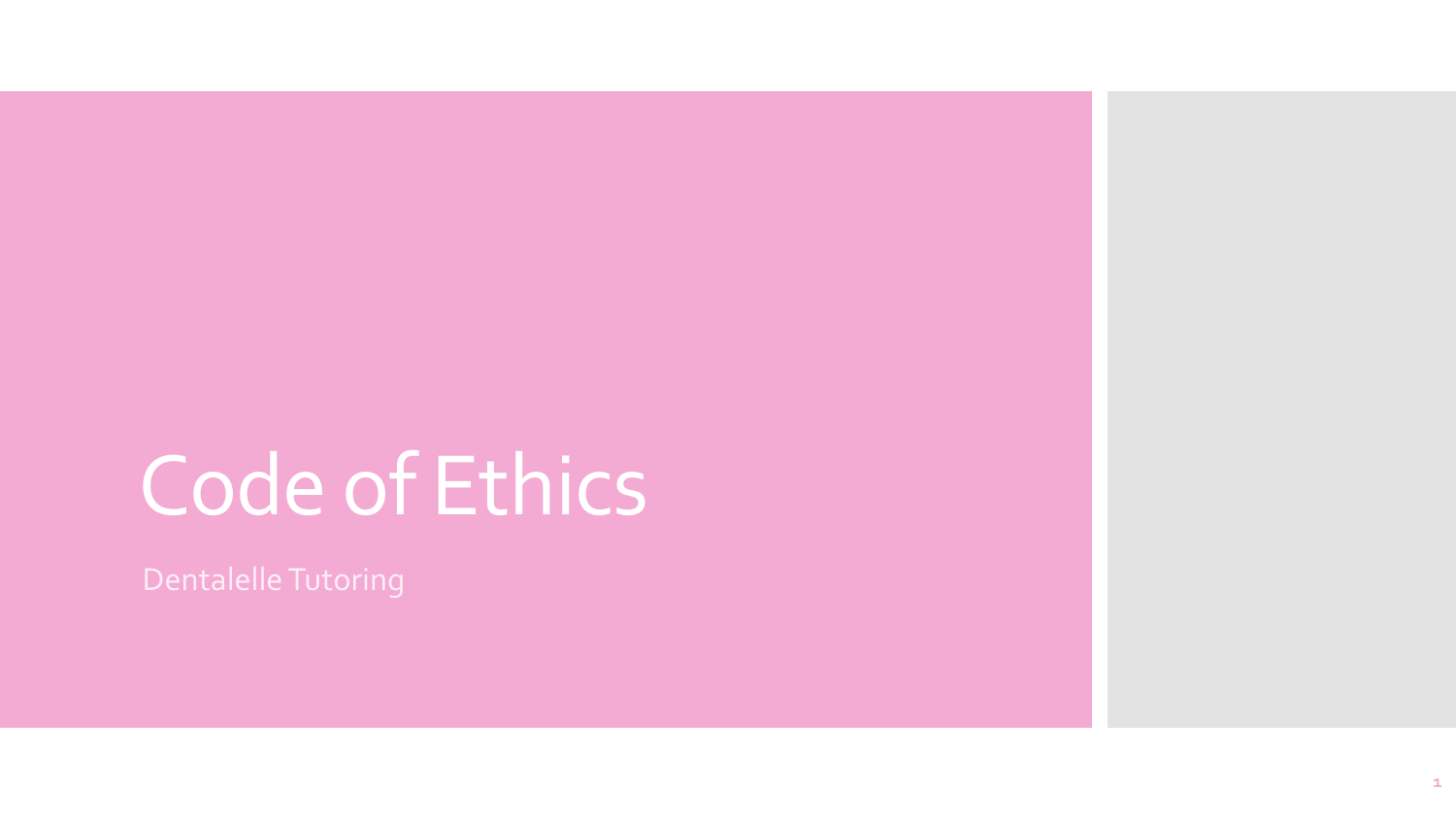# Code of Ethics

Dentalelle Tutoring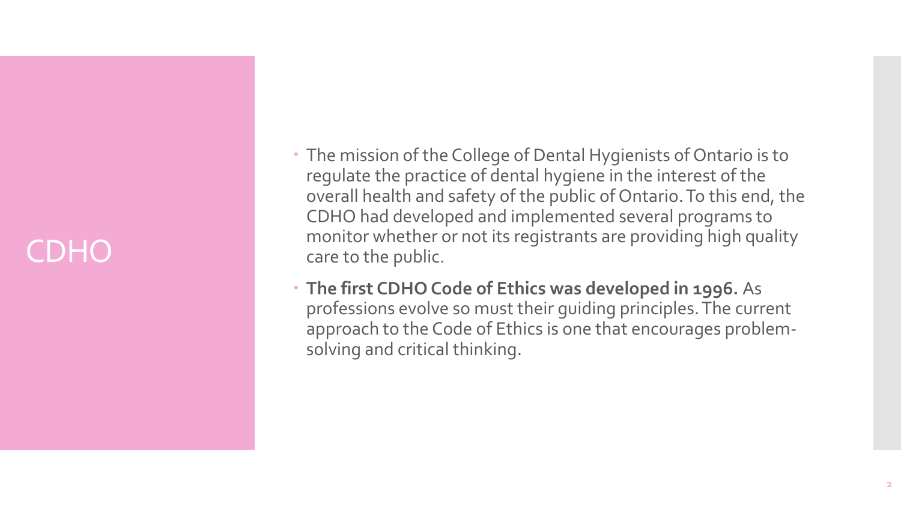# CDHO

- The mission of the College of Dental Hygienists of Ontario is to regulate the practice of dental hygiene in the interest of the overall health and safety of the public of Ontario. To this end, the CDHO had developed and implemented several programs to monitor whether or not its registrants are providing high quality care to the public.
- **The first CDHO Code of Ethics was developed in 1996.** As professions evolve so must their guiding principles. The current approach to the Code of Ethics is one that encourages problem-solving and critical thinking.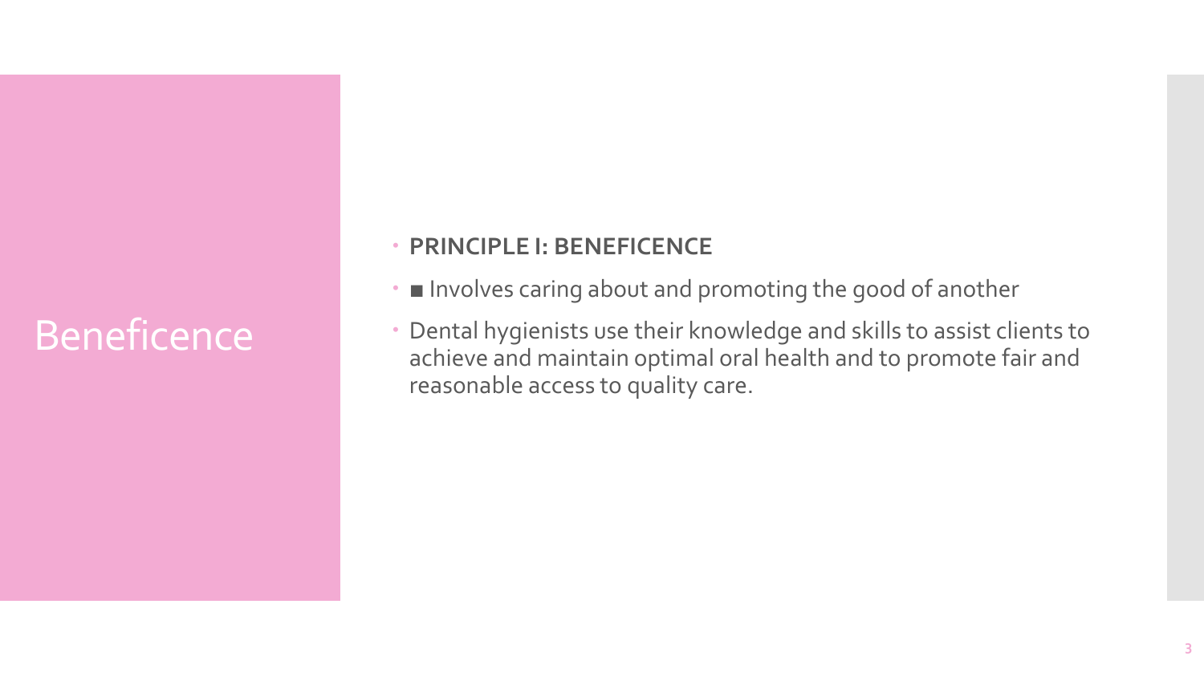# Beneficence

- **PRINCIPLE I: BENEFICENCE**
- ■ Involves caring about and promoting the good of another
- Dental hygienists use their knowledge and skills to assist clients to achieve and maintain optimal oral health and to promote fair and reasonable access to quality care.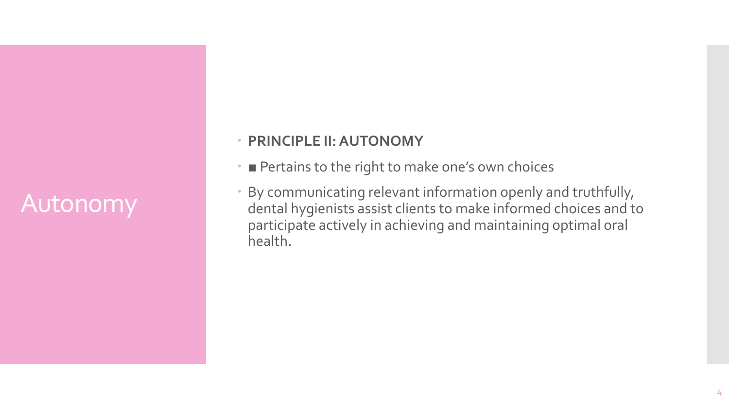# Autonomy

- **PRINCIPLE II: AUTONOMY**
- ■ Pertains to the right to make one's own choices
- By communicating relevant information openly and truthfully, dental hygienists assist clients to make informed choices and to participate actively in achieving and maintaining optimal oral health.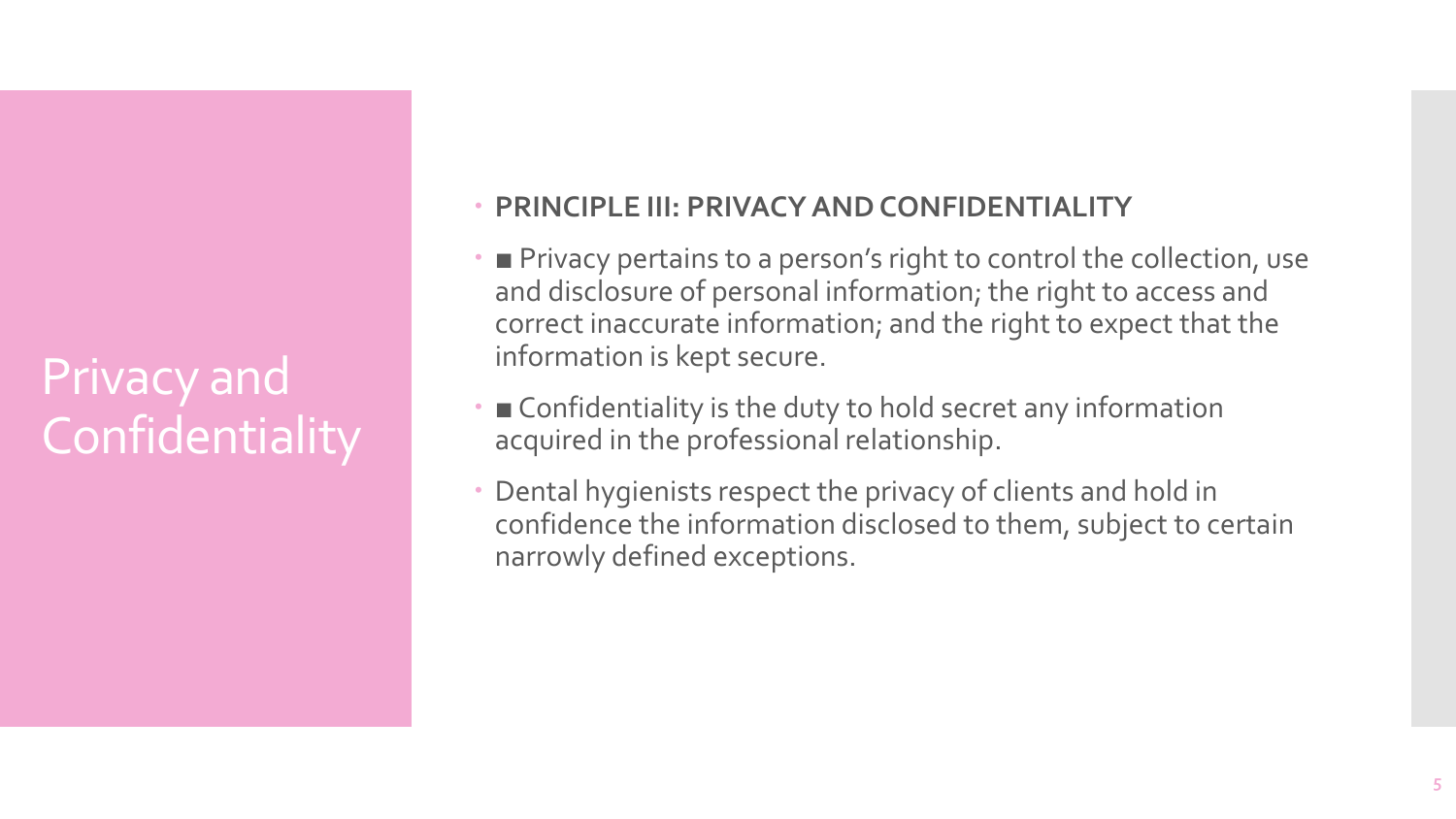# Privacy and Confidentiality

- **PRINCIPLE III: PRIVACY AND CONFIDENTIALITY**
- ■ Privacy pertains to a person's right to control the collection, use and disclosure of personal information; the right to access and correct inaccurate information; and the right to expect that the information is kept secure.
- ■ Confidentiality is the duty to hold secret any information acquired in the professional relationship.
- Dental hygienists respect the privacy of clients and hold in confidence the information disclosed to them, subject to certain narrowly defined exceptions.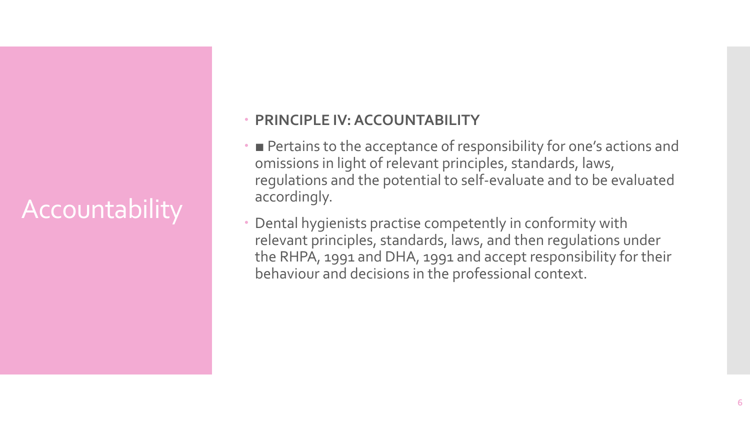# Accountability

- **PRINCIPLE IV: ACCOUNTABILITY**
- ■ Pertains to the acceptance of responsibility for one's actions and omissions in light of relevant principles, standards, laws, regulations and the potential to self-evaluate and to be evaluated accordingly.
- Dental hygienists practise competently in conformity with relevant principles, standards, laws, and then regulations under the RHPA, 1991 and DHA, 1991 and accept responsibility for their behaviour and decisions in the professional context.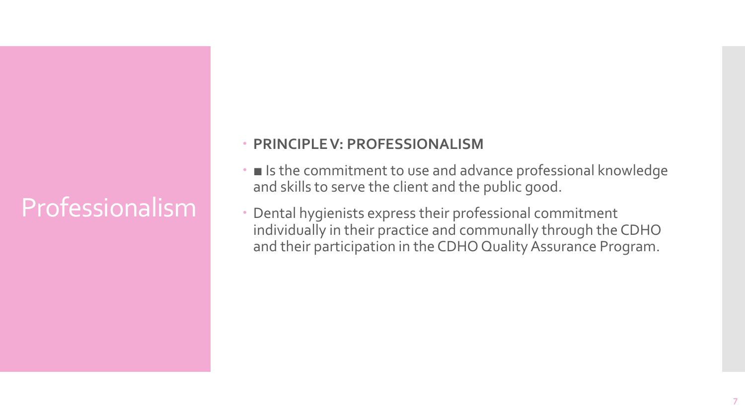# Professionalism

- **PRINCIPLE V: PROFESSIONALISM**
- ■ Is the commitment to use and advance professional knowledge and skills to serve the client and the public good.
- Dental hygienists express their professional commitment individually in their practice and communally through the CDHO and their participation in the CDHO Quality Assurance Program.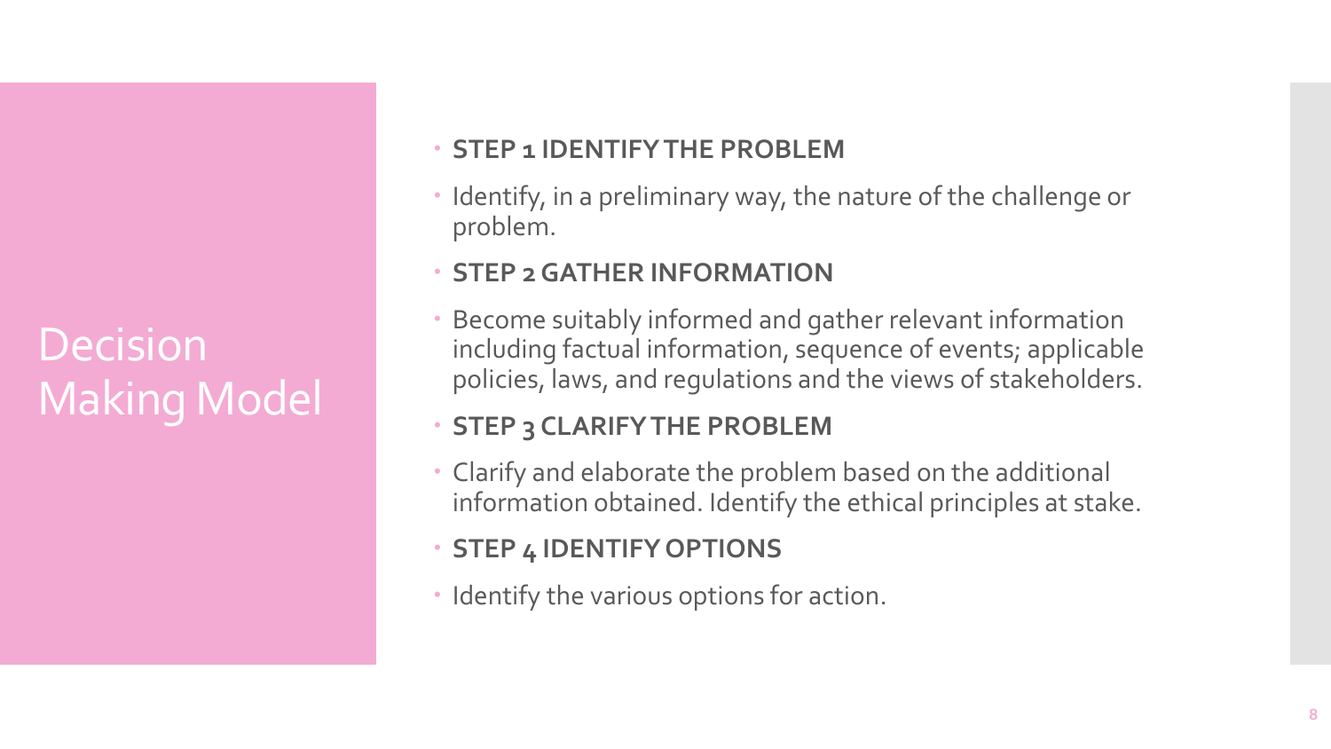# Decision Making Model

- **STEP 1 IDENTIFY THE PROBLEM**
- Identify, in a preliminary way, the nature of the challenge or problem.
- **STEP 2 GATHER INFORMATION**
- Become suitably informed and gather relevant information including factual information, sequence of events; applicable policies, laws, and regulations and the views of stakeholders.
- **STEP 3 CLARIFY THE PROBLEM**
- Clarify and elaborate the problem based on the additional information obtained. Identify the ethical principles at stake.
- **STEP 4 IDENTIFY OPTIONS**
- Identify the various options for action.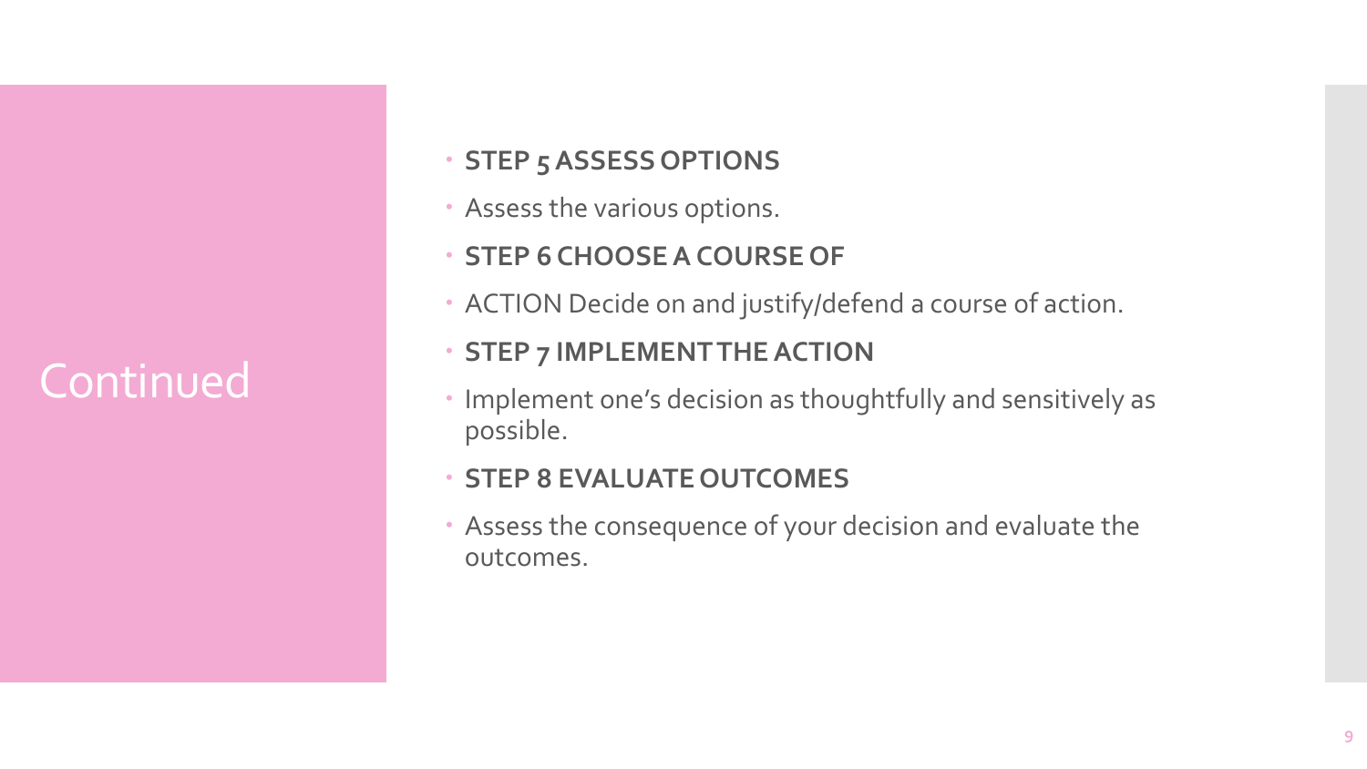# Continued

- **STEP 5 ASSESS OPTIONS**
- Assess the various options.
- **STEP 6 CHOOSE A COURSE OF**
- ACTION Decide on and justify/defend a course of action.
- **STEP 7 IMPLEMENT THE ACTION**
- Implement one's decision as thoughtfully and sensitively as possible.
- **STEP 8 EVALUATE OUTCOMES**
- Assess the consequence of your decision and evaluate the outcomes.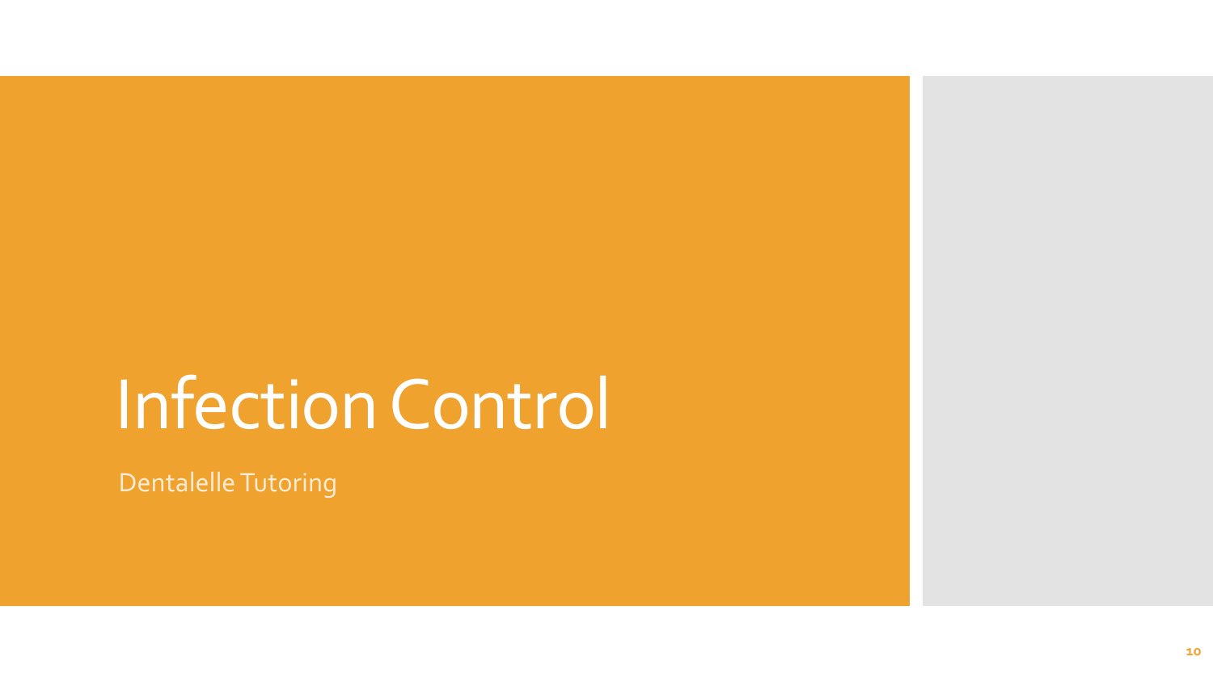# Infection Control

Dentalelle Tutoring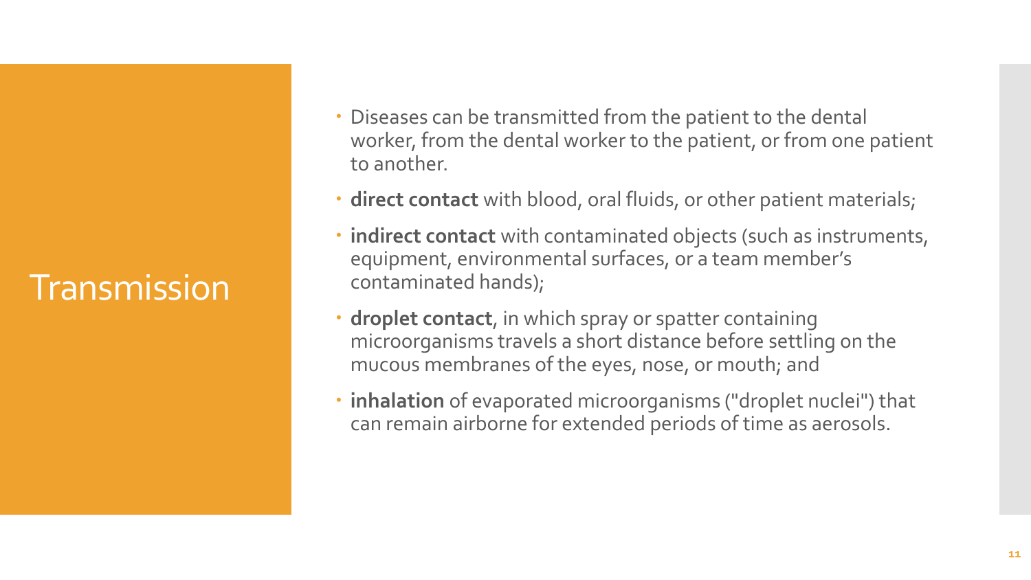# Transmission

- Diseases can be transmitted from the patient to the dental worker, from the dental worker to the patient, or from one patient to another.
- **direct contact** with blood, oral fluids, or other patient materials;
- **indirect contact** with contaminated objects (such as instruments, equipment, environmental surfaces, or a team member's contaminated hands);
- **droplet contact**, in which spray or spatter containing microorganisms travels a short distance before settling on the mucous membranes of the eyes, nose, or mouth; and
- **inhalation** of evaporated microorganisms ("droplet nuclei") that can remain airborne for extended periods of time as aerosols.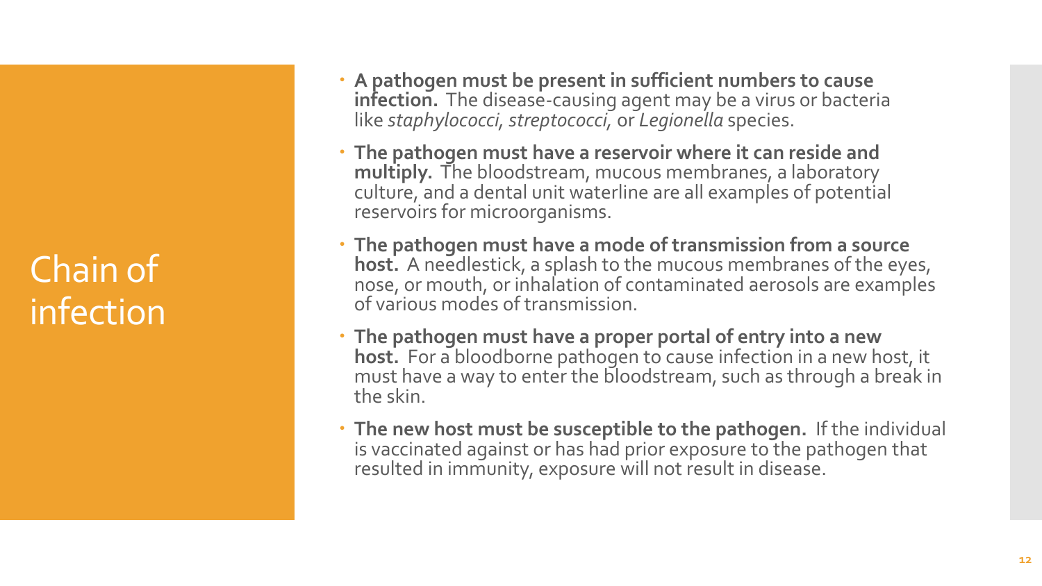# Chain of infection

- **A pathogen must be present in sufficient numbers to cause infection.** The disease-causing agent may be a virus or bacteria like *staphylococci*, *streptococci*, or *Legionella* species.
- **The pathogen must have a reservoir where it can reside and multiply.** The bloodstream, mucous membranes, a laboratory culture, and a dental unit waterline are all examples of potential reservoirs for microorganisms.
- **The pathogen must have a mode of transmission from a source host.** A needlestick, a splash to the mucous membranes of the eyes, nose, or mouth, or inhalation of contaminated aerosols are examples of various modes of transmission.
- **The pathogen must have a proper portal of entry into a new host.** For a bloodborne pathogen to cause infection in a new host, it must have a way to enter the bloodstream, such as through a break in the skin.
- **The new host must be susceptible to the pathogen.** If the individual is vaccinated against or has had prior exposure to the pathogen that resulted in immunity, exposure will not result in disease.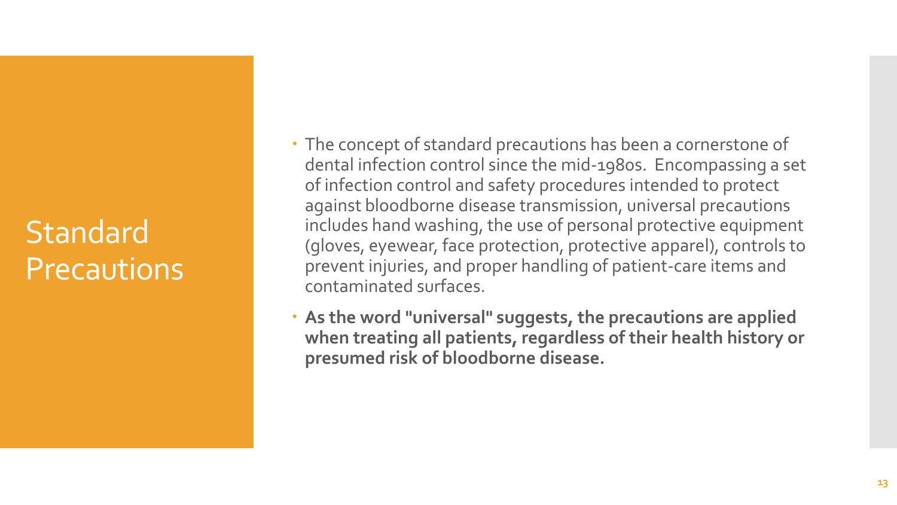# Standard Precautions

- The concept of standard precautions has been a cornerstone of dental infection control since the mid-1980s. Encompassing a set of infection control and safety procedures intended to protect against bloodborne disease transmission, universal precautions includes hand washing, the use of personal protective equipment (gloves, eyewear, face protection, protective apparel), controls to prevent injuries, and proper handling of patient-care items and contaminated surfaces.
- **As the word "universal" suggests, the precautions are applied when treating all patients, regardless of their health history or presumed risk of bloodborne disease.**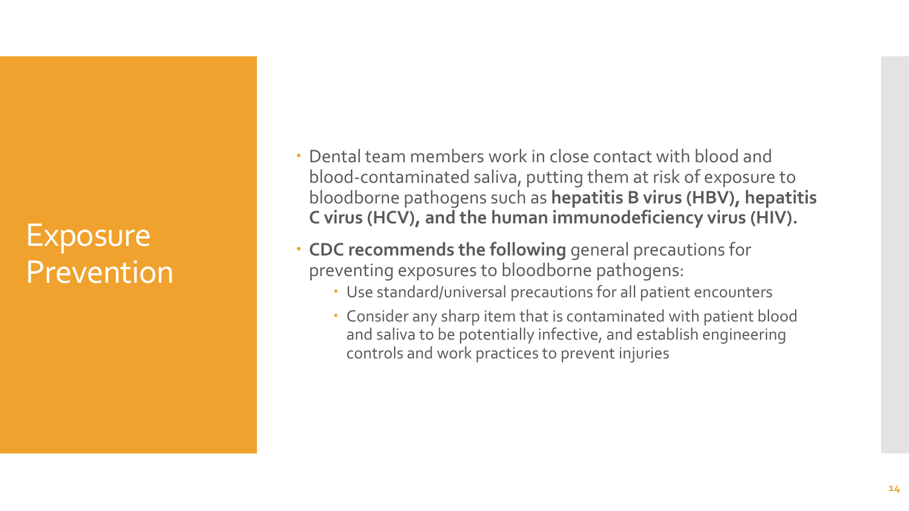# Exposure Prevention

- Dental team members work in close contact with blood and blood-contaminated saliva, putting them at risk of exposure to bloodborne pathogens such as **hepatitis B virus (HBV), hepatitis C virus (HCV), and the human immunodeficiency virus (HIV).**
- **CDC recommends the following** general precautions for preventing exposures to bloodborne pathogens:
  - Use standard/universal precautions for all patient encounters
  - Consider any sharp item that is contaminated with patient blood and saliva to be potentially infective, and establish engineering controls and work practices to prevent injuries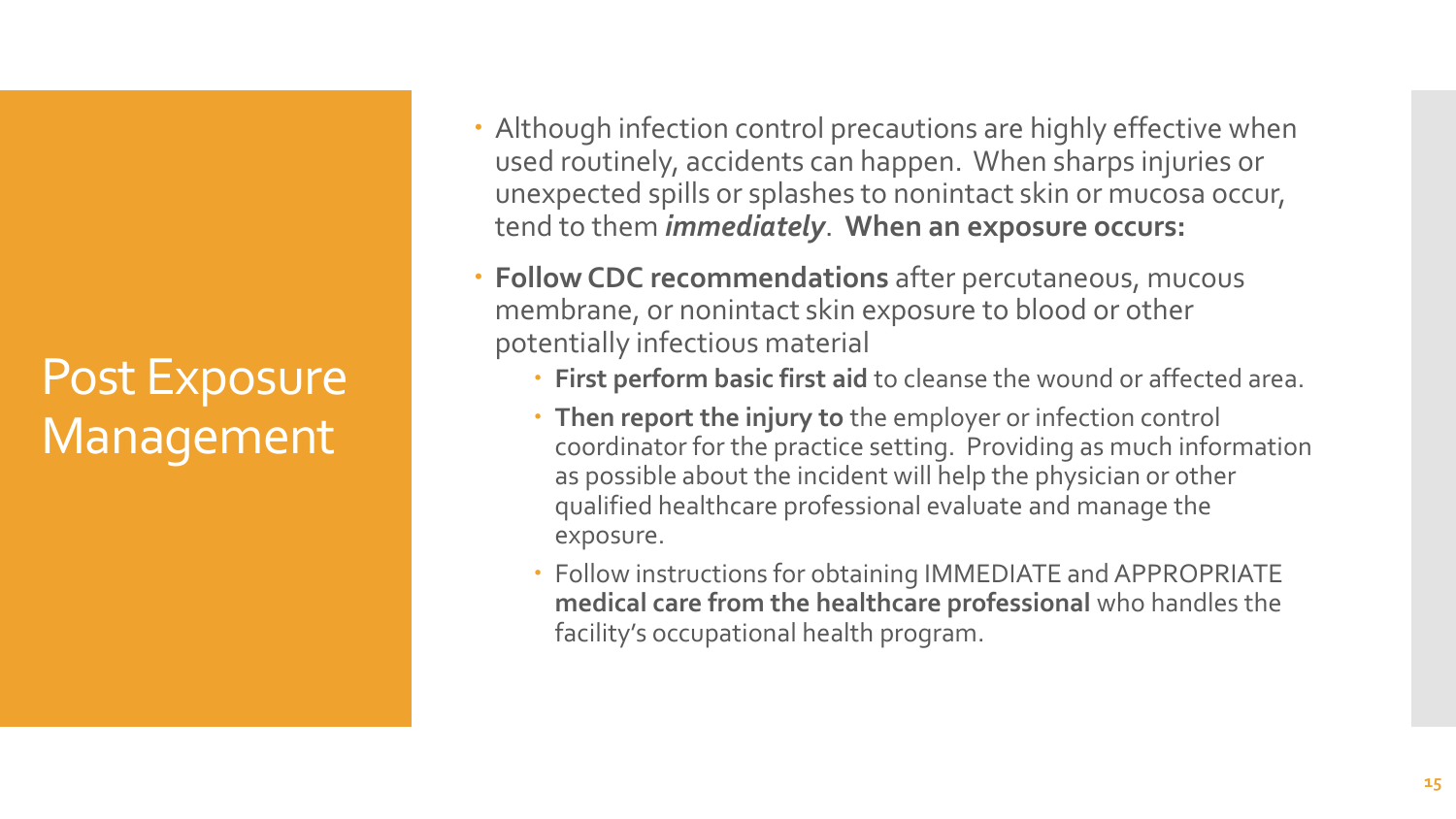# Post Exposure Management

- Although infection control precautions are highly effective when used routinely, accidents can happen. When sharps injuries or unexpected spills or splashes to nonintact skin or mucosa occur, tend to them ***immediately***. **When an exposure occurs:**
- **Follow CDC recommendations** after percutaneous, mucous membrane, or nonintact skin exposure to blood or other potentially infectious material
  - **First perform basic first aid** to cleanse the wound or affected area.
  - **Then report the injury to** the employer or infection control coordinator for the practice setting. Providing as much information as possible about the incident will help the physician or other qualified healthcare professional evaluate and manage the exposure.
  - Follow instructions for obtaining IMMEDIATE and APPROPRIATE **medical care from the healthcare professional** who handles the facility's occupational health program.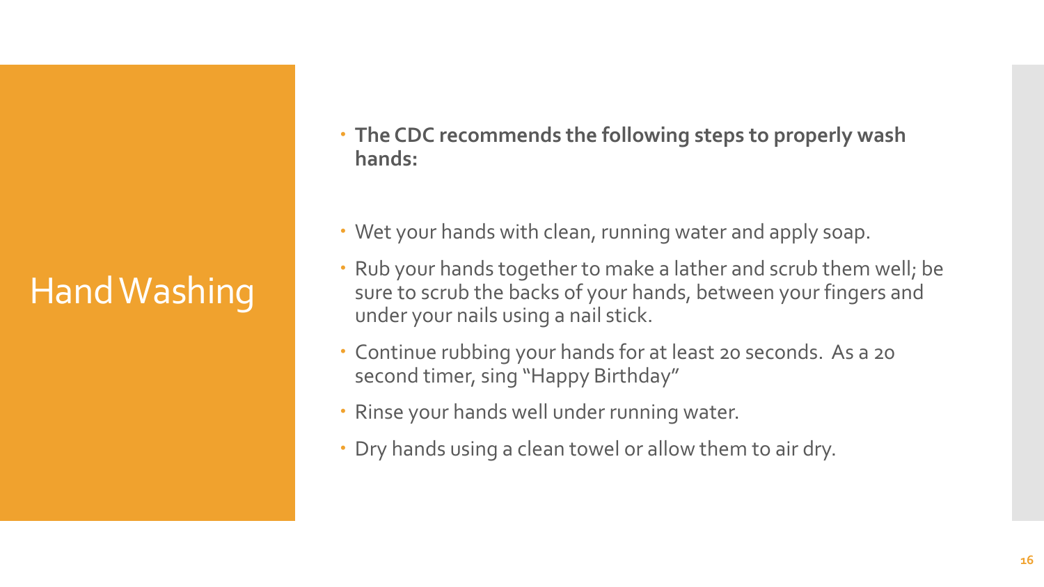# Hand Washing

- **The CDC recommends the following steps to properly wash hands:**

- Wet your hands with clean, running water and apply soap.
- Rub your hands together to make a lather and scrub them well; be sure to scrub the backs of your hands, between your fingers and under your nails using a nail stick.
- Continue rubbing your hands for at least 20 seconds. As a 20 second timer, sing "Happy Birthday"
- Rinse your hands well under running water.
- Dry hands using a clean towel or allow them to air dry.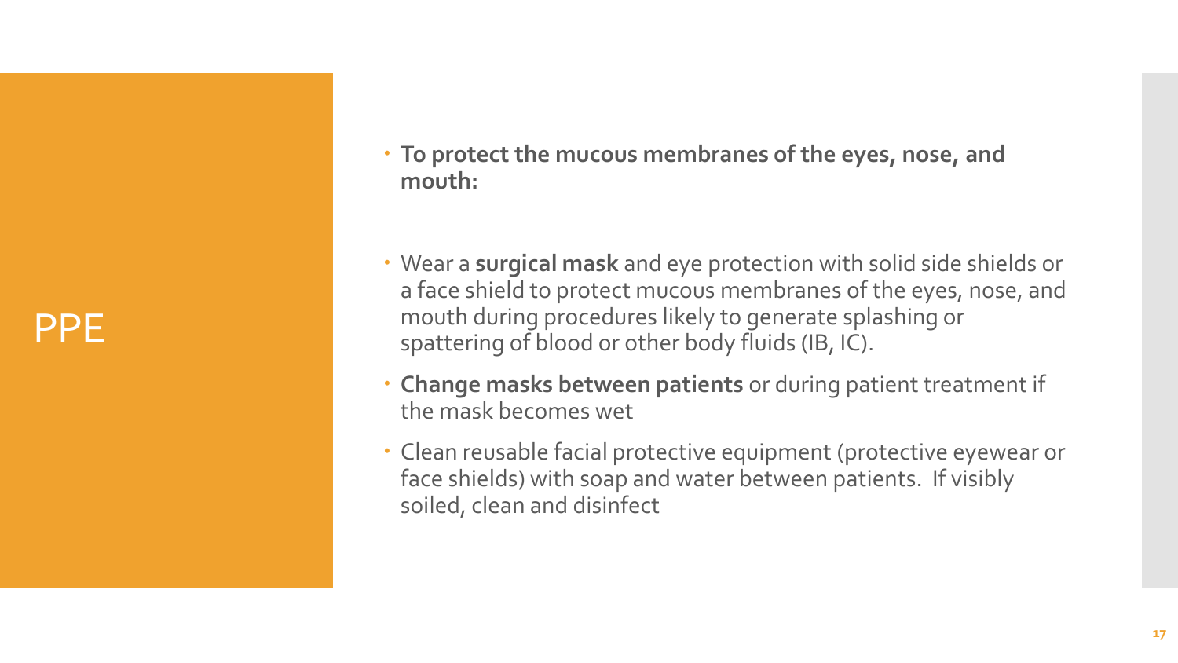# PPE

- **To protect the mucous membranes of the eyes, nose, and mouth:**

- Wear a **surgical mask** and eye protection with solid side shields or a face shield to protect mucous membranes of the eyes, nose, and mouth during procedures likely to generate splashing or spattering of blood or other body fluids (IB, IC).
- **Change masks between patients** or during patient treatment if the mask becomes wet
- Clean reusable facial protective equipment (protective eyewear or face shields) with soap and water between patients. If visibly soiled, clean and disinfect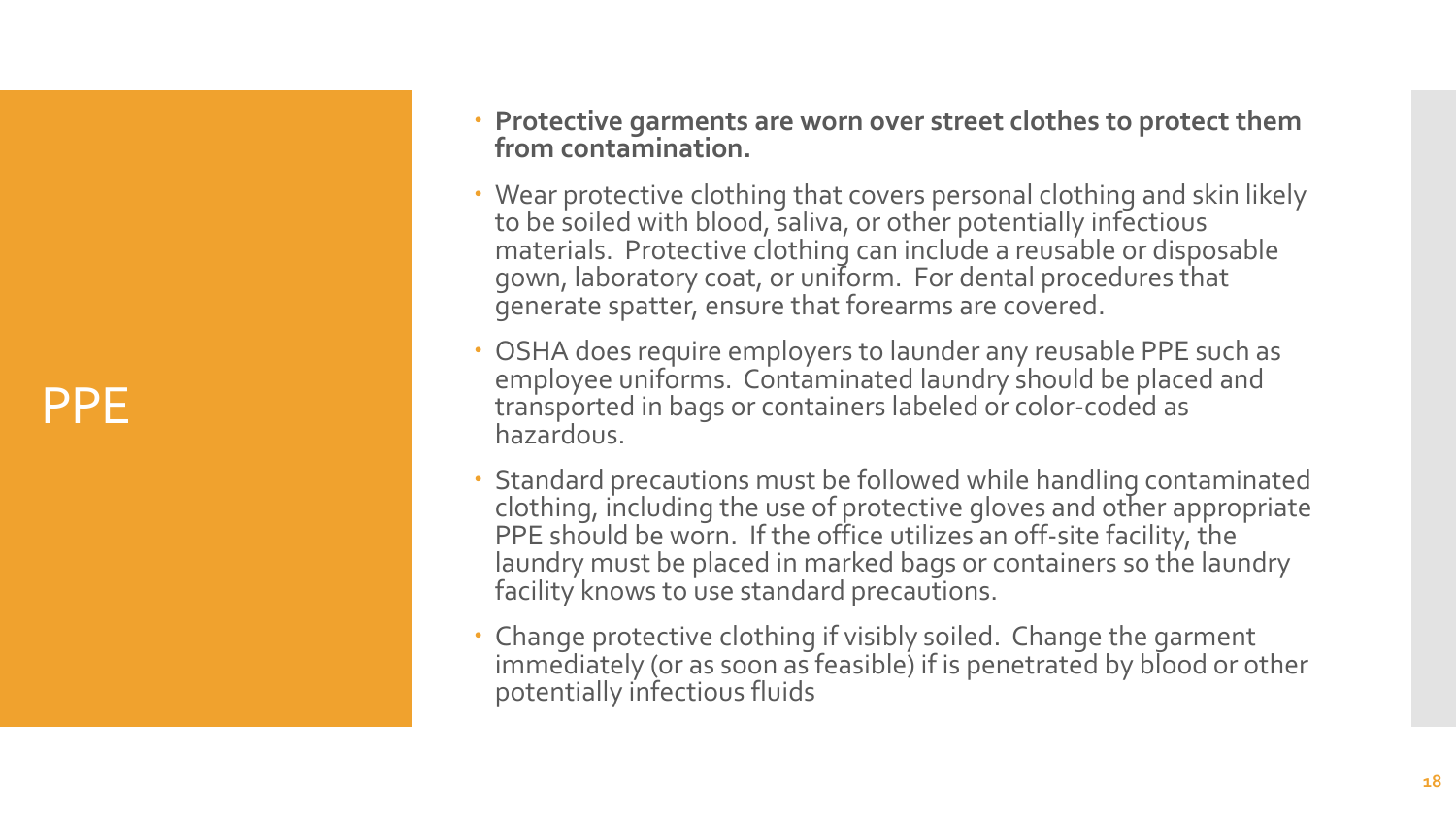# PPE

- **Protective garments are worn over street clothes to protect them from contamination.**
- Wear protective clothing that covers personal clothing and skin likely to be soiled with blood, saliva, or other potentially infectious materials. Protective clothing can include a reusable or disposable gown, laboratory coat, or uniform. For dental procedures that generate spatter, ensure that forearms are covered.
- OSHA does require employers to launder any reusable PPE such as employee uniforms. Contaminated laundry should be placed and transported in bags or containers labeled or color-coded as hazardous.
- Standard precautions must be followed while handling contaminated clothing, including the use of protective gloves and other appropriate PPE should be worn. If the office utilizes an off-site facility, the laundry must be placed in marked bags or containers so the laundry facility knows to use standard precautions.
- Change protective clothing if visibly soiled. Change the garment immediately (or as soon as feasible) if is penetrated by blood or other potentially infectious fluids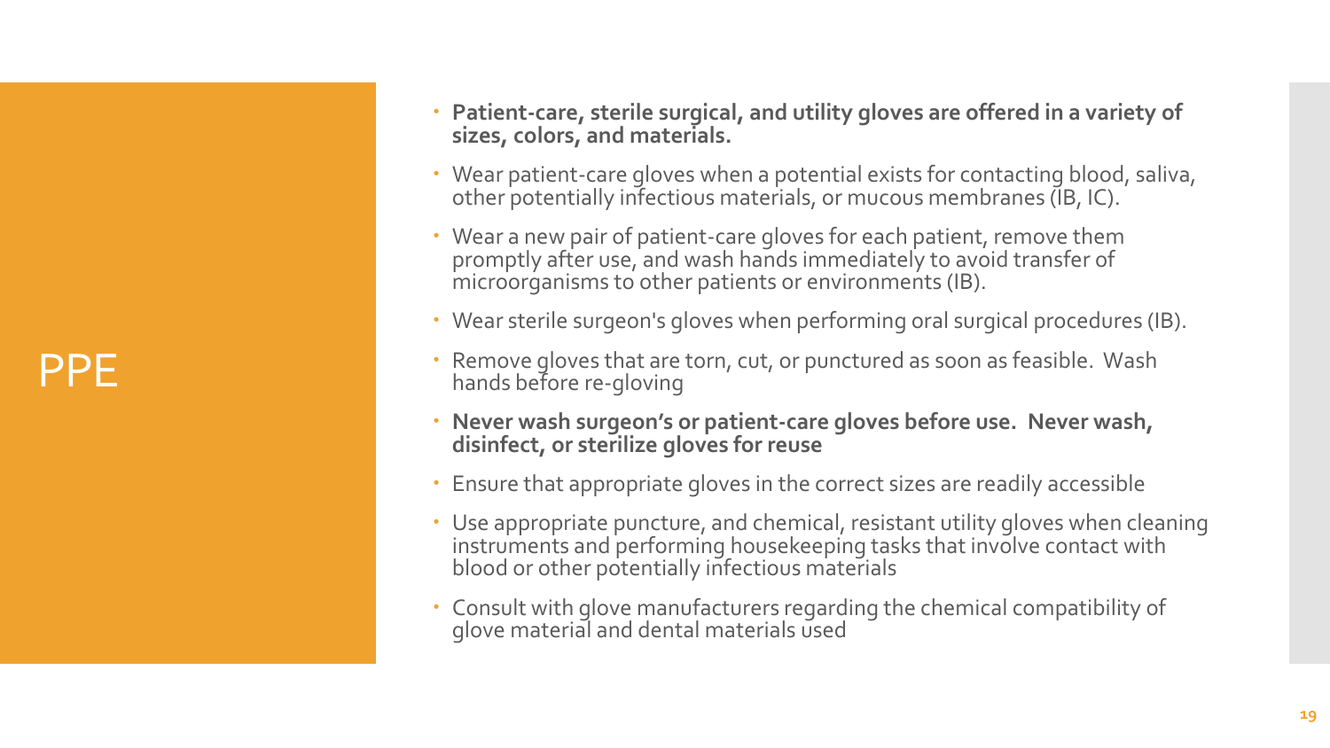# PPE

- **Patient-care, sterile surgical, and utility gloves are offered in a variety of sizes, colors, and materials.**
- Wear patient-care gloves when a potential exists for contacting blood, saliva, other potentially infectious materials, or mucous membranes (IB, IC).
- Wear a new pair of patient-care gloves for each patient, remove them promptly after use, and wash hands immediately to avoid transfer of microorganisms to other patients or environments (IB).
- Wear sterile surgeon's gloves when performing oral surgical procedures (IB).
- Remove gloves that are torn, cut, or punctured as soon as feasible. Wash hands before re-gloving
- **Never wash surgeon's or patient-care gloves before use. Never wash, disinfect, or sterilize gloves for reuse**
- Ensure that appropriate gloves in the correct sizes are readily accessible
- Use appropriate puncture, and chemical, resistant utility gloves when cleaning instruments and performing housekeeping tasks that involve contact with blood or other potentially infectious materials
- Consult with glove manufacturers regarding the chemical compatibility of glove material and dental materials used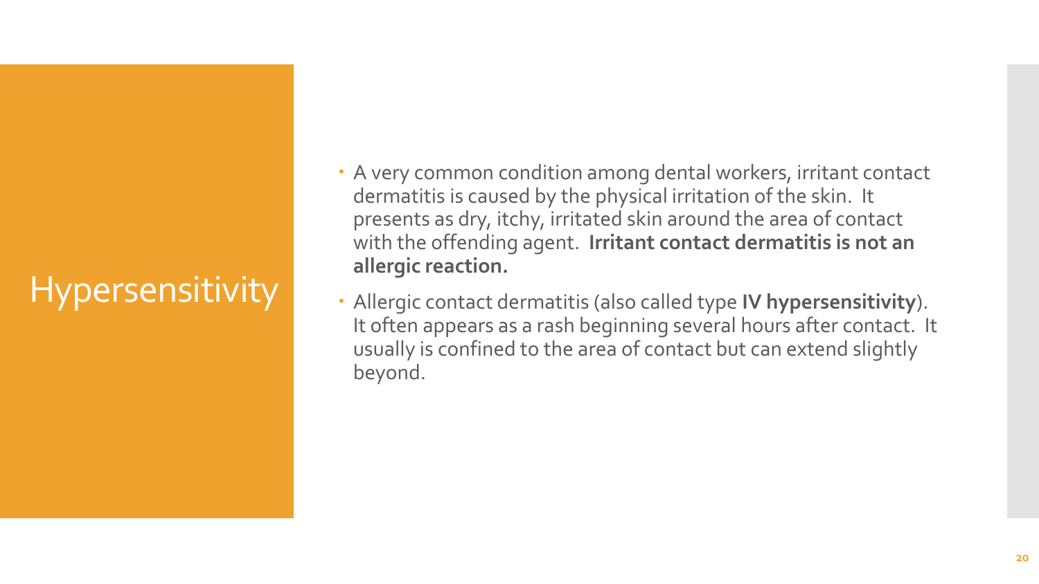# Hypersensitivity

- A very common condition among dental workers, irritant contact dermatitis is caused by the physical irritation of the skin. It presents as dry, itchy, irritated skin around the area of contact with the offending agent. **Irritant contact dermatitis is not an allergic reaction.**
- Allergic contact dermatitis (also called type **IV hypersensitivity**). It often appears as a rash beginning several hours after contact. It usually is confined to the area of contact but can extend slightly beyond.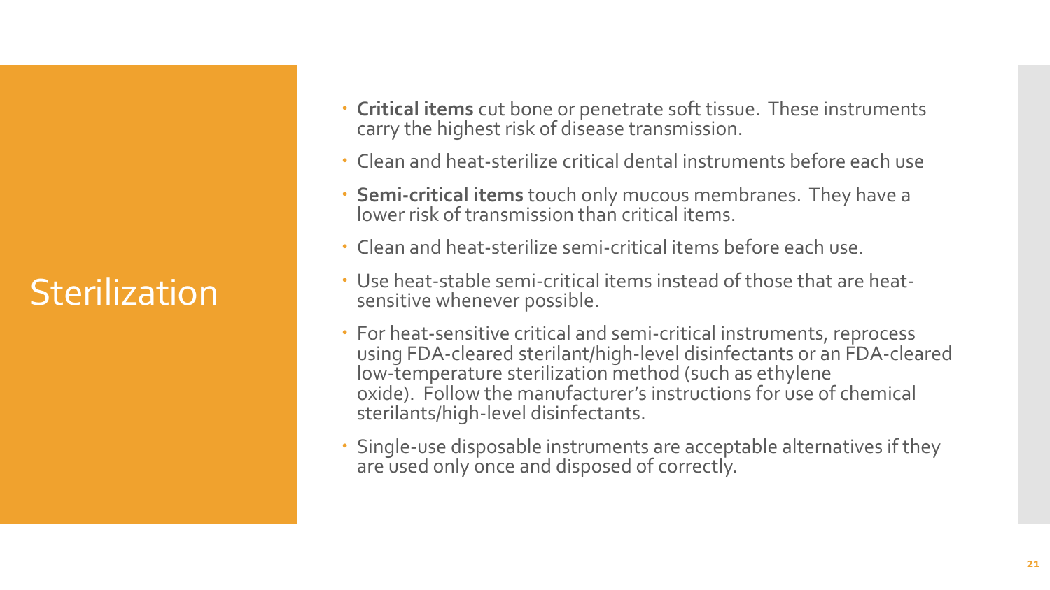# Sterilization

- **Critical items** cut bone or penetrate soft tissue. These instruments carry the highest risk of disease transmission.
- Clean and heat-sterilize critical dental instruments before each use
- **Semi-critical items** touch only mucous membranes. They have a lower risk of transmission than critical items.
- Clean and heat-sterilize semi-critical items before each use.
- Use heat-stable semi-critical items instead of those that are heat-sensitive whenever possible.
- For heat-sensitive critical and semi-critical instruments, reprocess using FDA-cleared sterilant/high-level disinfectants or an FDA-cleared low-temperature sterilization method (such as ethylene oxide). Follow the manufacturer's instructions for use of chemical sterilants/high-level disinfectants.
- Single-use disposable instruments are acceptable alternatives if they are used only once and disposed of correctly.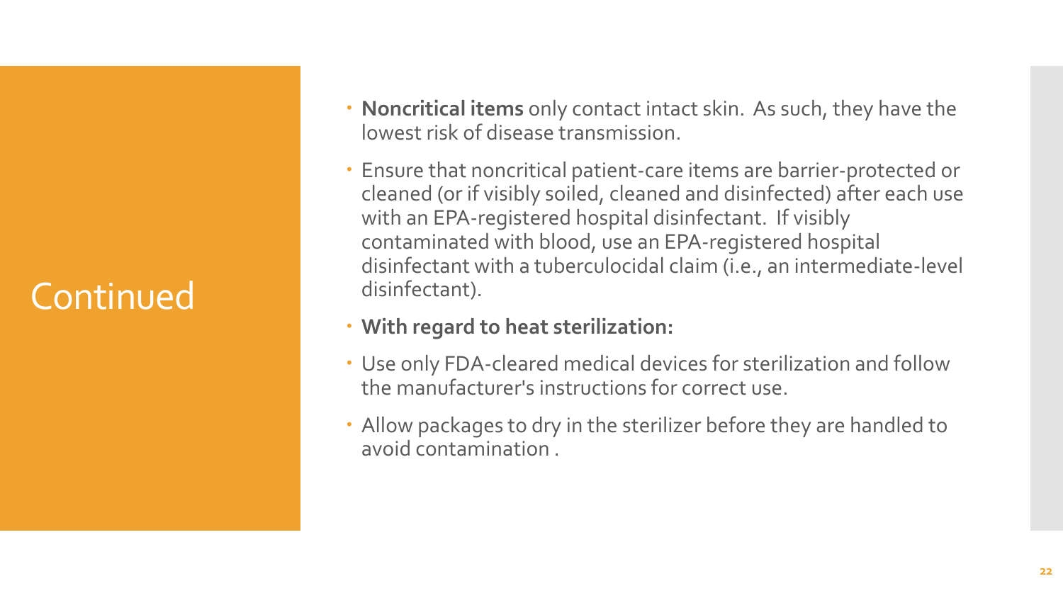# Continued

- **Noncritical items** only contact intact skin. As such, they have the lowest risk of disease transmission.
- Ensure that noncritical patient-care items are barrier-protected or cleaned (or if visibly soiled, cleaned and disinfected) after each use with an EPA-registered hospital disinfectant. If visibly contaminated with blood, use an EPA-registered hospital disinfectant with a tuberculocidal claim (i.e., an intermediate-level disinfectant).
- **With regard to heat sterilization:**
- Use only FDA-cleared medical devices for sterilization and follow the manufacturer's instructions for correct use.
- Allow packages to dry in the sterilizer before they are handled to avoid contamination .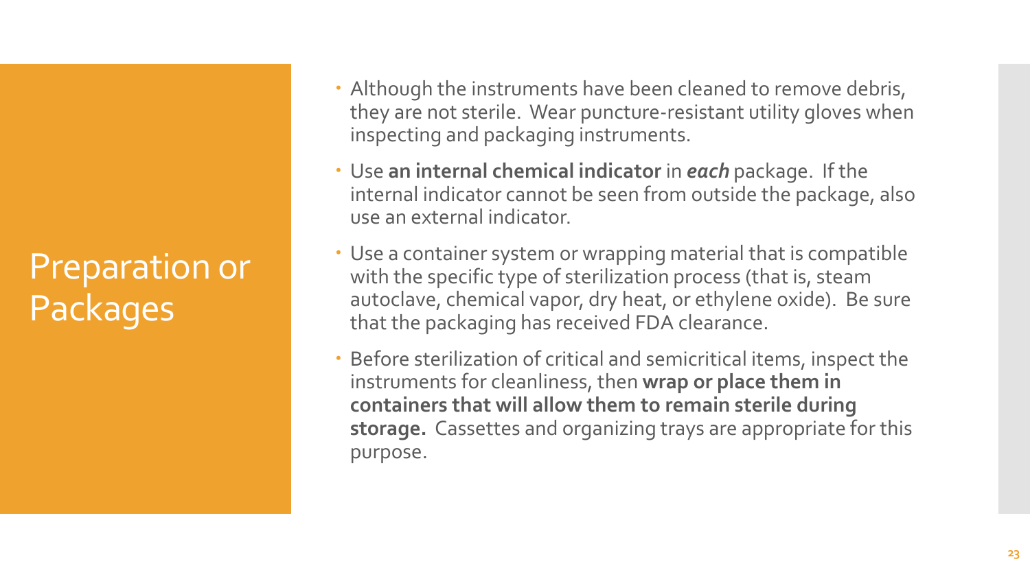# Preparation or Packages

- Although the instruments have been cleaned to remove debris, they are not sterile. Wear puncture-resistant utility gloves when inspecting and packaging instruments.
- Use **an internal chemical indicator** in ***each*** package. If the internal indicator cannot be seen from outside the package, also use an external indicator.
- Use a container system or wrapping material that is compatible with the specific type of sterilization process (that is, steam autoclave, chemical vapor, dry heat, or ethylene oxide). Be sure that the packaging has received FDA clearance.
- Before sterilization of critical and semicritical items, inspect the instruments for cleanliness, then **wrap or place them in containers that will allow them to remain sterile during storage.** Cassettes and organizing trays are appropriate for this purpose.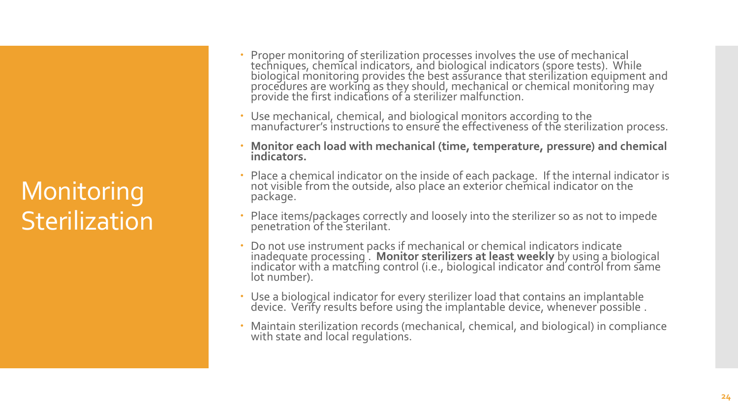# Monitoring Sterilization

- Proper monitoring of sterilization processes involves the use of mechanical techniques, chemical indicators, and biological indicators (spore tests). While biological monitoring provides the best assurance that sterilization equipment and procedures are working as they should, mechanical or chemical monitoring may provide the first indications of a sterilizer malfunction.
- Use mechanical, chemical, and biological monitors according to the manufacturer's instructions to ensure the effectiveness of the sterilization process.
- **Monitor each load with mechanical (time, temperature, pressure) and chemical indicators.**
- Place a chemical indicator on the inside of each package. If the internal indicator is not visible from the outside, also place an exterior chemical indicator on the package.
- Place items/packages correctly and loosely into the sterilizer so as not to impede penetration of the sterilant.
- Do not use instrument packs if mechanical or chemical indicators indicate inadequate processing . **Monitor sterilizers at least weekly** by using a biological indicator with a matching control (i.e., biological indicator and control from same lot number).
- Use a biological indicator for every sterilizer load that contains an implantable device. Verify results before using the implantable device, whenever possible .
- Maintain sterilization records (mechanical, chemical, and biological) in compliance with state and local regulations.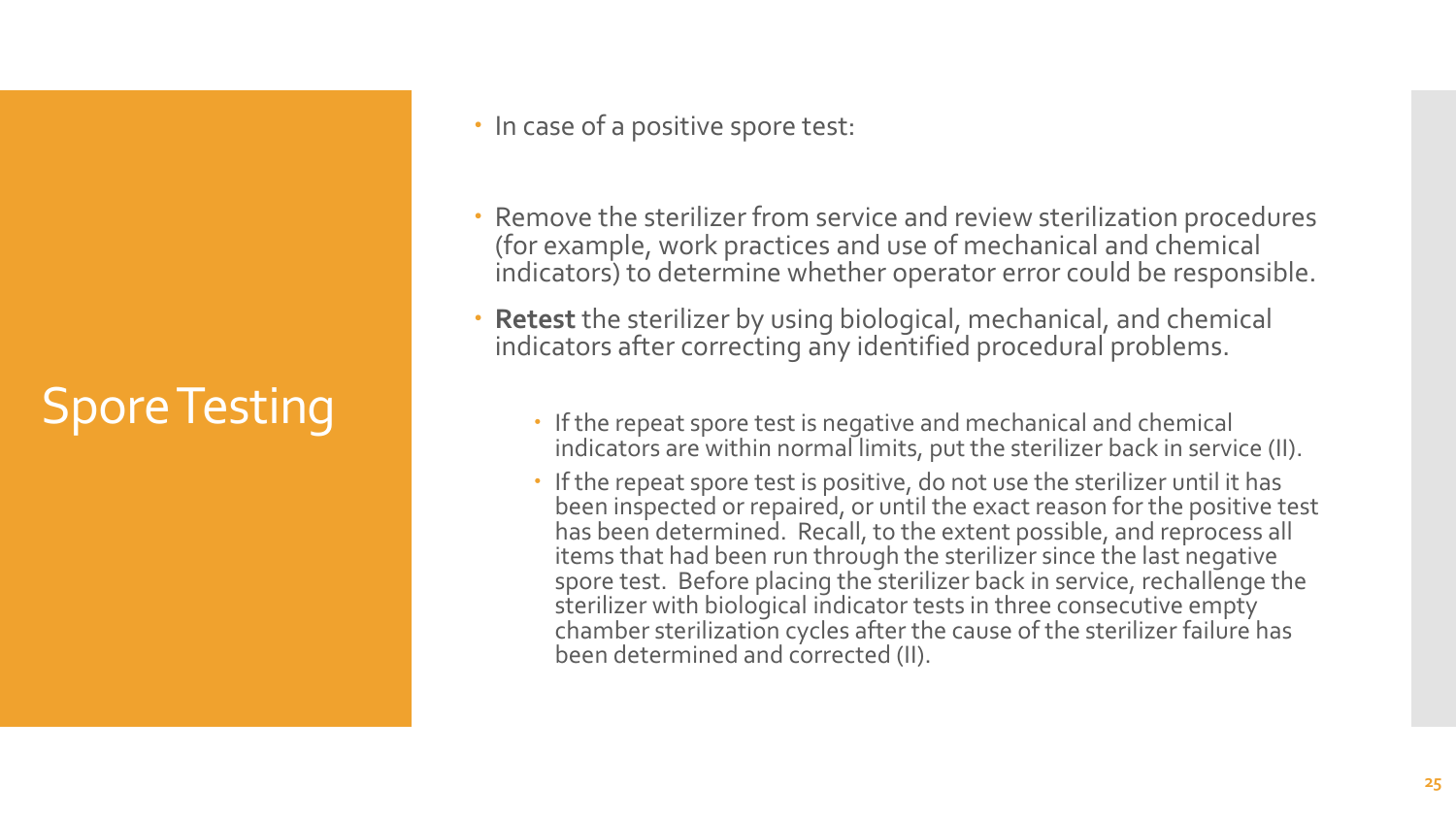# Spore Testing

- In case of a positive spore test:
- Remove the sterilizer from service and review sterilization procedures (for example, work practices and use of mechanical and chemical indicators) to determine whether operator error could be responsible.
- **Retest** the sterilizer by using biological, mechanical, and chemical indicators after correcting any identified procedural problems.
  - If the repeat spore test is negative and mechanical and chemical indicators are within normal limits, put the sterilizer back in service (II).
  - If the repeat spore test is positive, do not use the sterilizer until it has been inspected or repaired, or until the exact reason for the positive test has been determined. Recall, to the extent possible, and reprocess all items that had been run through the sterilizer since the last negative spore test. Before placing the sterilizer back in service, rechallenge the sterilizer with biological indicator tests in three consecutive empty chamber sterilization cycles after the cause of the sterilizer failure has been determined and corrected (II).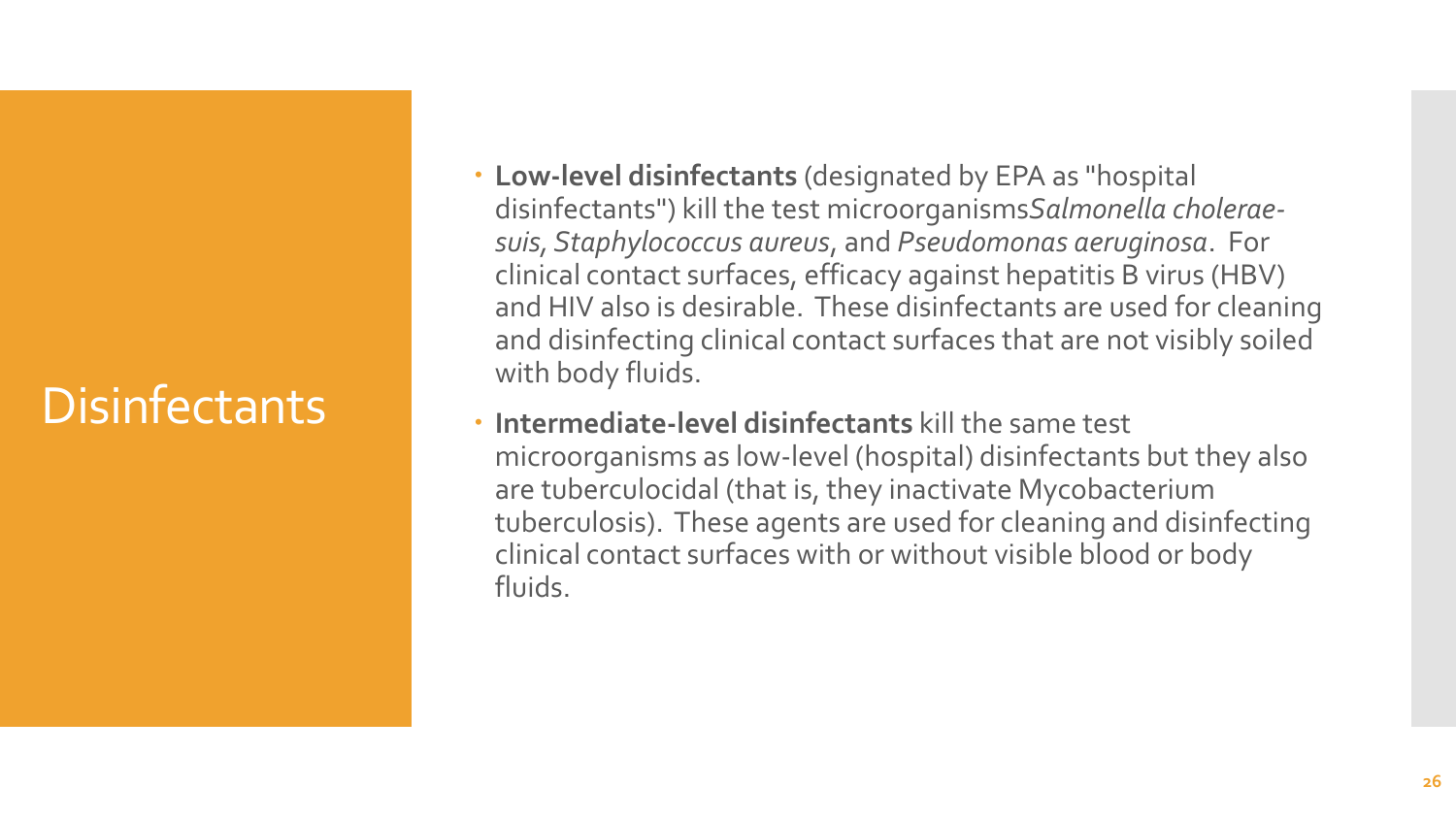# Disinfectants

- **Low-level disinfectants** (designated by EPA as "hospital disinfectants") kill the test microorganisms*Salmonella cholerae-suis*, *Staphylococcus aureus*, and *Pseudomonas aeruginosa*. For clinical contact surfaces, efficacy against hepatitis B virus (HBV) and HIV also is desirable. These disinfectants are used for cleaning and disinfecting clinical contact surfaces that are not visibly soiled with body fluids.
- **Intermediate-level disinfectants** kill the same test microorganisms as low-level (hospital) disinfectants but they also are tuberculocidal (that is, they inactivate Mycobacterium tuberculosis). These agents are used for cleaning and disinfecting clinical contact surfaces with or without visible blood or body fluids.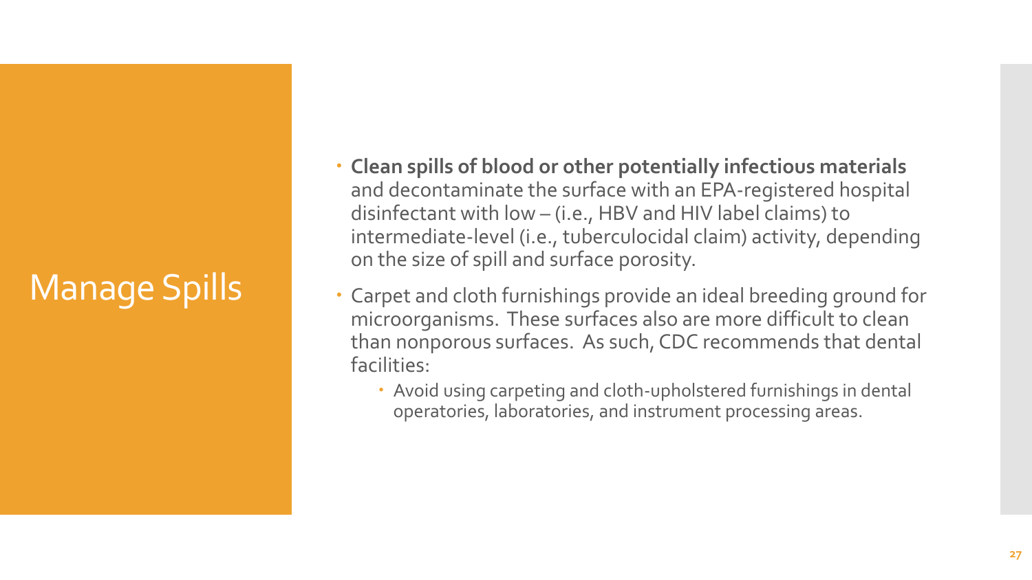# Manage Spills

- **Clean spills of blood or other potentially infectious materials** and decontaminate the surface with an EPA-registered hospital disinfectant with low – (i.e., HBV and HIV label claims) to intermediate-level (i.e., tuberculocidal claim) activity, depending on the size of spill and surface porosity.
- Carpet and cloth furnishings provide an ideal breeding ground for microorganisms. These surfaces also are more difficult to clean than nonporous surfaces. As such, CDC recommends that dental facilities:
  - Avoid using carpeting and cloth-upholstered furnishings in dental operatories, laboratories, and instrument processing areas.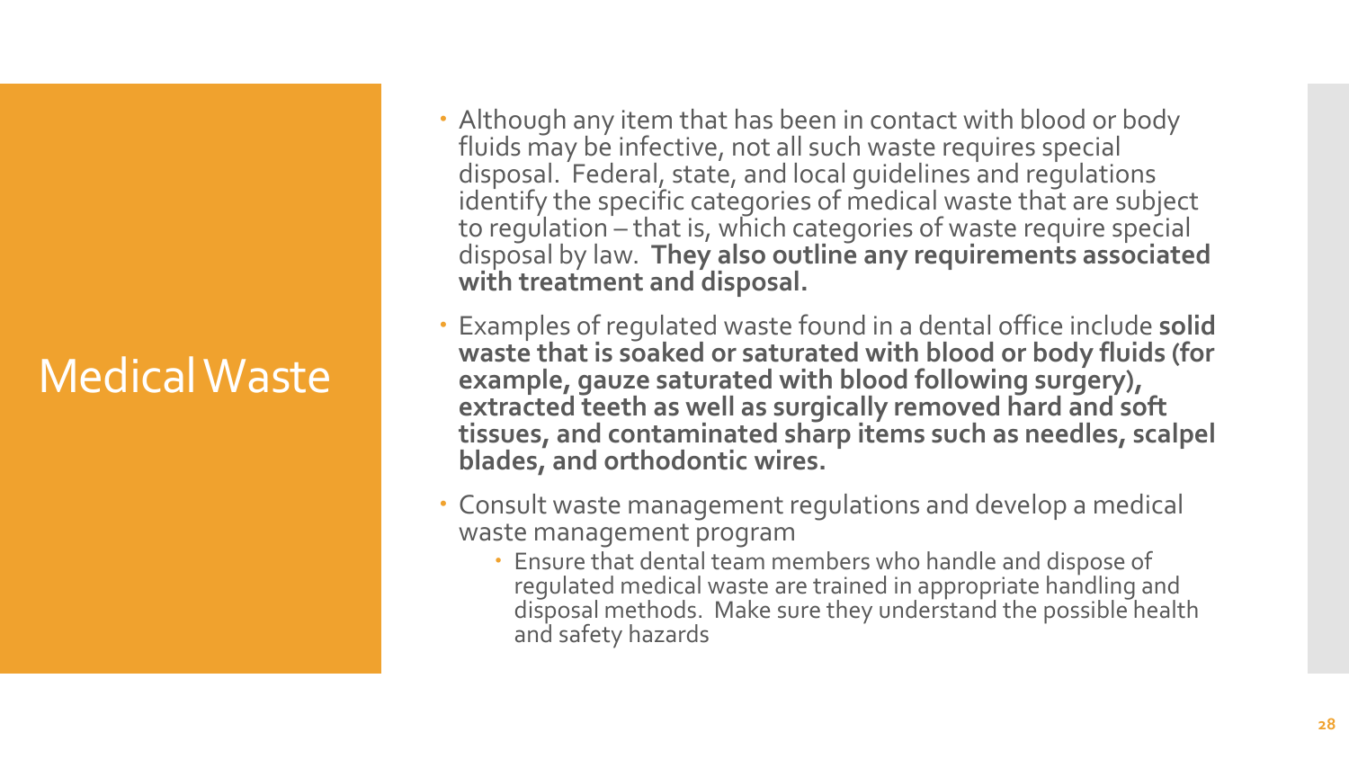# Medical Waste

- Although any item that has been in contact with blood or body fluids may be infective, not all such waste requires special disposal. Federal, state, and local guidelines and regulations identify the specific categories of medical waste that are subject to regulation – that is, which categories of waste require special disposal by law. **They also outline any requirements associated with treatment and disposal.**
- Examples of regulated waste found in a dental office include **solid waste that is soaked or saturated with blood or body fluids (for example, gauze saturated with blood following surgery), extracted teeth as well as surgically removed hard and soft tissues, and contaminated sharp items such as needles, scalpel blades, and orthodontic wires.**
- Consult waste management regulations and develop a medical waste management program
  - Ensure that dental team members who handle and dispose of regulated medical waste are trained in appropriate handling and disposal methods. Make sure they understand the possible health and safety hazards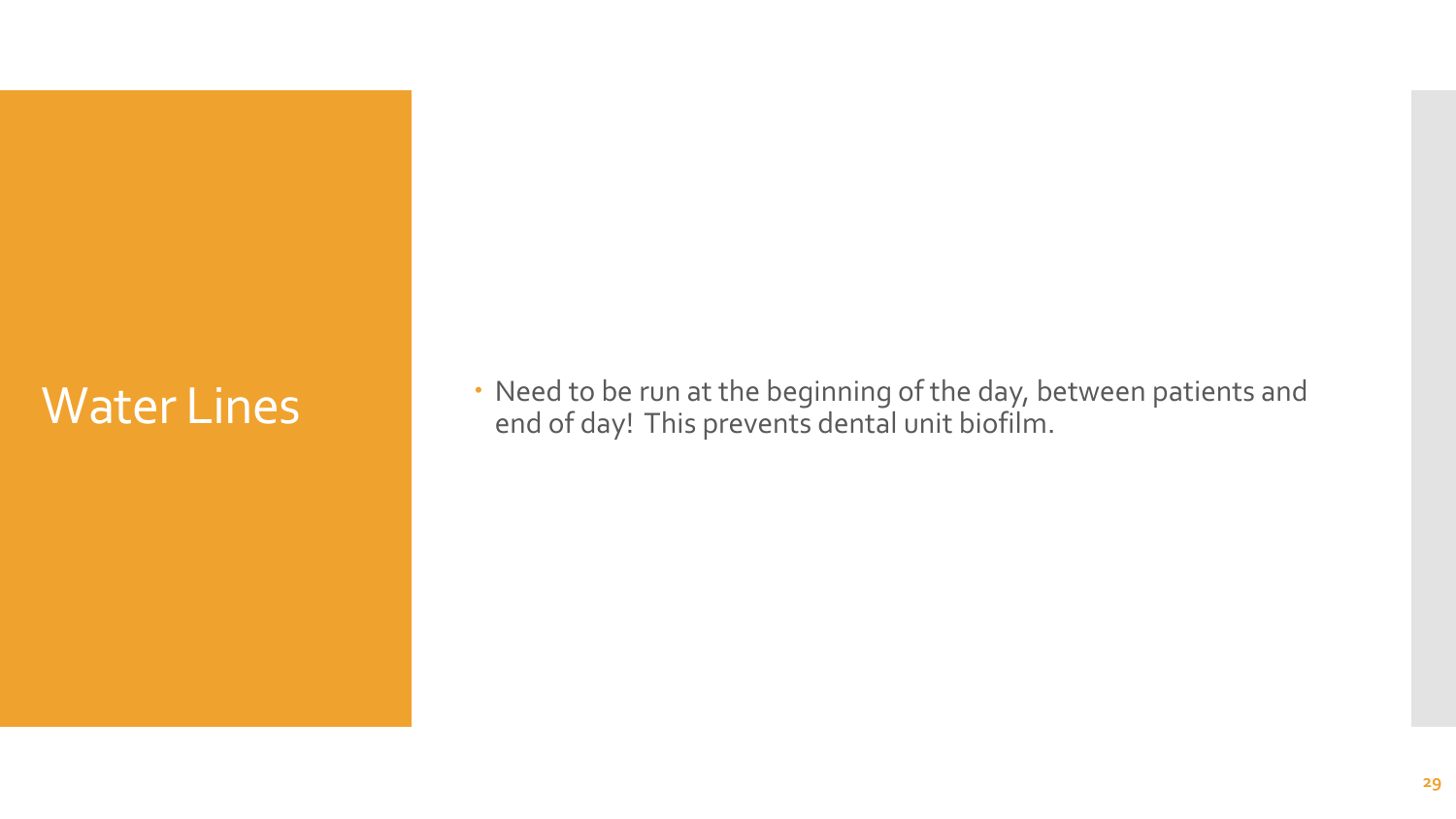# Water Lines

- Need to be run at the beginning of the day, between patients and end of day! This prevents dental unit biofilm.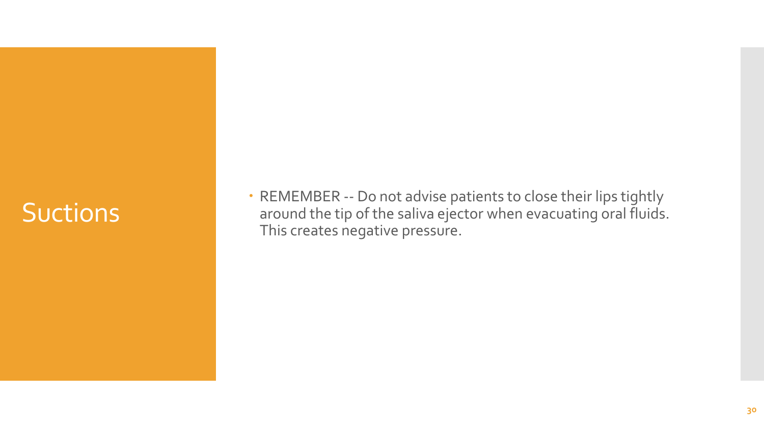# Suctions

- REMEMBER -- Do not advise patients to close their lips tightly around the tip of the saliva ejector when evacuating oral fluids. This creates negative pressure.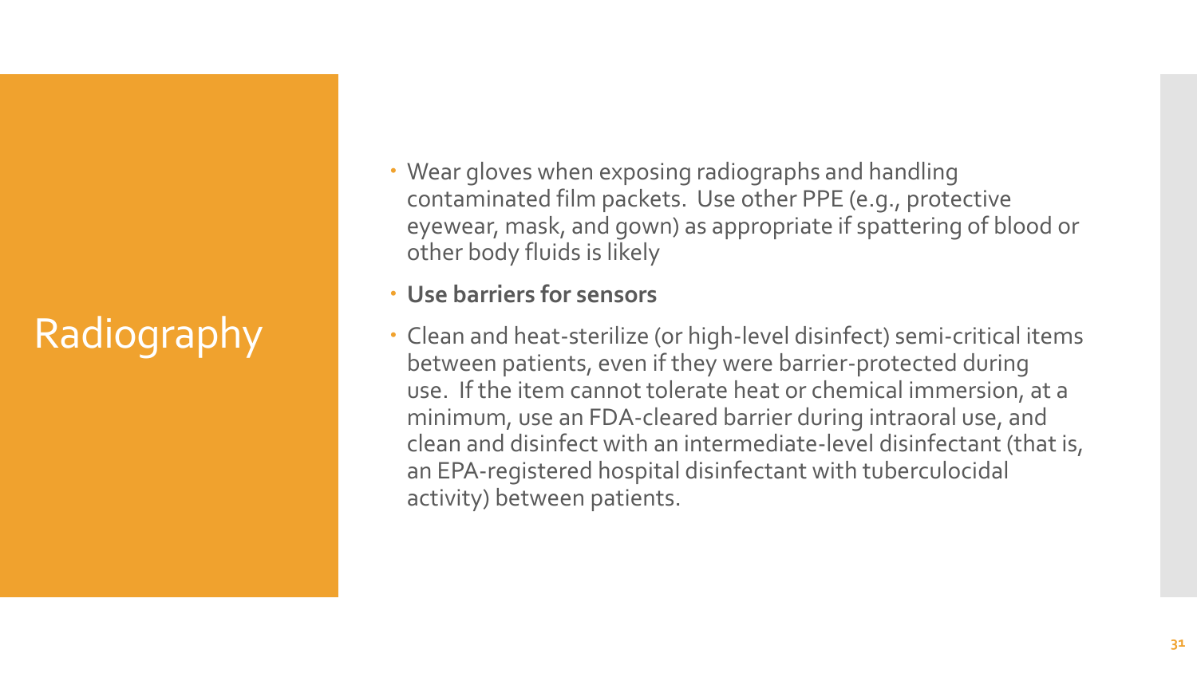# Radiography

- Wear gloves when exposing radiographs and handling contaminated film packets. Use other PPE (e.g., protective eyewear, mask, and gown) as appropriate if spattering of blood or other body fluids is likely
- **Use barriers for sensors**
- Clean and heat-sterilize (or high-level disinfect) semi-critical items between patients, even if they were barrier-protected during use. If the item cannot tolerate heat or chemical immersion, at a minimum, use an FDA-cleared barrier during intraoral use, and clean and disinfect with an intermediate-level disinfectant (that is, an EPA-registered hospital disinfectant with tuberculocidal activity) between patients.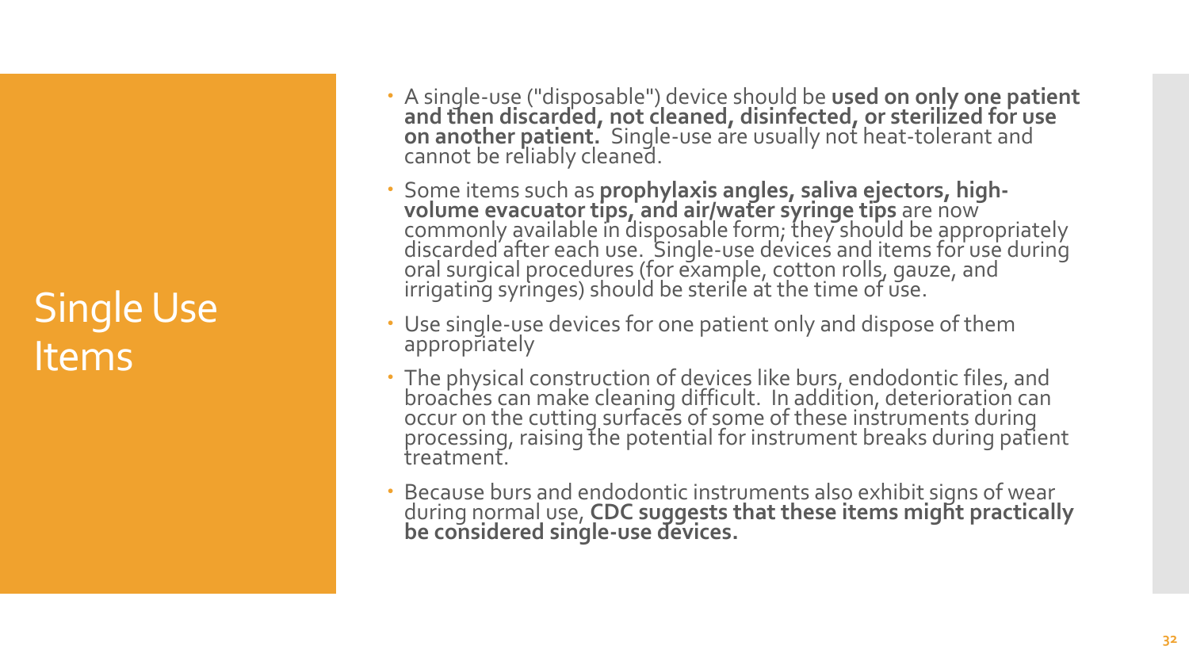# Single Use Items

- A single-use ("disposable") device should be **used on only one patient and then discarded, not cleaned, disinfected, or sterilized for use on another patient.** Single-use are usually not heat-tolerant and cannot be reliably cleaned.
- Some items such as **prophylaxis angles, saliva ejectors, high-volume evacuator tips, and air/water syringe tips** are now commonly available in disposable form; they should be appropriately discarded after each use. Single-use devices and items for use during oral surgical procedures (for example, cotton rolls, gauze, and irrigating syringes) should be sterile at the time of use.
- Use single-use devices for one patient only and dispose of them appropriately
- The physical construction of devices like burs, endodontic files, and broaches can make cleaning difficult. In addition, deterioration can occur on the cutting surfaces of some of these instruments during processing, raising the potential for instrument breaks during patient treatment.
- Because burs and endodontic instruments also exhibit signs of wear during normal use, **CDC suggests that these items might practically be considered single-use devices.**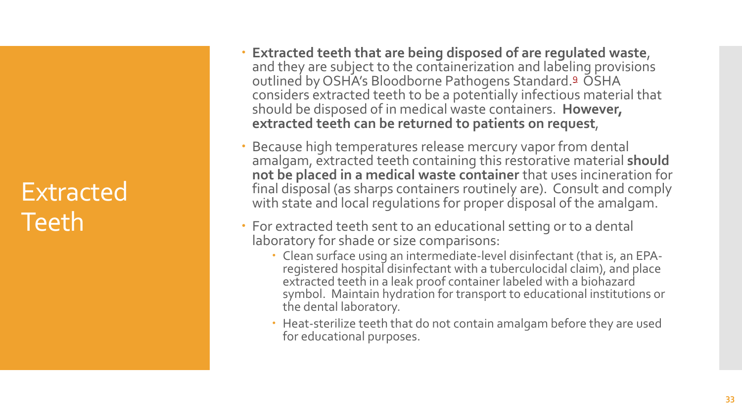# Extracted Teeth

- **Extracted teeth that are being disposed of are regulated waste**, and they are subject to the containerization and labeling provisions outlined by OSHA's Bloodborne Pathogens Standard.[9] OSHA considers extracted teeth to be a potentially infectious material that should be disposed of in medical waste containers. **However, extracted teeth can be returned to patients on request**,
- Because high temperatures release mercury vapor from dental amalgam, extracted teeth containing this restorative material **should not be placed in a medical waste container** that uses incineration for final disposal (as sharps containers routinely are). Consult and comply with state and local regulations for proper disposal of the amalgam.
- For extracted teeth sent to an educational setting or to a dental laboratory for shade or size comparisons:
  - Clean surface using an intermediate-level disinfectant (that is, an EPA-registered hospital disinfectant with a tuberculocidal claim), and place extracted teeth in a leak proof container labeled with a biohazard symbol. Maintain hydration for transport to educational institutions or the dental laboratory.
  - Heat-sterilize teeth that do not contain amalgam before they are used for educational purposes.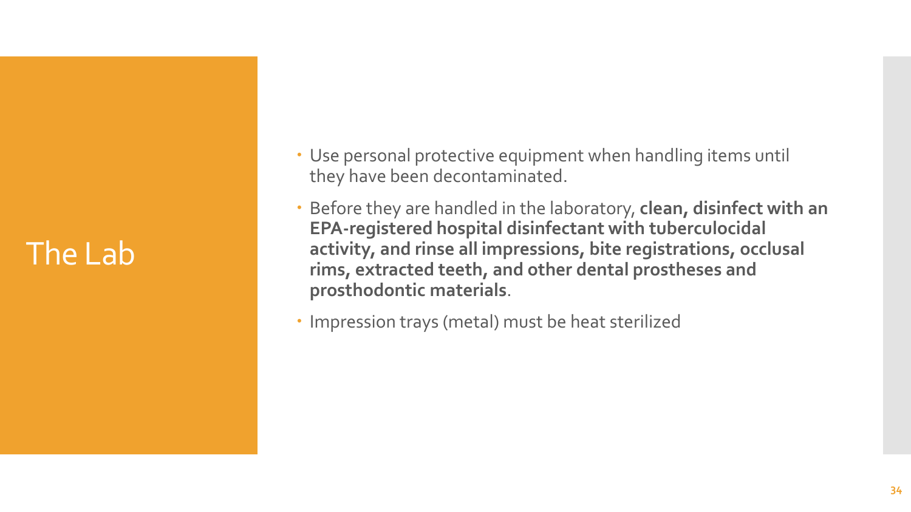# The Lab

- Use personal protective equipment when handling items until they have been decontaminated.
- Before they are handled in the laboratory, **clean, disinfect with an EPA-registered hospital disinfectant with tuberculocidal activity, and rinse all impressions, bite registrations, occlusal rims, extracted teeth, and other dental prostheses and prosthodontic materials**.
- Impression trays (metal) must be heat sterilized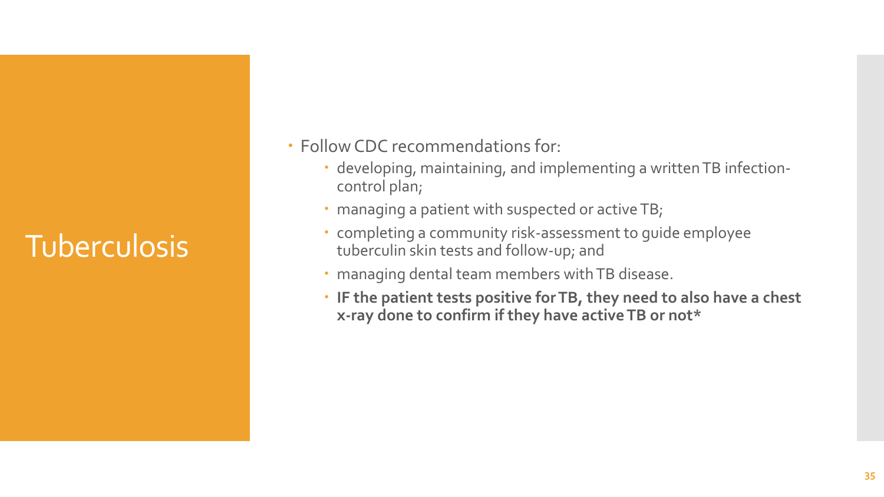# Tuberculosis

- Follow CDC recommendations for:
  - developing, maintaining, and implementing a written TB infection-control plan;
  - managing a patient with suspected or active TB;
  - completing a community risk-assessment to guide employee tuberculin skin tests and follow-up; and
  - managing dental team members with TB disease.
  - **IF the patient tests positive for TB, they need to also have a chest x-ray done to confirm if they have active TB or not***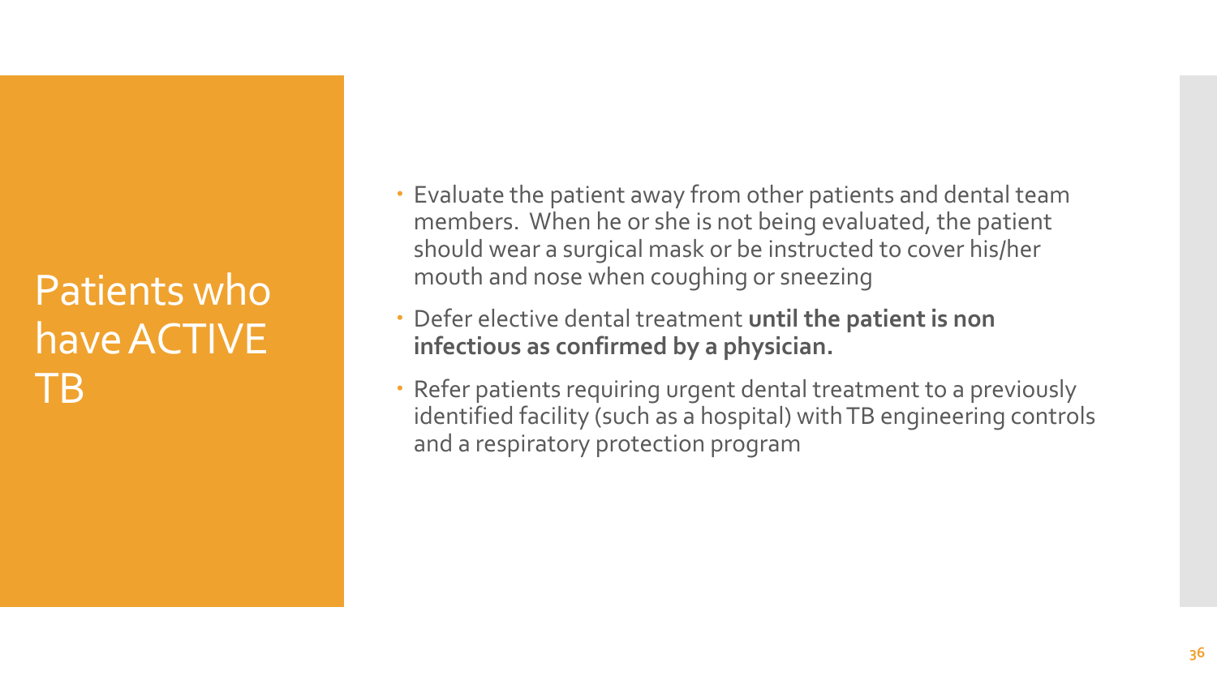# Patients who have ACTIVE TB

- Evaluate the patient away from other patients and dental team members. When he or she is not being evaluated, the patient should wear a surgical mask or be instructed to cover his/her mouth and nose when coughing or sneezing
- Defer elective dental treatment **until the patient is non infectious as confirmed by a physician.**
- Refer patients requiring urgent dental treatment to a previously identified facility (such as a hospital) with TB engineering controls and a respiratory protection program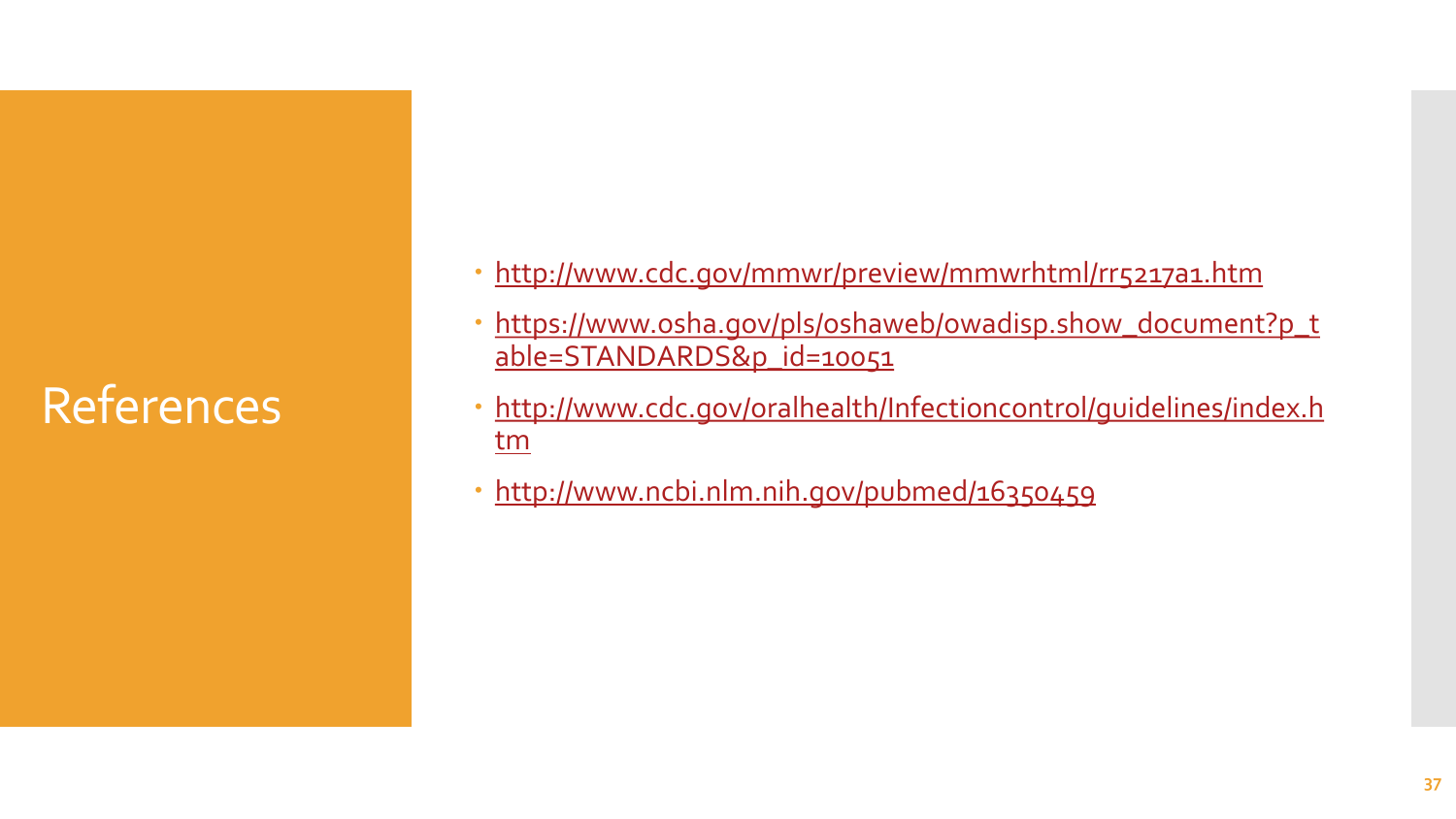# References

- http://www.cdc.gov/mmwr/preview/mmwrhtml/rr5217a1.htm
- https://www.osha.gov/pls/oshaweb/owadisp.show_document?p_table=STANDARDS&p_id=10051
- http://www.cdc.gov/oralhealth/Infectioncontrol/guidelines/index.htm
- http://www.ncbi.nlm.nih.gov/pubmed/16350459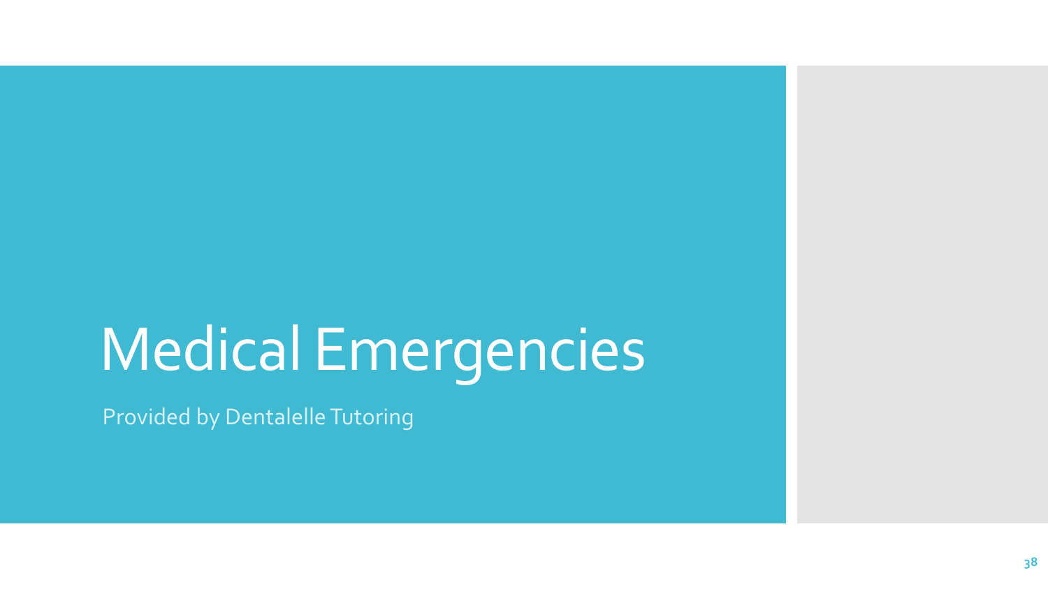# Medical Emergencies

Provided by Dentalelle Tutoring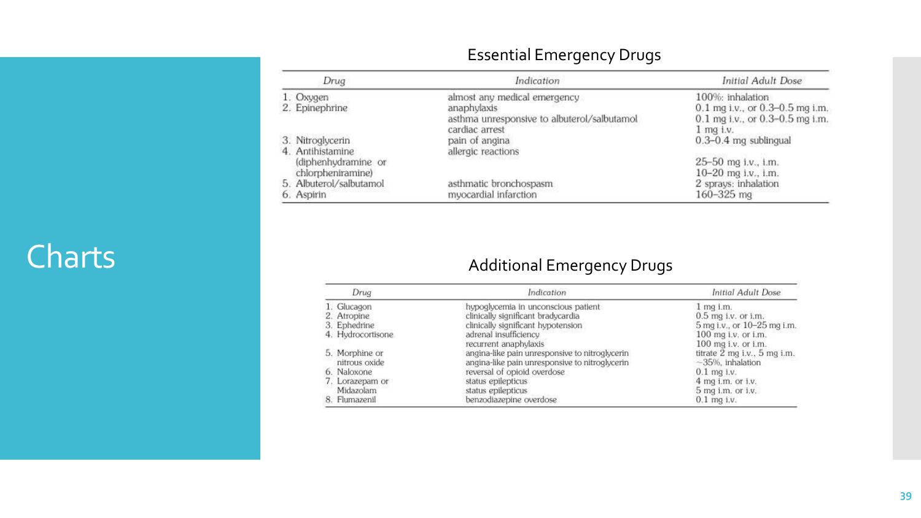# Charts

## Essential Emergency Drugs

| *Drug* | *Indication* | *Initial Adult Dose* |
|---|---|---|
| 1. Oxygen | almost any medical emergency | 100%: inhalation |
| 2. Epinephrine | anaphylaxis | 0.1 mg i.v., or 0.3–0.5 mg i.m. |
| | asthma unresponsive to albuterol/salbutamol | 0.1 mg i.v., or 0.3–0.5 mg i.m. |
| | cardiac arrest | 1 mg i.v. |
| 3. Nitroglycerin | pain of angina | 0.3–0.4 mg sublingual |
| 4. Antihistamine | allergic reactions | |
| (diphenhydramine or | | 25–50 mg i.v., i.m. |
| chlorpheniramine) | | 10–20 mg i.v., i.m. |
| 5. Albuterol/salbutamol | asthmatic bronchospasm | 2 sprays: inhalation |
| 6. Aspirin | myocardial infarction | 160–325 mg |

## Additional Emergency Drugs

| *Drug* | *Indication* | *Initial Adult Dose* |
|---|---|---|
| 1. Glucagon | hypoglycemia in unconscious patient | 1 mg i.m. |
| 2. Atropine | clinically significant bradycardia | 0.5 mg i.v. or i.m. |
| 3. Ephedrine | clinically significant hypotension | 5 mg i.v., or 10–25 mg i.m. |
| 4. Hydrocortisone | adrenal insufficiency | 100 mg i.v. or i.m. |
| | recurrent anaphylaxis | 100 mg i.v. or i.m. |
| 5. Morphine or | angina-like pain unresponsive to nitroglycerin | titrate 2 mg i.v., 5 mg i.m. |
| nitrous oxide | angina-like pain unresponsive to nitroglycerin | ~35%, inhalation |
| 6. Naloxone | reversal of opioid overdose | 0.1 mg i.v. |
| 7. Lorazepam or | status epilepticus | 4 mg i.m. or i.v. |
| Midazolam | status epilepticus | 5 mg i.m. or i.v. |
| 8. Flumazenil | benzodiazepine overdose | 0.1 mg i.v. |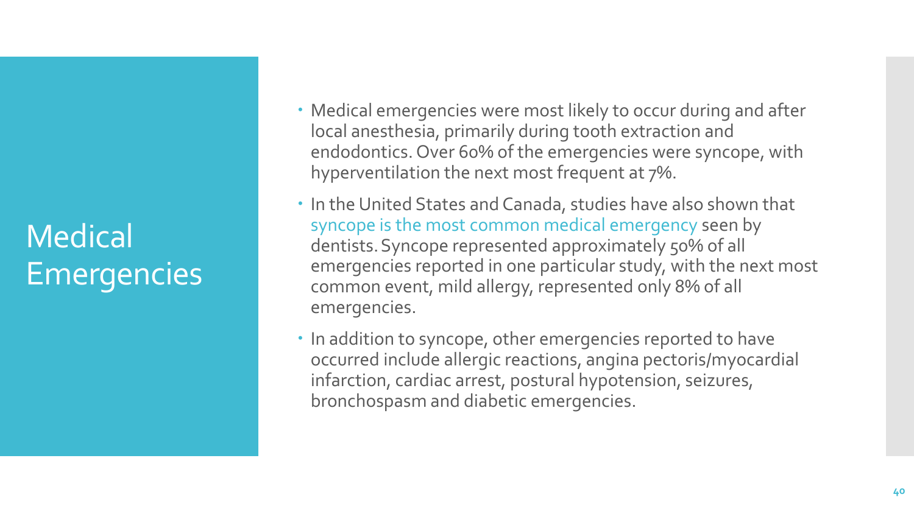# Medical Emergencies

- Medical emergencies were most likely to occur during and after local anesthesia, primarily during tooth extraction and endodontics. Over 60% of the emergencies were syncope, with hyperventilation the next most frequent at 7%.
- In the United States and Canada, studies have also shown that syncope is the most common medical emergency seen by dentists. Syncope represented approximately 50% of all emergencies reported in one particular study, with the next most common event, mild allergy, represented only 8% of all emergencies.
- In addition to syncope, other emergencies reported to have occurred include allergic reactions, angina pectoris/myocardial infarction, cardiac arrest, postural hypotension, seizures, bronchospasm and diabetic emergencies.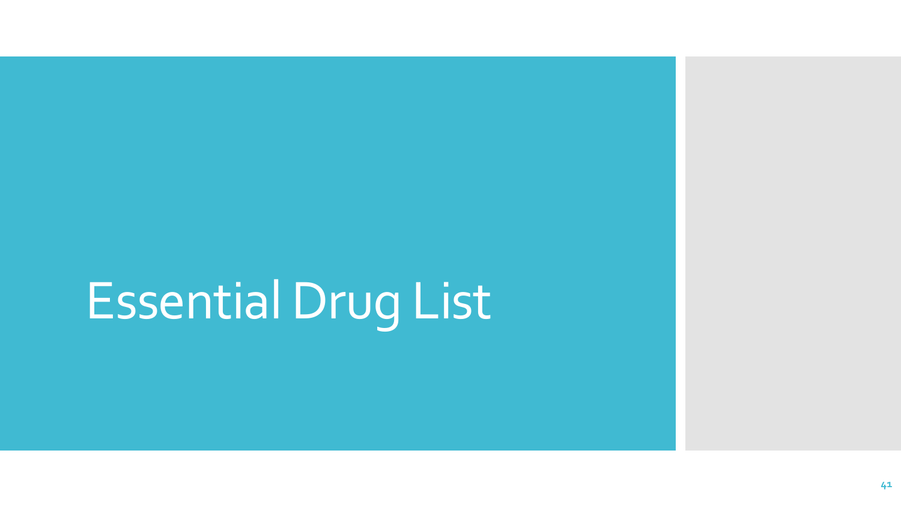# Essential Drug List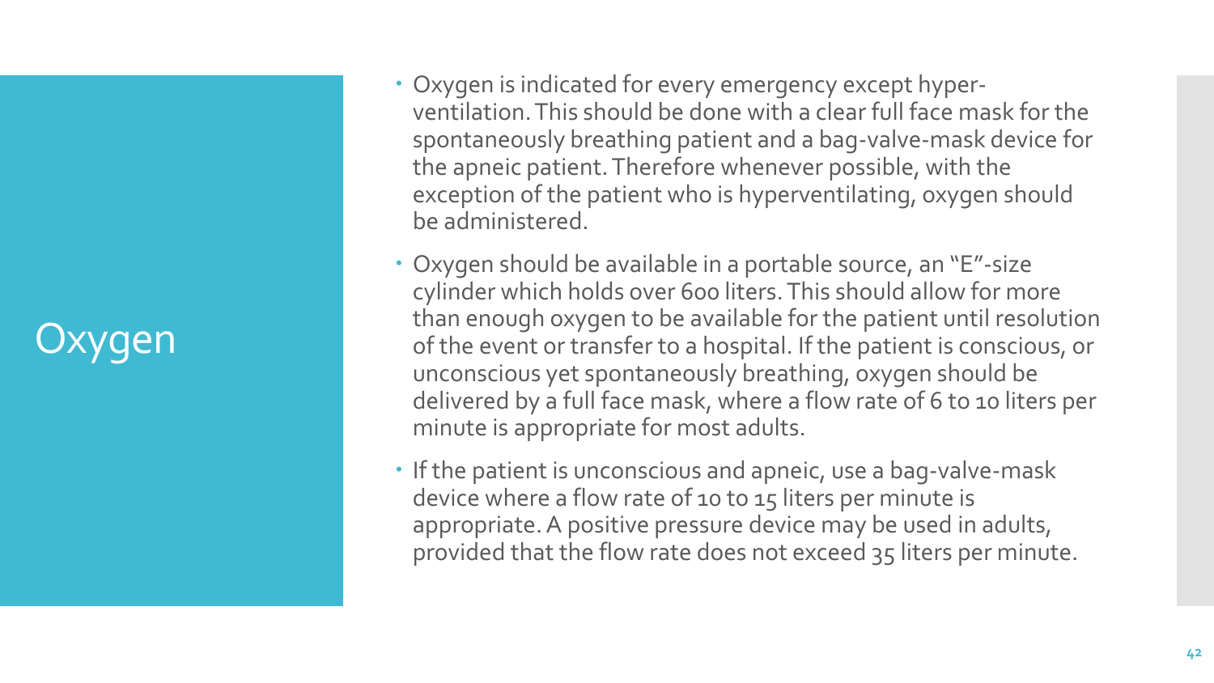# Oxygen

- Oxygen is indicated for every emergency except hyper-ventilation. This should be done with a clear full face mask for the spontaneously breathing patient and a bag-valve-mask device for the apneic patient. Therefore whenever possible, with the exception of the patient who is hyperventilating, oxygen should be administered.
- Oxygen should be available in a portable source, an "E"-size cylinder which holds over 600 liters. This should allow for more than enough oxygen to be available for the patient until resolution of the event or transfer to a hospital. If the patient is conscious, or unconscious yet spontaneously breathing, oxygen should be delivered by a full face mask, where a flow rate of 6 to 10 liters per minute is appropriate for most adults.
- If the patient is unconscious and apneic, use a bag-valve-mask device where a flow rate of 10 to 15 liters per minute is appropriate. A positive pressure device may be used in adults, provided that the flow rate does not exceed 35 liters per minute.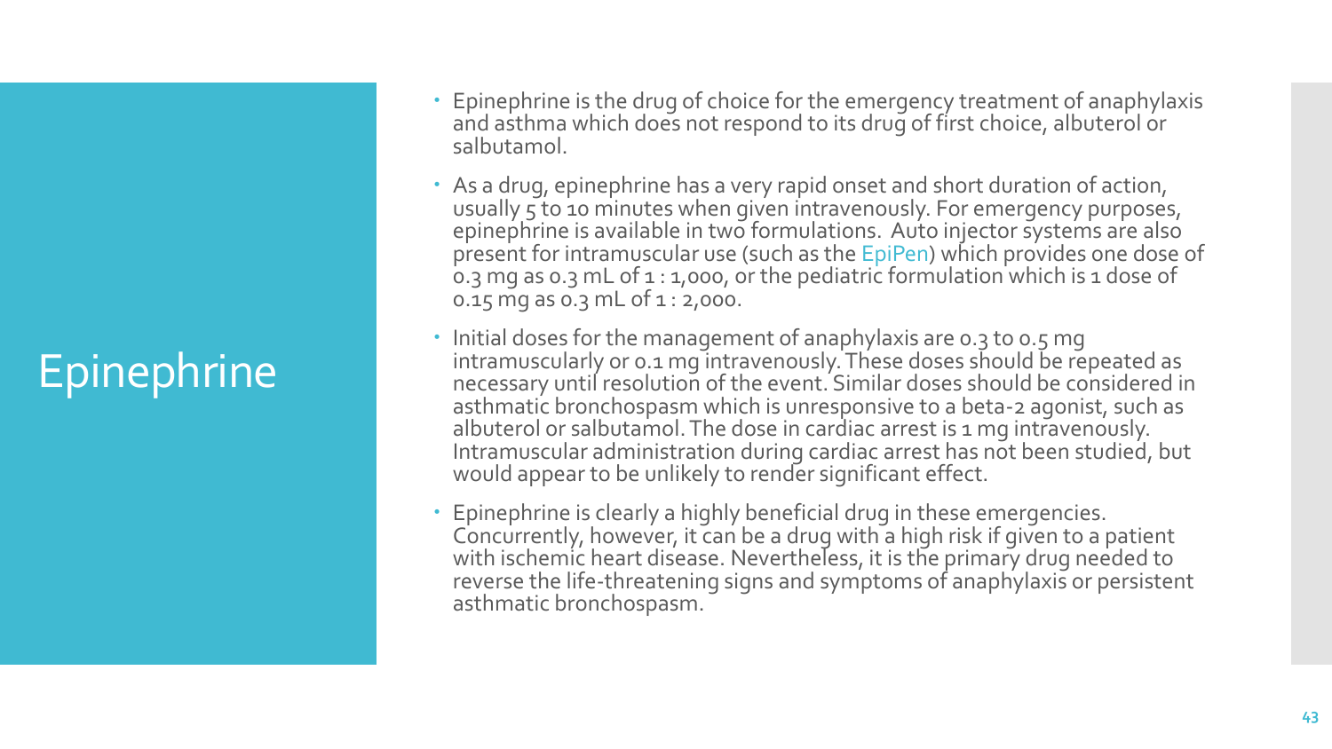# Epinephrine

- Epinephrine is the drug of choice for the emergency treatment of anaphylaxis and asthma which does not respond to its drug of first choice, albuterol or salbutamol.
- As a drug, epinephrine has a very rapid onset and short duration of action, usually 5 to 10 minutes when given intravenously. For emergency purposes, epinephrine is available in two formulations. Auto injector systems are also present for intramuscular use (such as the EpiPen) which provides one dose of 0.3 mg as 0.3 mL of 1 : 1,000, or the pediatric formulation which is 1 dose of 0.15 mg as 0.3 mL of 1 : 2,000.
- Initial doses for the management of anaphylaxis are 0.3 to 0.5 mg intramuscularly or 0.1 mg intravenously. These doses should be repeated as necessary until resolution of the event. Similar doses should be considered in asthmatic bronchospasm which is unresponsive to a beta-2 agonist, such as albuterol or salbutamol. The dose in cardiac arrest is 1 mg intravenously. Intramuscular administration during cardiac arrest has not been studied, but would appear to be unlikely to render significant effect.
- Epinephrine is clearly a highly beneficial drug in these emergencies. Concurrently, however, it can be a drug with a high risk if given to a patient with ischemic heart disease. Nevertheless, it is the primary drug needed to reverse the life-threatening signs and symptoms of anaphylaxis or persistent asthmatic bronchospasm.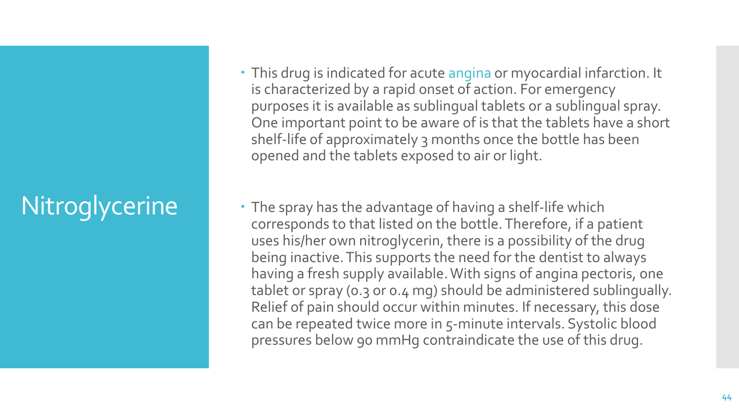# Nitroglycerine

- This drug is indicated for acute angina or myocardial infarction. It is characterized by a rapid onset of action. For emergency purposes it is available as sublingual tablets or a sublingual spray. One important point to be aware of is that the tablets have a short shelf-life of approximately 3 months once the bottle has been opened and the tablets exposed to air or light.

- The spray has the advantage of having a shelf-life which corresponds to that listed on the bottle. Therefore, if a patient uses his/her own nitroglycerin, there is a possibility of the drug being inactive. This supports the need for the dentist to always having a fresh supply available. With signs of angina pectoris, one tablet or spray (0.3 or 0.4 mg) should be administered sublingually. Relief of pain should occur within minutes. If necessary, this dose can be repeated twice more in 5-minute intervals. Systolic blood pressures below 90 mmHg contraindicate the use of this drug.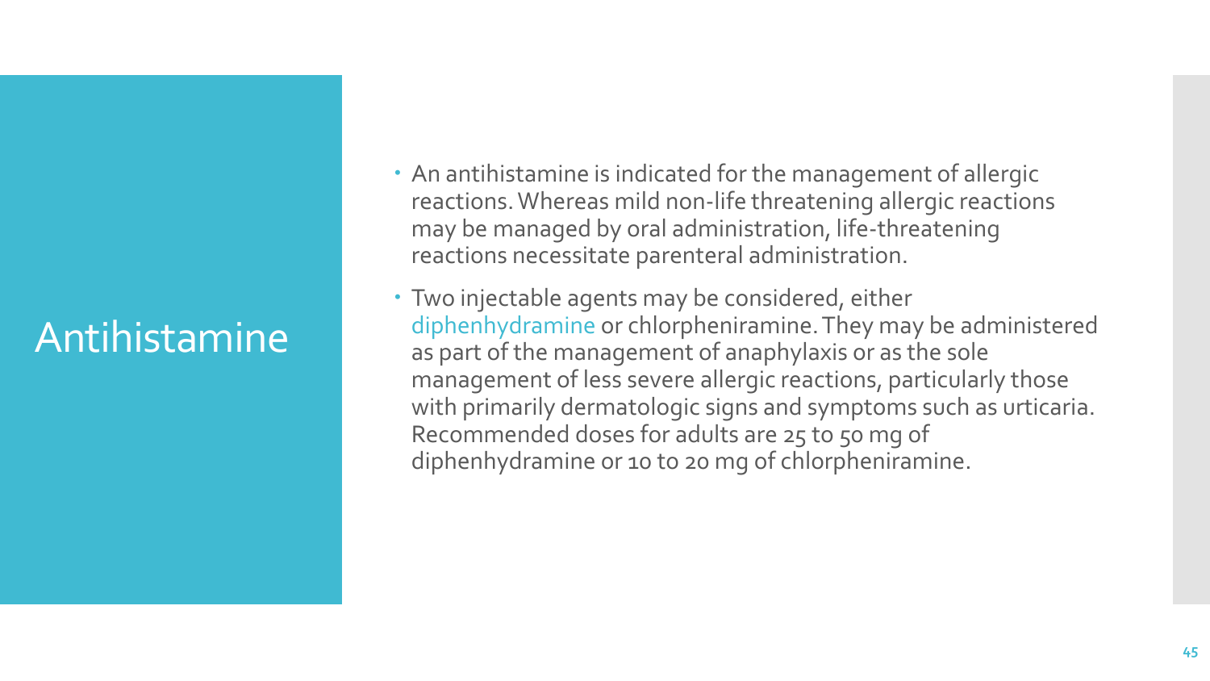# Antihistamine

- An antihistamine is indicated for the management of allergic reactions. Whereas mild non-life threatening allergic reactions may be managed by oral administration, life-threatening reactions necessitate parenteral administration.
- Two injectable agents may be considered, either diphenhydramine or chlorpheniramine. They may be administered as part of the management of anaphylaxis or as the sole management of less severe allergic reactions, particularly those with primarily dermatologic signs and symptoms such as urticaria. Recommended doses for adults are 25 to 50 mg of diphenhydramine or 10 to 20 mg of chlorpheniramine.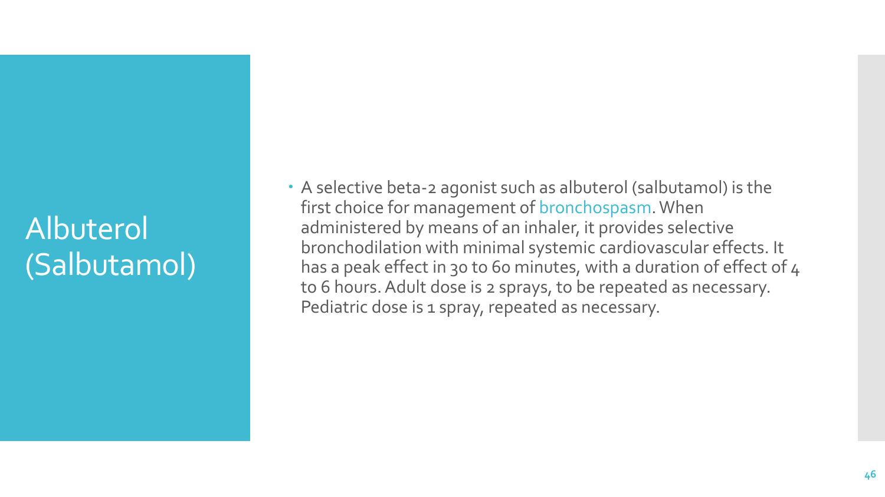# Albuterol (Salbutamol)

- A selective beta-2 agonist such as albuterol (salbutamol) is the first choice for management of bronchospasm. When administered by means of an inhaler, it provides selective bronchodilation with minimal systemic cardiovascular effects. It has a peak effect in 30 to 60 minutes, with a duration of effect of 4 to 6 hours. Adult dose is 2 sprays, to be repeated as necessary. Pediatric dose is 1 spray, repeated as necessary.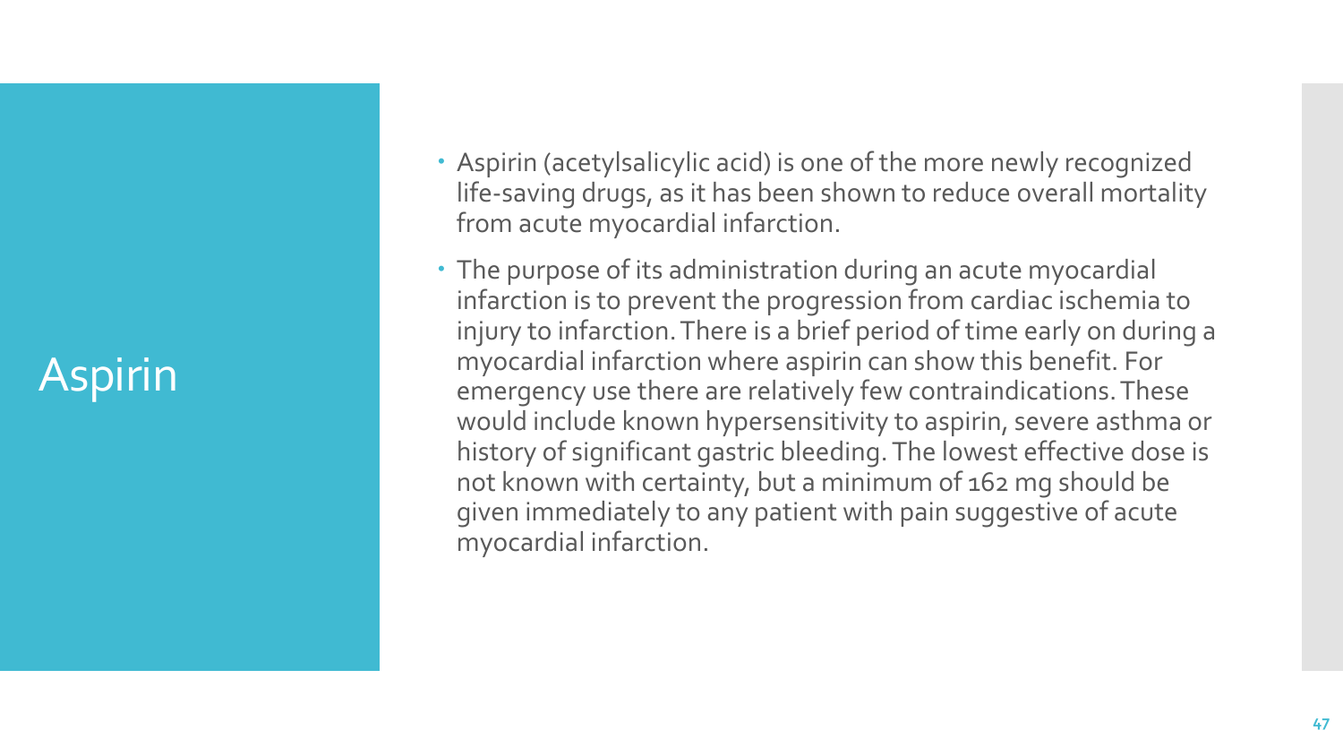# Aspirin

- Aspirin (acetylsalicylic acid) is one of the more newly recognized life-saving drugs, as it has been shown to reduce overall mortality from acute myocardial infarction.
- The purpose of its administration during an acute myocardial infarction is to prevent the progression from cardiac ischemia to injury to infarction. There is a brief period of time early on during a myocardial infarction where aspirin can show this benefit. For emergency use there are relatively few contraindications. These would include known hypersensitivity to aspirin, severe asthma or history of significant gastric bleeding. The lowest effective dose is not known with certainty, but a minimum of 162 mg should be given immediately to any patient with pain suggestive of acute myocardial infarction.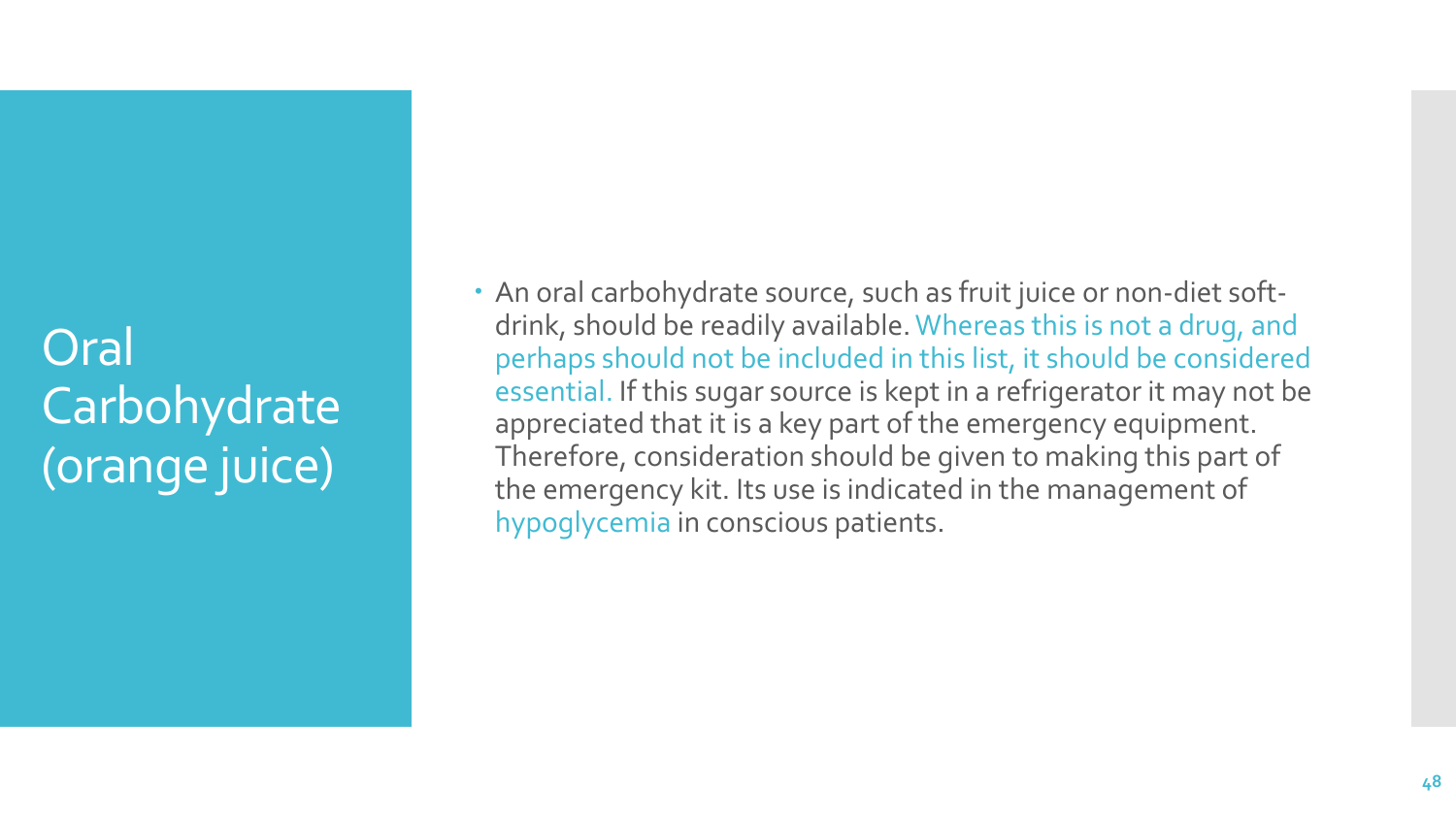# Oral Carbohydrate (orange juice)

- An oral carbohydrate source, such as fruit juice or non-diet soft-drink, should be readily available. Whereas this is not a drug, and perhaps should not be included in this list, it should be considered essential. If this sugar source is kept in a refrigerator it may not be appreciated that it is a key part of the emergency equipment. Therefore, consideration should be given to making this part of the emergency kit. Its use is indicated in the management of hypoglycemia in conscious patients.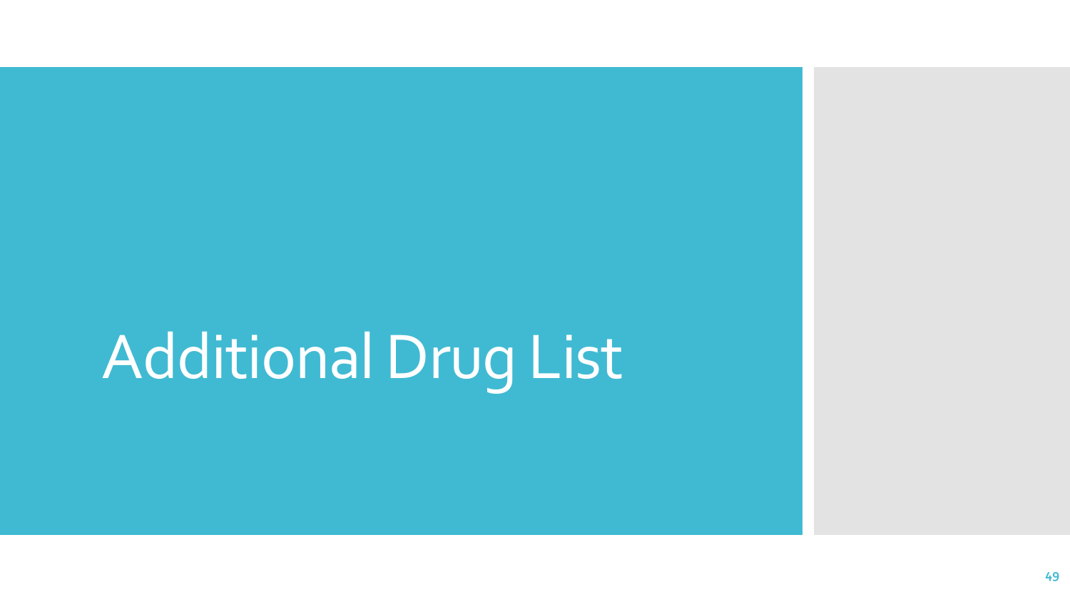# Additional Drug List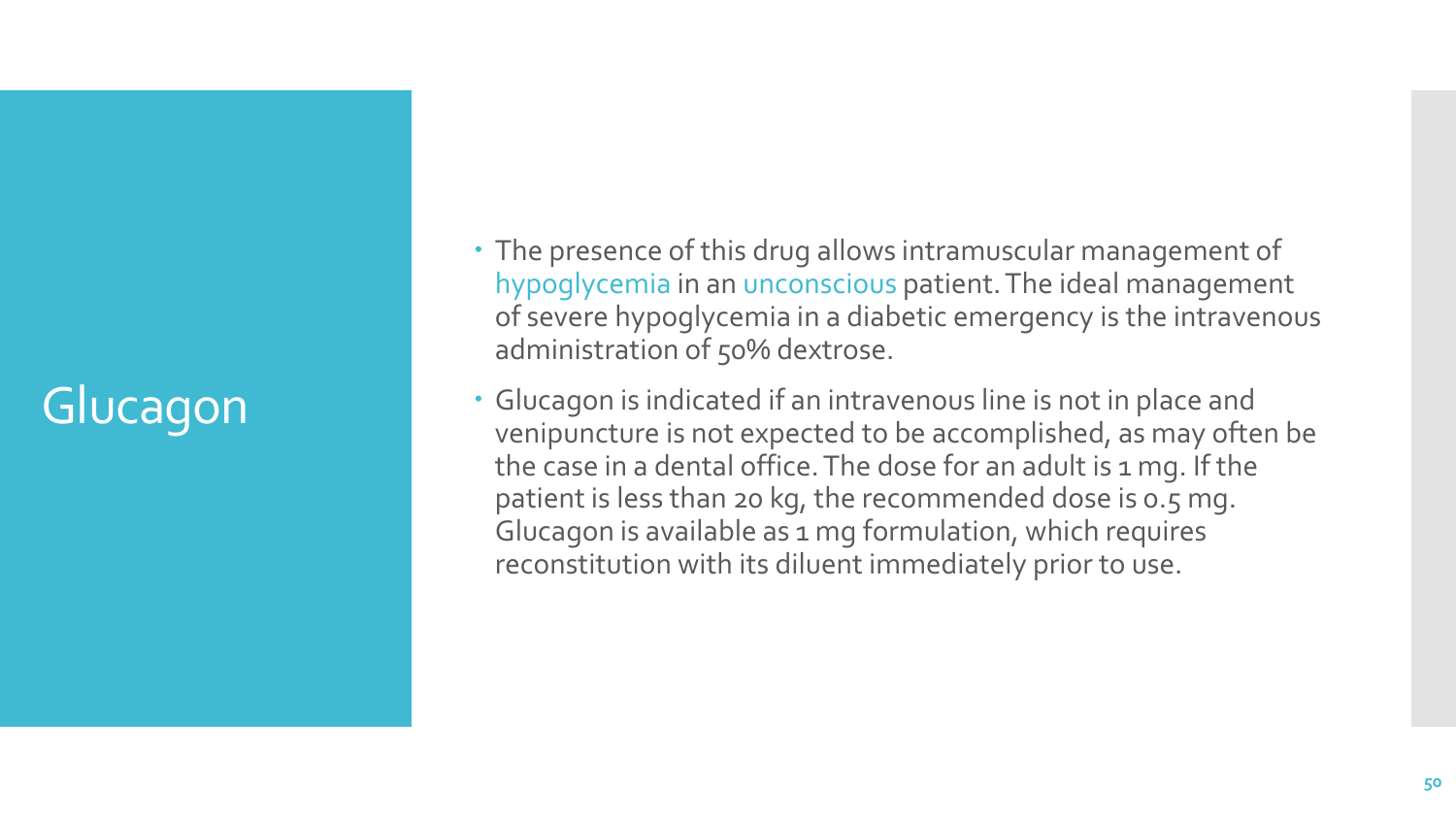# Glucagon

- The presence of this drug allows intramuscular management of hypoglycemia in an unconscious patient. The ideal management of severe hypoglycemia in a diabetic emergency is the intravenous administration of 50% dextrose.
- Glucagon is indicated if an intravenous line is not in place and venipuncture is not expected to be accomplished, as may often be the case in a dental office. The dose for an adult is 1 mg. If the patient is less than 20 kg, the recommended dose is 0.5 mg. Glucagon is available as 1 mg formulation, which requires reconstitution with its diluent immediately prior to use.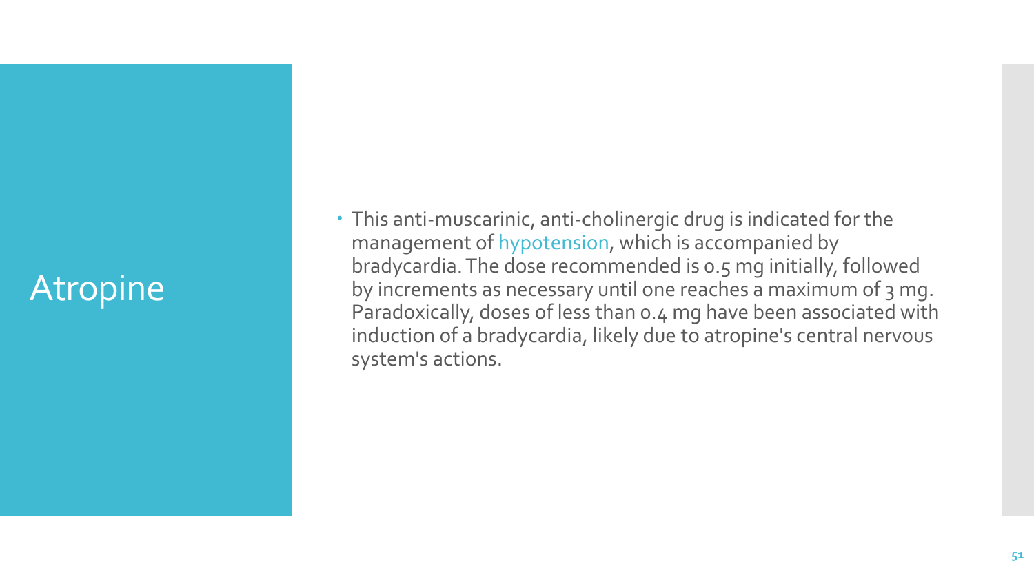# Atropine

- This anti-muscarinic, anti-cholinergic drug is indicated for the management of hypotension, which is accompanied by bradycardia. The dose recommended is 0.5 mg initially, followed by increments as necessary until one reaches a maximum of 3 mg. Paradoxically, doses of less than 0.4 mg have been associated with induction of a bradycardia, likely due to atropine's central nervous system's actions.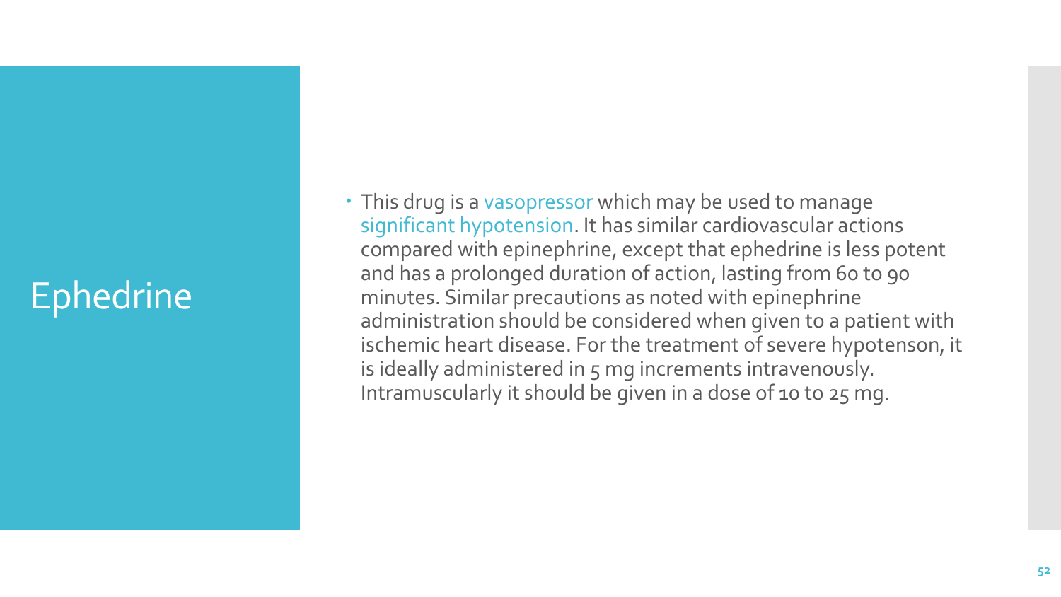# Ephedrine

- This drug is a vasopressor which may be used to manage significant hypotension. It has similar cardiovascular actions compared with epinephrine, except that ephedrine is less potent and has a prolonged duration of action, lasting from 60 to 90 minutes. Similar precautions as noted with epinephrine administration should be considered when given to a patient with ischemic heart disease. For the treatment of severe hypotenson, it is ideally administered in 5 mg increments intravenously. Intramuscularly it should be given in a dose of 10 to 25 mg.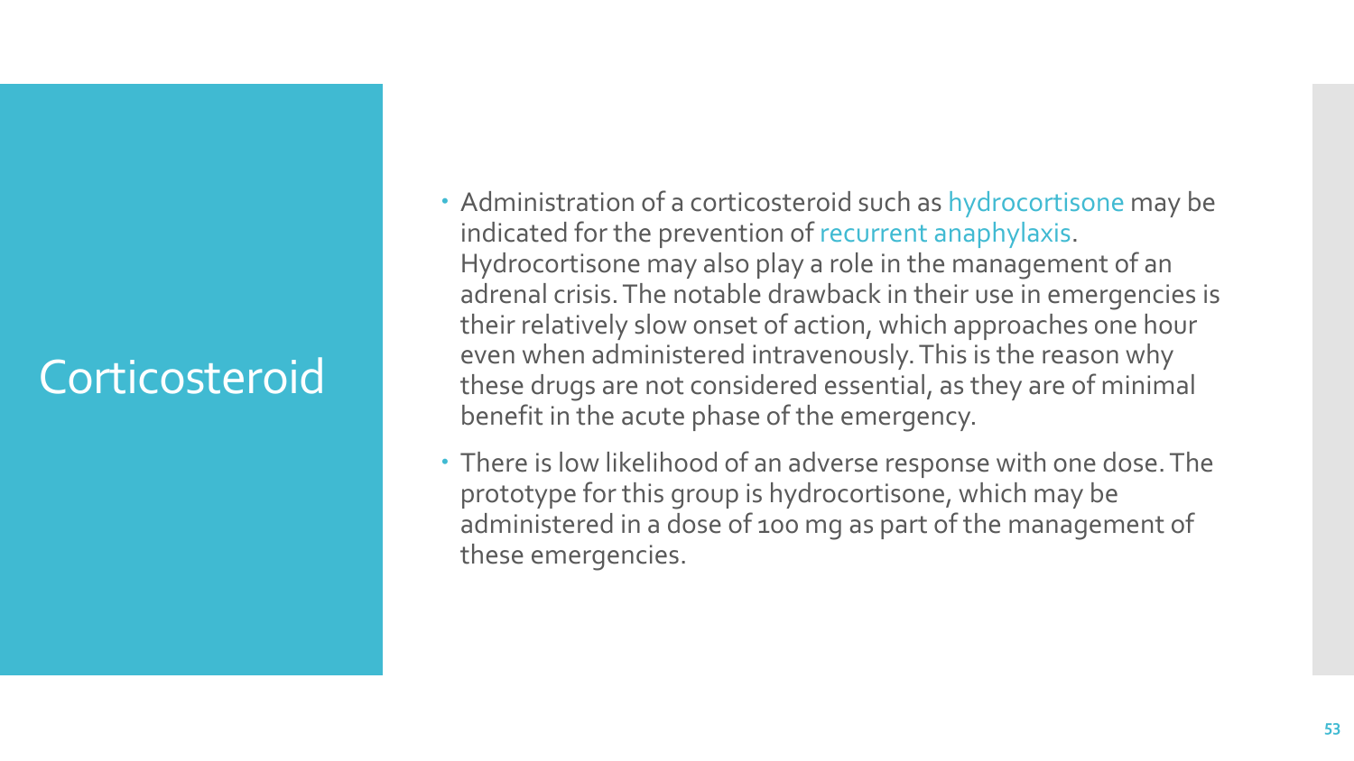# Corticosteroid

- Administration of a corticosteroid such as hydrocortisone may be indicated for the prevention of recurrent anaphylaxis. Hydrocortisone may also play a role in the management of an adrenal crisis. The notable drawback in their use in emergencies is their relatively slow onset of action, which approaches one hour even when administered intravenously. This is the reason why these drugs are not considered essential, as they are of minimal benefit in the acute phase of the emergency.
- There is low likelihood of an adverse response with one dose. The prototype for this group is hydrocortisone, which may be administered in a dose of 100 mg as part of the management of these emergencies.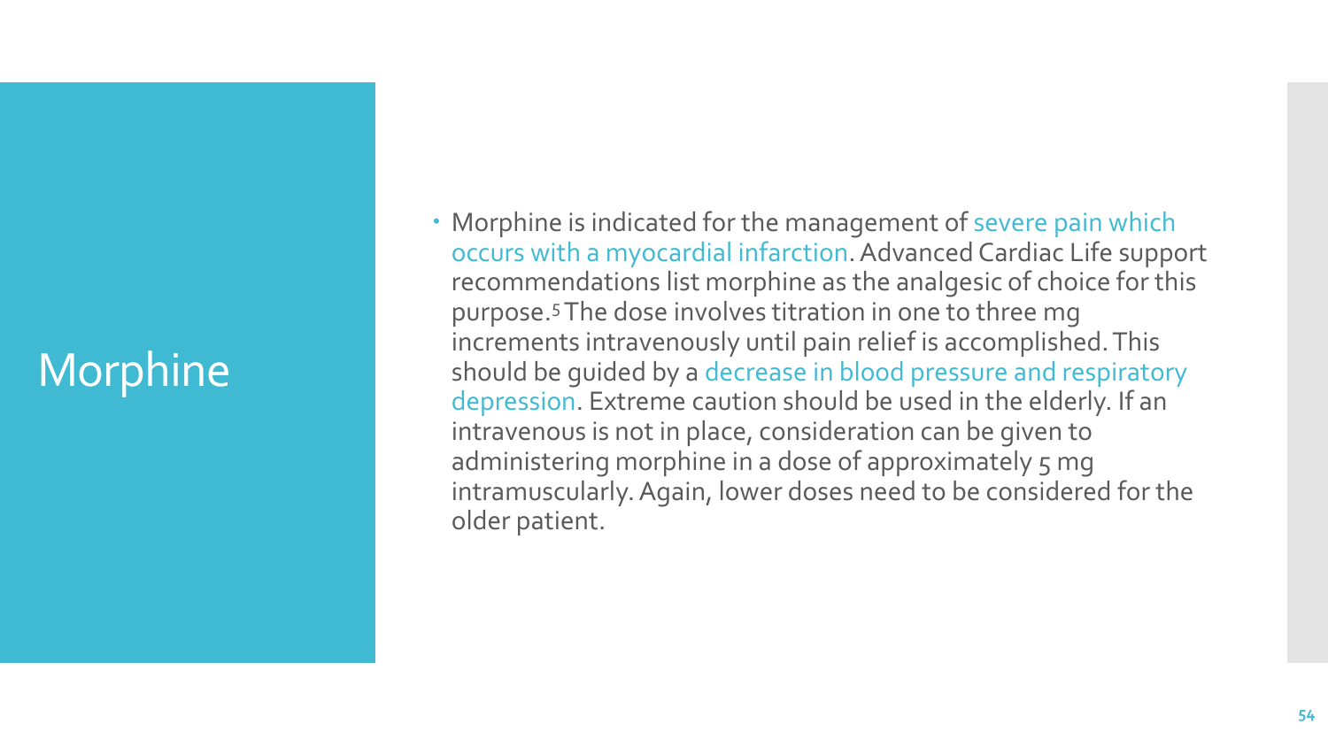# Morphine

- Morphine is indicated for the management of severe pain which occurs with a myocardial infarction. Advanced Cardiac Life support recommendations list morphine as the analgesic of choice for this purpose.[5] The dose involves titration in one to three mg increments intravenously until pain relief is accomplished. This should be guided by a decrease in blood pressure and respiratory depression. Extreme caution should be used in the elderly. If an intravenous is not in place, consideration can be given to administering morphine in a dose of approximately 5 mg intramuscularly. Again, lower doses need to be considered for the older patient.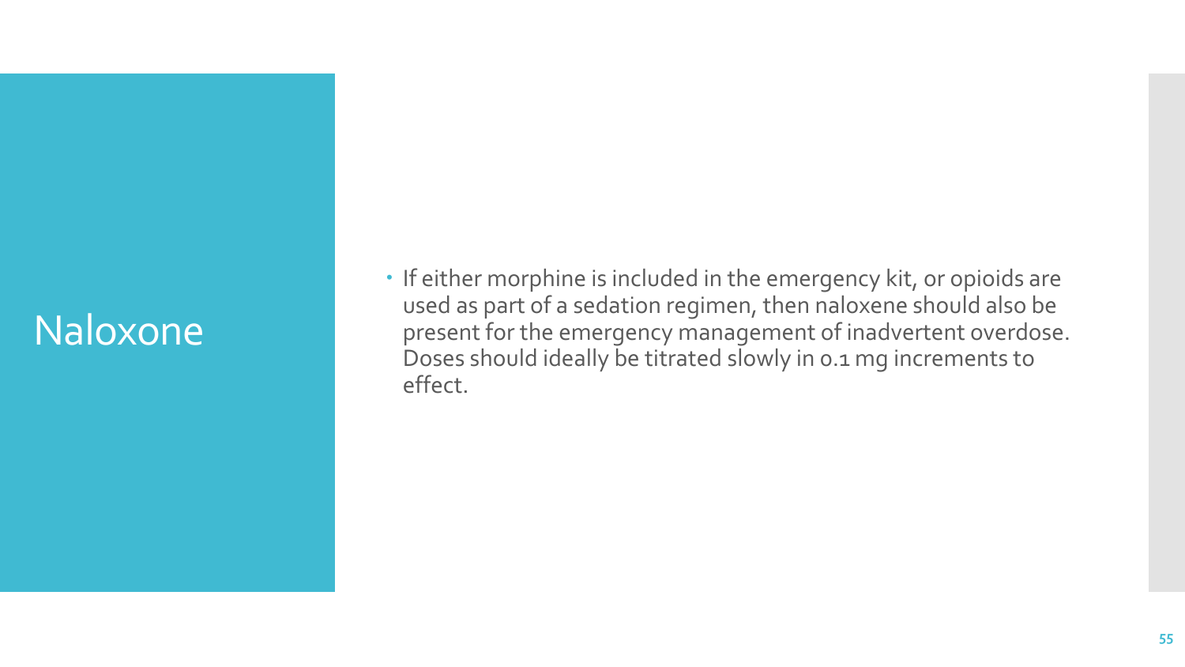# Naloxone

- If either morphine is included in the emergency kit, or opioids are used as part of a sedation regimen, then naloxene should also be present for the emergency management of inadvertent overdose. Doses should ideally be titrated slowly in 0.1 mg increments to effect.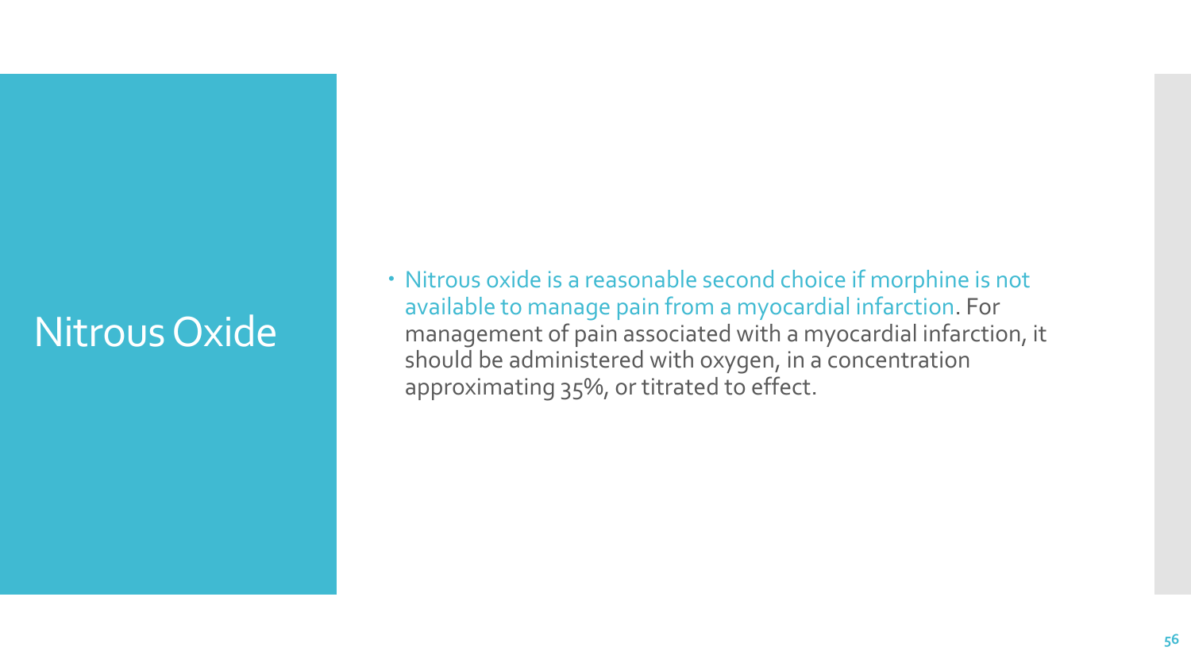# Nitrous Oxide

- Nitrous oxide is a reasonable second choice if morphine is not available to manage pain from a myocardial infarction. For management of pain associated with a myocardial infarction, it should be administered with oxygen, in a concentration approximating 35%, or titrated to effect.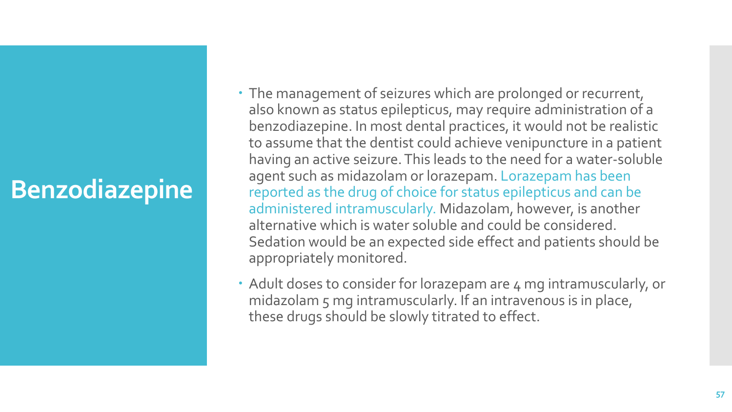# Benzodiazepine

- The management of seizures which are prolonged or recurrent, also known as status epilepticus, may require administration of a benzodiazepine. In most dental practices, it would not be realistic to assume that the dentist could achieve venipuncture in a patient having an active seizure. This leads to the need for a water-soluble agent such as midazolam or lorazepam. Lorazepam has been reported as the drug of choice for status epilepticus and can be administered intramuscularly. Midazolam, however, is another alternative which is water soluble and could be considered. Sedation would be an expected side effect and patients should be appropriately monitored.
- Adult doses to consider for lorazepam are 4 mg intramuscularly, or midazolam 5 mg intramuscularly. If an intravenous is in place, these drugs should be slowly titrated to effect.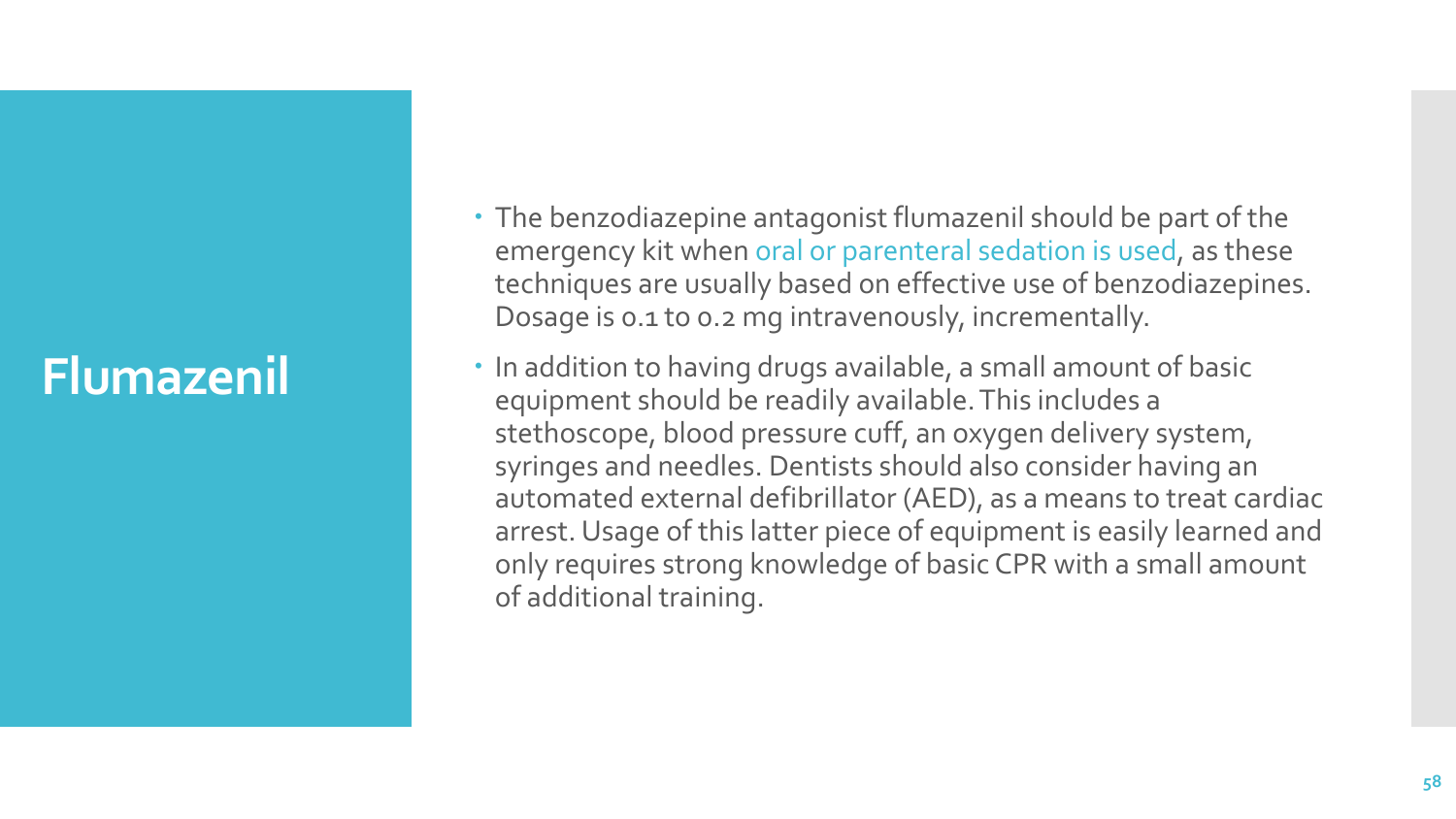# Flumazenil

- The benzodiazepine antagonist flumazenil should be part of the emergency kit when oral or parenteral sedation is used, as these techniques are usually based on effective use of benzodiazepines. Dosage is 0.1 to 0.2 mg intravenously, incrementally.
- In addition to having drugs available, a small amount of basic equipment should be readily available. This includes a stethoscope, blood pressure cuff, an oxygen delivery system, syringes and needles. Dentists should also consider having an automated external defibrillator (AED), as a means to treat cardiac arrest. Usage of this latter piece of equipment is easily learned and only requires strong knowledge of basic CPR with a small amount of additional training.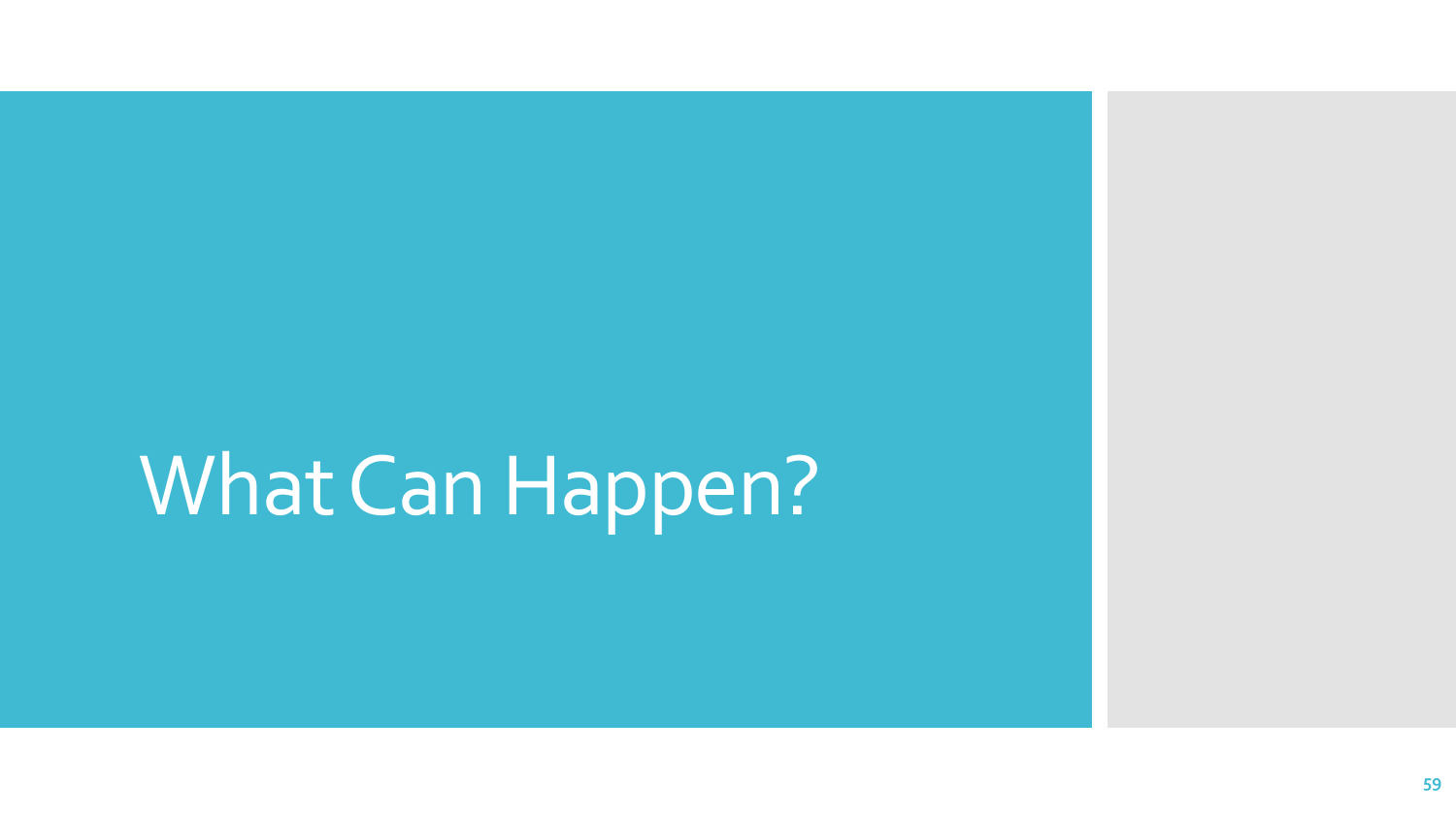# What Can Happen?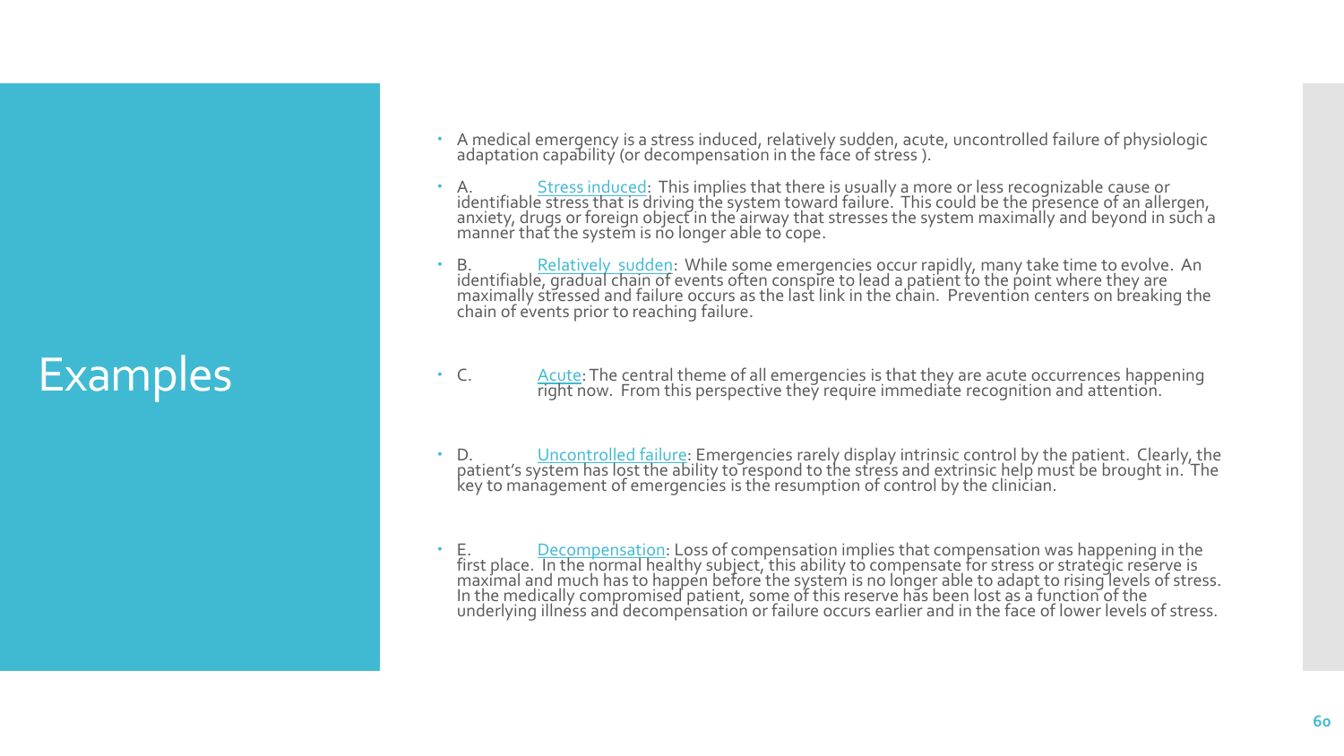# Examples

- A medical emergency is a stress induced, relatively sudden, acute, uncontrolled failure of physiologic adaptation capability (or decompensation in the face of stress ).
- A. Stress induced: This implies that there is usually a more or less recognizable cause or identifiable stress that is driving the system toward failure. This could be the presence of an allergen, anxiety, drugs or foreign object in the airway that stresses the system maximally and beyond in such a manner that the system is no longer able to cope.
- B. Relatively sudden: While some emergencies occur rapidly, many take time to evolve. An identifiable, gradual chain of events often conspire to lead a patient to the point where they are maximally stressed and failure occurs as the last link in the chain. Prevention centers on breaking the chain of events prior to reaching failure.
- C. Acute: The central theme of all emergencies is that they are acute occurrences happening right now. From this perspective they require immediate recognition and attention.
- D. Uncontrolled failure: Emergencies rarely display intrinsic control by the patient. Clearly, the patient's system has lost the ability to respond to the stress and extrinsic help must be brought in. The key to management of emergencies is the resumption of control by the clinician.
- E. Decompensation: Loss of compensation implies that compensation was happening in the first place. In the normal healthy subject, this ability to compensate for stress or strategic reserve is maximal and much has to happen before the system is no longer able to adapt to rising levels of stress. In the medically compromised patient, some of this reserve has been lost as a function of the underlying illness and decompensation or failure occurs earlier and in the face of lower levels of stress.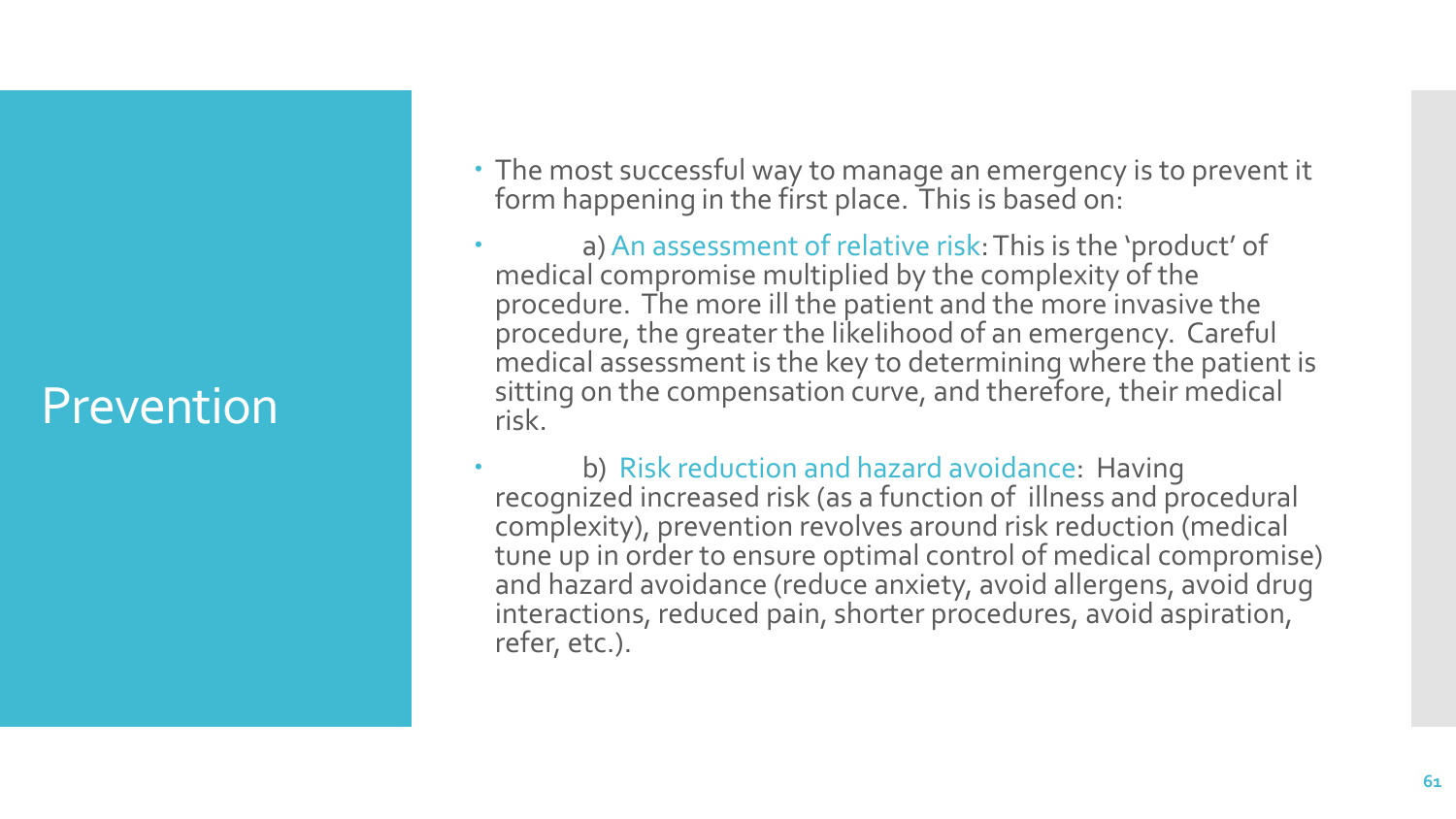# Prevention

- The most successful way to manage an emergency is to prevent it form happening in the first place. This is based on:
- a) An assessment of relative risk: This is the 'product' of medical compromise multiplied by the complexity of the procedure. The more ill the patient and the more invasive the procedure, the greater the likelihood of an emergency. Careful medical assessment is the key to determining where the patient is sitting on the compensation curve, and therefore, their medical risk.
- b) Risk reduction and hazard avoidance: Having recognized increased risk (as a function of illness and procedural complexity), prevention revolves around risk reduction (medical tune up in order to ensure optimal control of medical compromise) and hazard avoidance (reduce anxiety, avoid allergens, avoid drug interactions, reduced pain, shorter procedures, avoid aspiration, refer, etc.).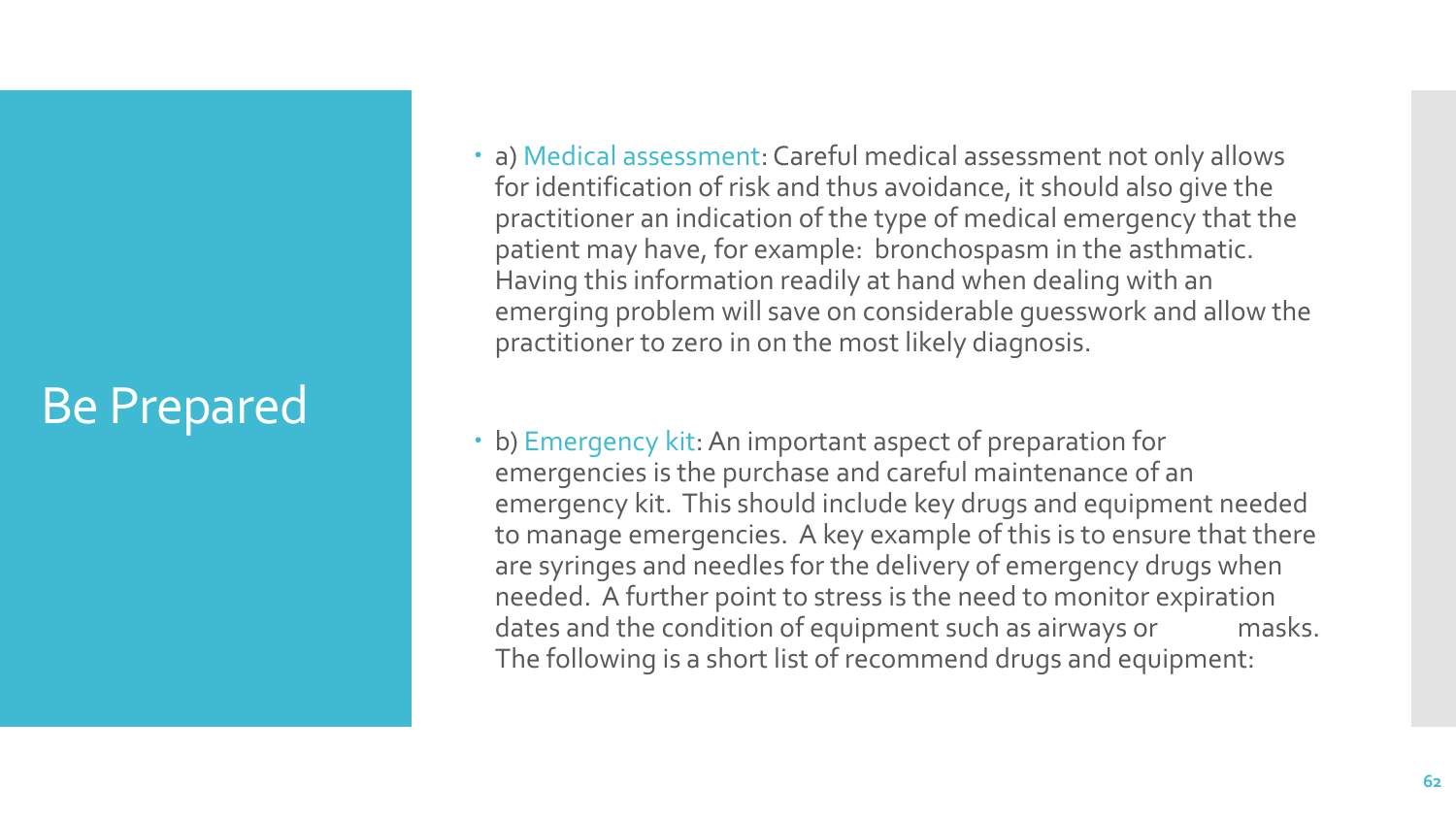# Be Prepared

- a) Medical assessment: Careful medical assessment not only allows for identification of risk and thus avoidance, it should also give the practitioner an indication of the type of medical emergency that the patient may have, for example: bronchospasm in the asthmatic. Having this information readily at hand when dealing with an emerging problem will save on considerable guesswork and allow the practitioner to zero in on the most likely diagnosis.

- b) Emergency kit: An important aspect of preparation for emergencies is the purchase and careful maintenance of an emergency kit. This should include key drugs and equipment needed to manage emergencies. A key example of this is to ensure that there are syringes and needles for the delivery of emergency drugs when needed. A further point to stress is the need to monitor expiration dates and the condition of equipment such as airways or masks. The following is a short list of recommend drugs and equipment: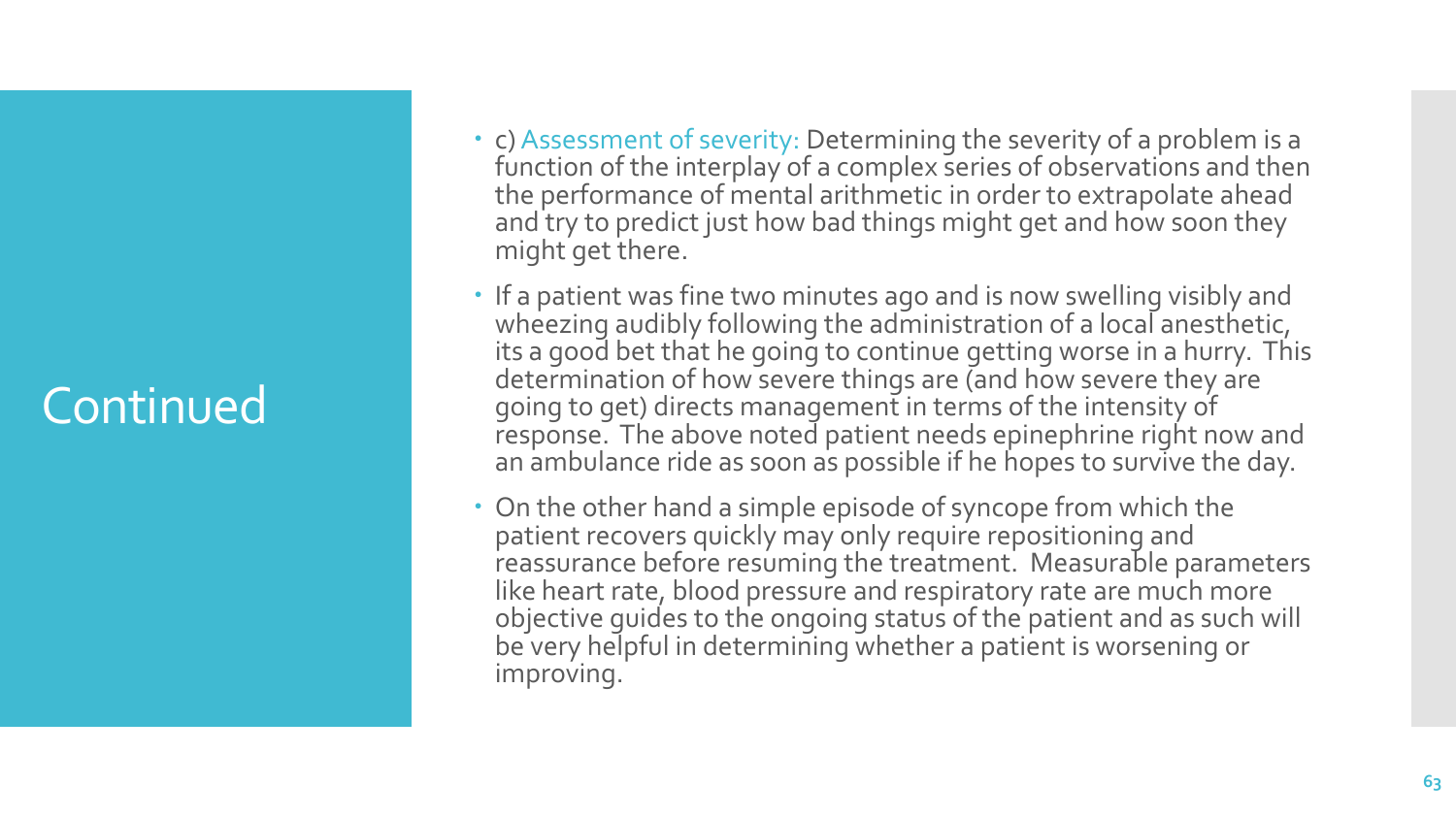# Continued

- c) Assessment of severity: Determining the severity of a problem is a function of the interplay of a complex series of observations and then the performance of mental arithmetic in order to extrapolate ahead and try to predict just how bad things might get and how soon they might get there.
- If a patient was fine two minutes ago and is now swelling visibly and wheezing audibly following the administration of a local anesthetic, its a good bet that he going to continue getting worse in a hurry. This determination of how severe things are (and how severe they are going to get) directs management in terms of the intensity of response. The above noted patient needs epinephrine right now and an ambulance ride as soon as possible if he hopes to survive the day.
- On the other hand a simple episode of syncope from which the patient recovers quickly may only require repositioning and reassurance before resuming the treatment. Measurable parameters like heart rate, blood pressure and respiratory rate are much more objective guides to the ongoing status of the patient and as such will be very helpful in determining whether a patient is worsening or improving.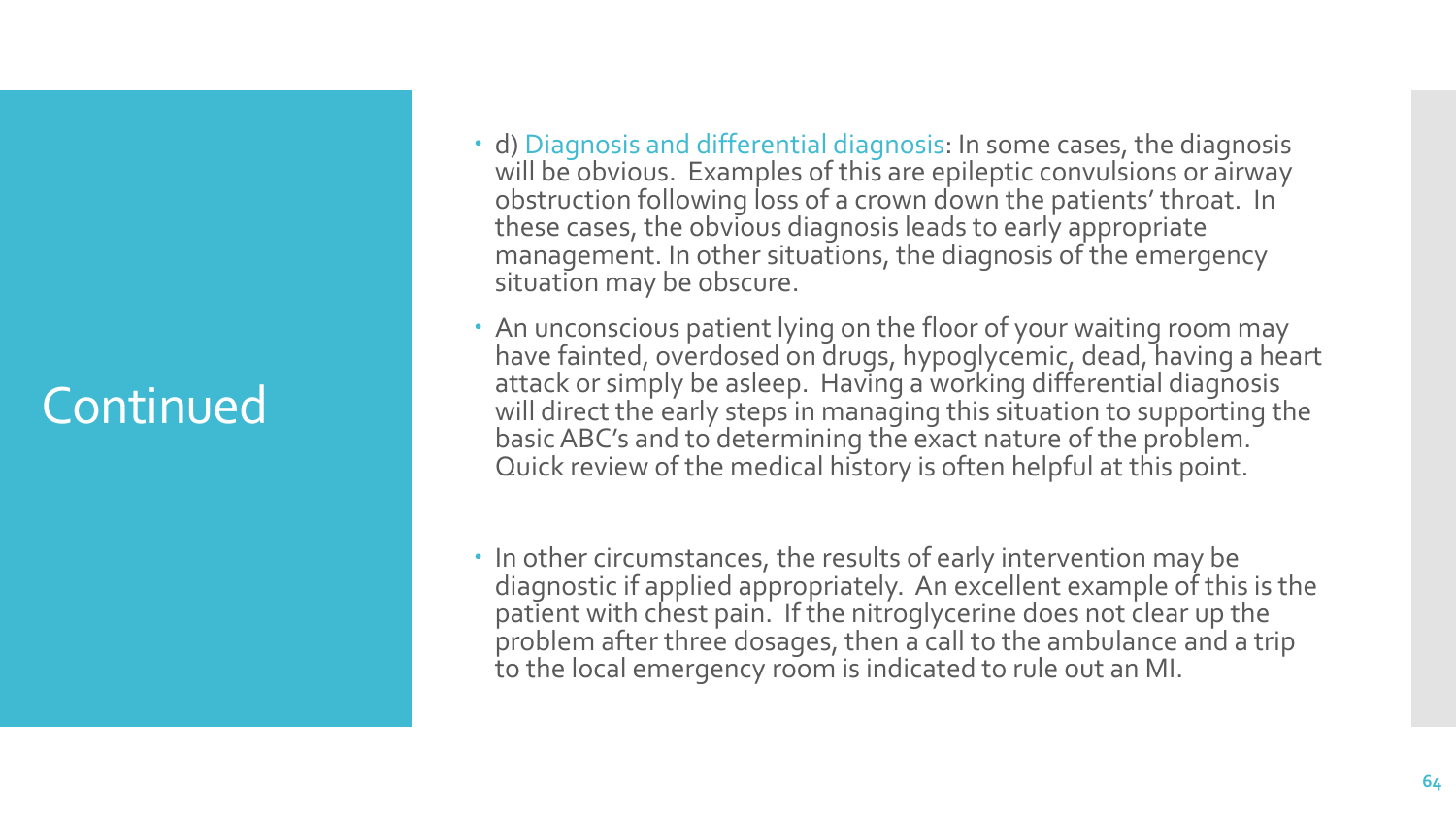# Continued

- d) Diagnosis and differential diagnosis: In some cases, the diagnosis will be obvious. Examples of this are epileptic convulsions or airway obstruction following loss of a crown down the patients' throat. In these cases, the obvious diagnosis leads to early appropriate management. In other situations, the diagnosis of the emergency situation may be obscure.
- An unconscious patient lying on the floor of your waiting room may have fainted, overdosed on drugs, hypoglycemic, dead, having a heart attack or simply be asleep. Having a working differential diagnosis will direct the early steps in managing this situation to supporting the basic ABC's and to determining the exact nature of the problem. Quick review of the medical history is often helpful at this point.
- In other circumstances, the results of early intervention may be diagnostic if applied appropriately. An excellent example of this is the patient with chest pain. If the nitroglycerine does not clear up the problem after three dosages, then a call to the ambulance and a trip to the local emergency room is indicated to rule out an MI.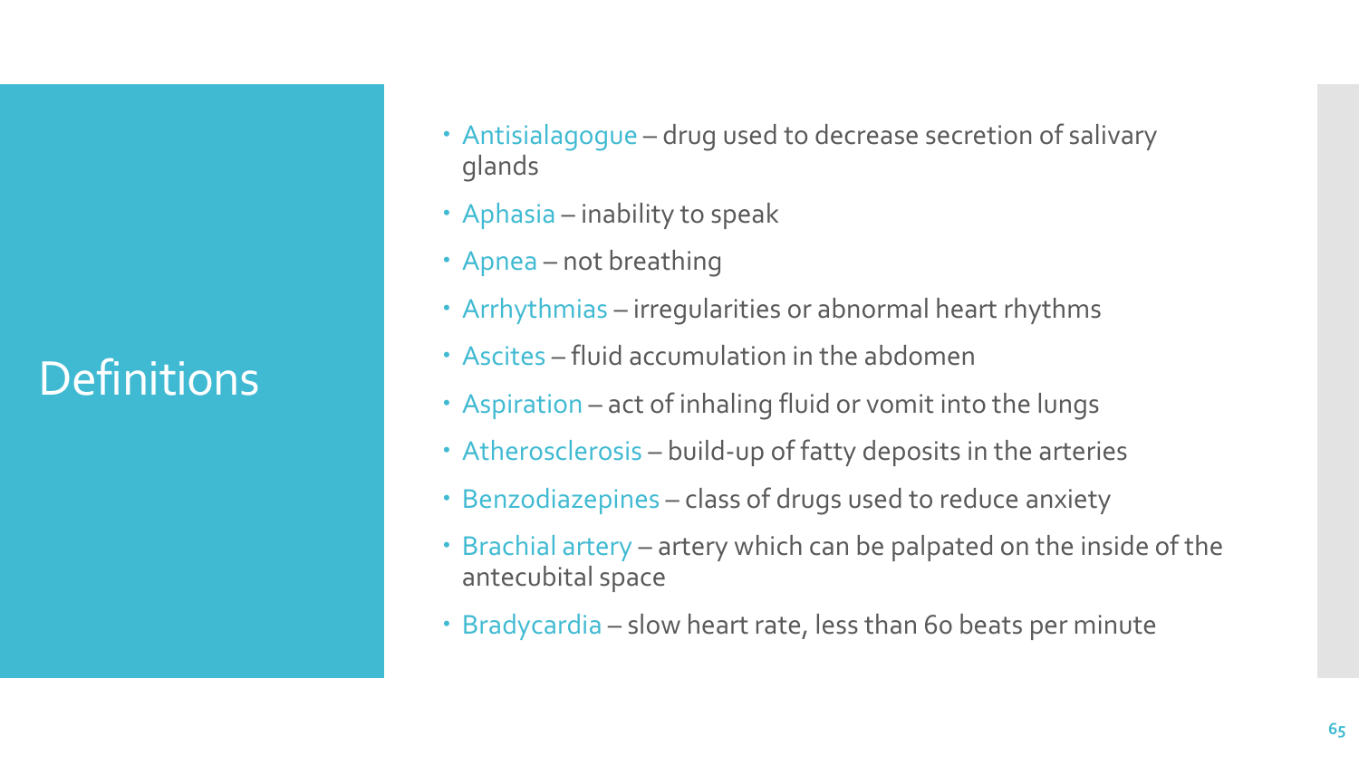# Definitions

- Antisialagogue – drug used to decrease secretion of salivary glands
- Aphasia – inability to speak
- Apnea – not breathing
- Arrhythmias – irregularities or abnormal heart rhythms
- Ascites – fluid accumulation in the abdomen
- Aspiration – act of inhaling fluid or vomit into the lungs
- Atherosclerosis – build-up of fatty deposits in the arteries
- Benzodiazepines – class of drugs used to reduce anxiety
- Brachial artery – artery which can be palpated on the inside of the antecubital space
- Bradycardia – slow heart rate, less than 60 beats per minute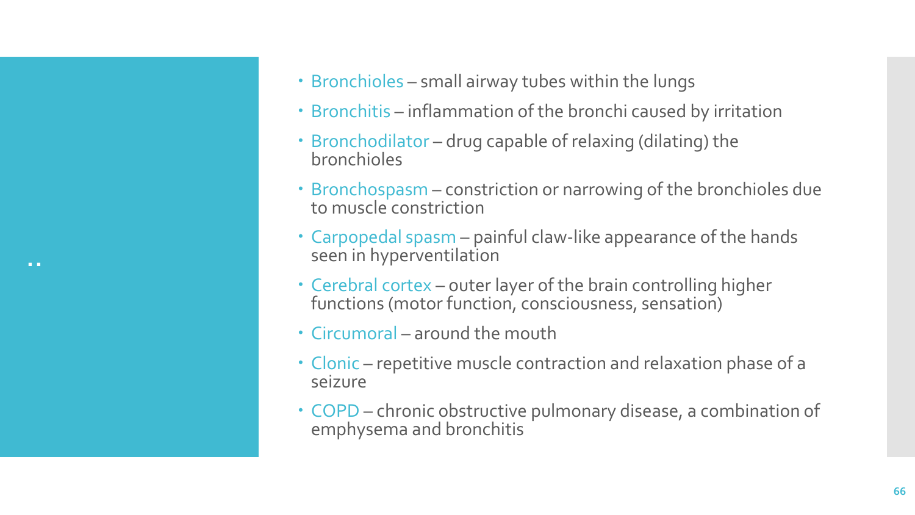..

- Bronchioles – small airway tubes within the lungs
- Bronchitis – inflammation of the bronchi caused by irritation
- Bronchodilator – drug capable of relaxing (dilating) the bronchioles
- Bronchospasm – constriction or narrowing of the bronchioles due to muscle constriction
- Carpopedal spasm – painful claw-like appearance of the hands seen in hyperventilation
- Cerebral cortex – outer layer of the brain controlling higher functions (motor function, consciousness, sensation)
- Circumoral – around the mouth
- Clonic – repetitive muscle contraction and relaxation phase of a seizure
- COPD – chronic obstructive pulmonary disease, a combination of emphysema and bronchitis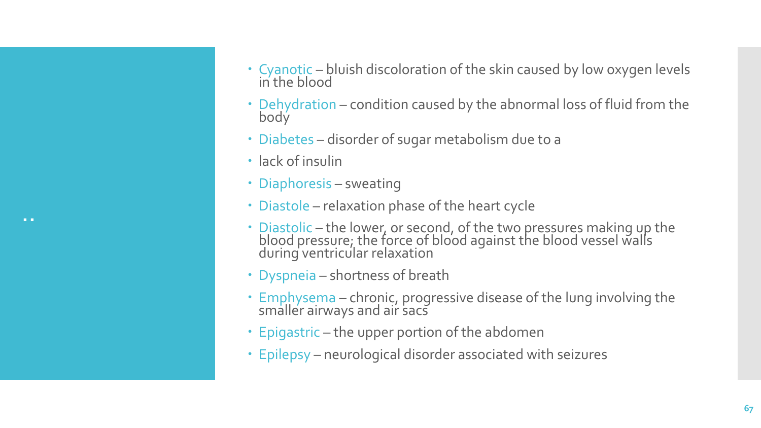- Cyanotic – bluish discoloration of the skin caused by low oxygen levels in the blood
- Dehydration – condition caused by the abnormal loss of fluid from the body
- Diabetes – disorder of sugar metabolism due to a
- lack of insulin
- Diaphoresis – sweating
- Diastole – relaxation phase of the heart cycle
- Diastolic – the lower, or second, of the two pressures making up the blood pressure; the force of blood against the blood vessel walls during ventricular relaxation
- Dyspneia – shortness of breath
- Emphysema – chronic, progressive disease of the lung involving the smaller airways and air sacs
- Epigastric – the upper portion of the abdomen
- Epilepsy – neurological disorder associated with seizures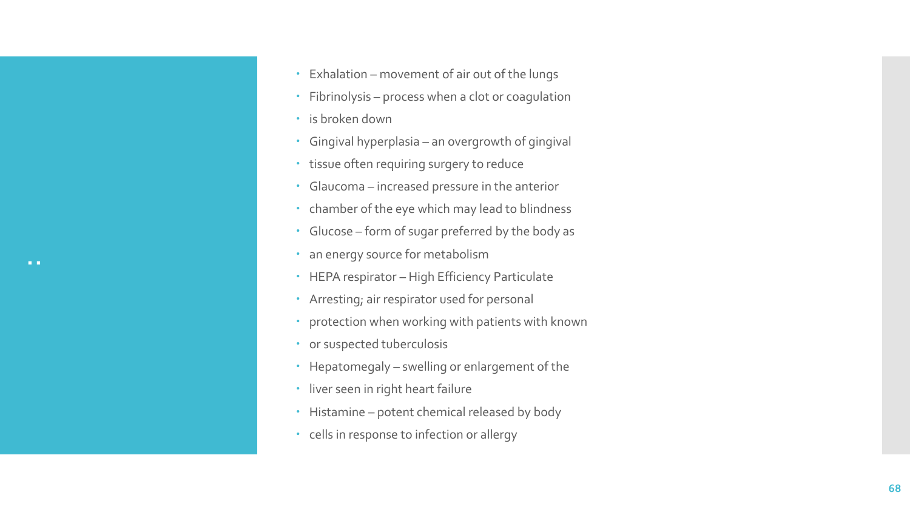- Exhalation – movement of air out of the lungs
- Fibrinolysis – process when a clot or coagulation
- is broken down
- Gingival hyperplasia – an overgrowth of gingival
- tissue often requiring surgery to reduce
- Glaucoma – increased pressure in the anterior
- chamber of the eye which may lead to blindness
- Glucose – form of sugar preferred by the body as
- an energy source for metabolism
- HEPA respirator – High Efficiency Particulate
- Arresting; air respirator used for personal
- protection when working with patients with known
- or suspected tuberculosis
- Hepatomegaly – swelling or enlargement of the
- liver seen in right heart failure
- Histamine – potent chemical released by body
- cells in response to infection or allergy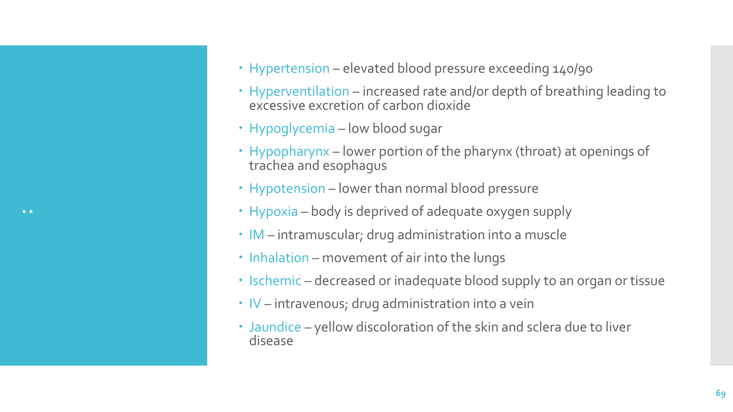- Hypertension – elevated blood pressure exceeding 140/90
- Hyperventilation – increased rate and/or depth of breathing leading to excessive excretion of carbon dioxide
- Hypoglycemia – low blood sugar
- Hypopharynx – lower portion of the pharynx (throat) at openings of trachea and esophagus
- Hypotension – lower than normal blood pressure
- Hypoxia – body is deprived of adequate oxygen supply
- IM – intramuscular; drug administration into a muscle
- Inhalation – movement of air into the lungs
- Ischemic – decreased or inadequate blood supply to an organ or tissue
- IV – intravenous; drug administration into a vein
- Jaundice – yellow discoloration of the skin and sclera due to liver disease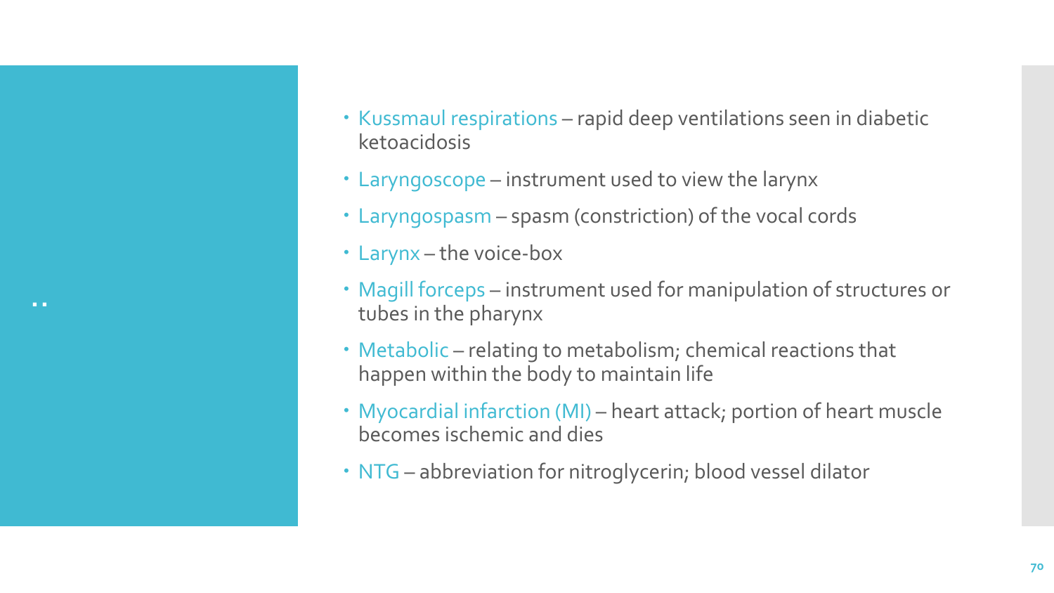- Kussmaul respirations – rapid deep ventilations seen in diabetic ketoacidosis
- Laryngoscope – instrument used to view the larynx
- Laryngospasm – spasm (constriction) of the vocal cords
- Larynx – the voice-box
- Magill forceps – instrument used for manipulation of structures or tubes in the pharynx
- Metabolic – relating to metabolism; chemical reactions that happen within the body to maintain life
- Myocardial infarction (MI) – heart attack; portion of heart muscle becomes ischemic and dies
- NTG – abbreviation for nitroglycerin; blood vessel dilator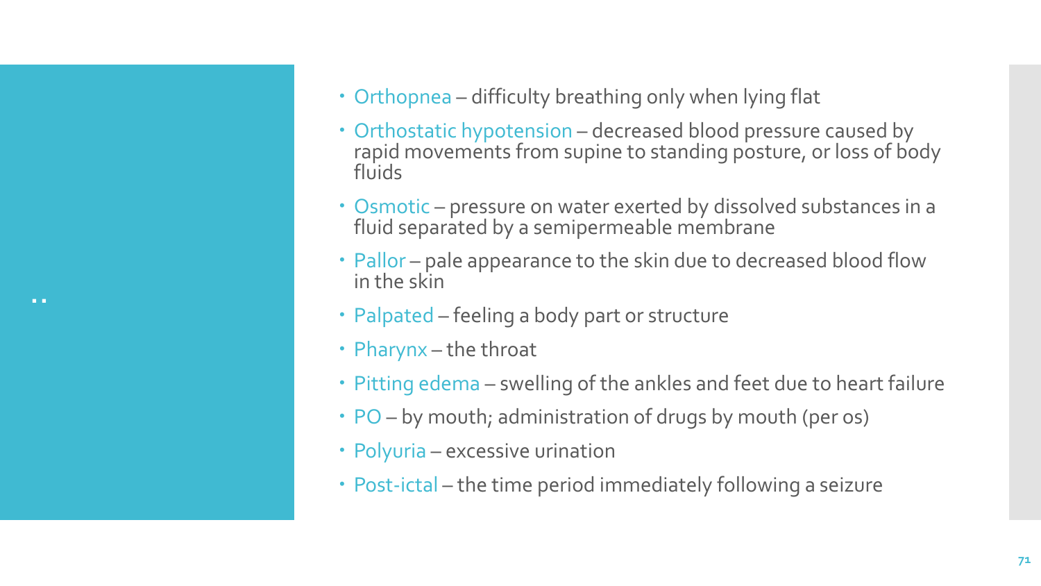- Orthopnea – difficulty breathing only when lying flat
- Orthostatic hypotension – decreased blood pressure caused by rapid movements from supine to standing posture, or loss of body fluids
- Osmotic – pressure on water exerted by dissolved substances in a fluid separated by a semipermeable membrane
- Pallor – pale appearance to the skin due to decreased blood flow in the skin
- Palpated – feeling a body part or structure
- Pharynx – the throat
- Pitting edema – swelling of the ankles and feet due to heart failure
- PO – by mouth; administration of drugs by mouth (per os)
- Polyuria – excessive urination
- Post-ictal – the time period immediately following a seizure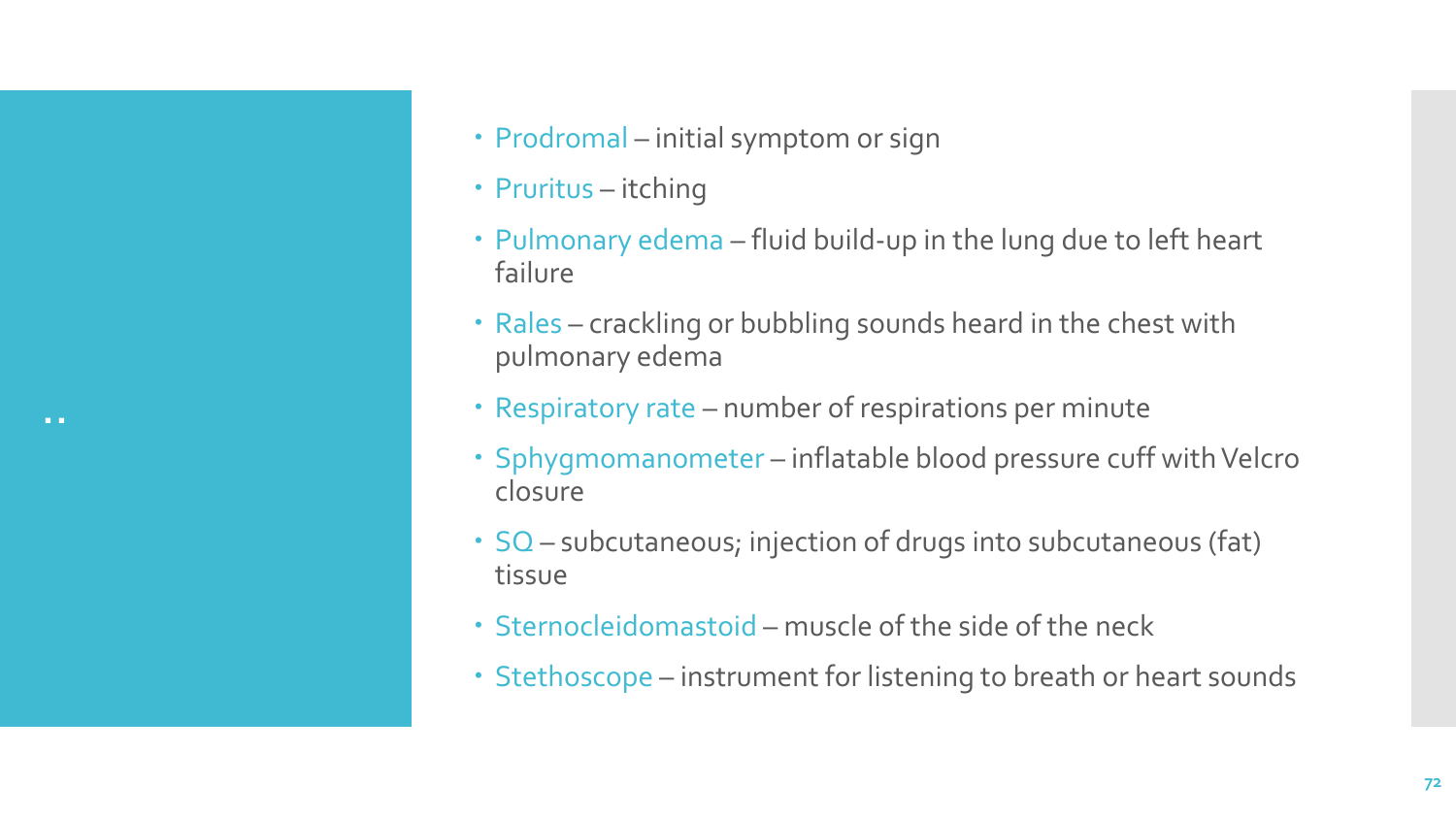- Prodromal – initial symptom or sign
- Pruritus – itching
- Pulmonary edema – fluid build-up in the lung due to left heart failure
- Rales – crackling or bubbling sounds heard in the chest with pulmonary edema
- Respiratory rate – number of respirations per minute
- Sphygmomanometer – inflatable blood pressure cuff with Velcro closure
- SQ – subcutaneous; injection of drugs into subcutaneous (fat) tissue
- Sternocleidomastoid – muscle of the side of the neck
- Stethoscope – instrument for listening to breath or heart sounds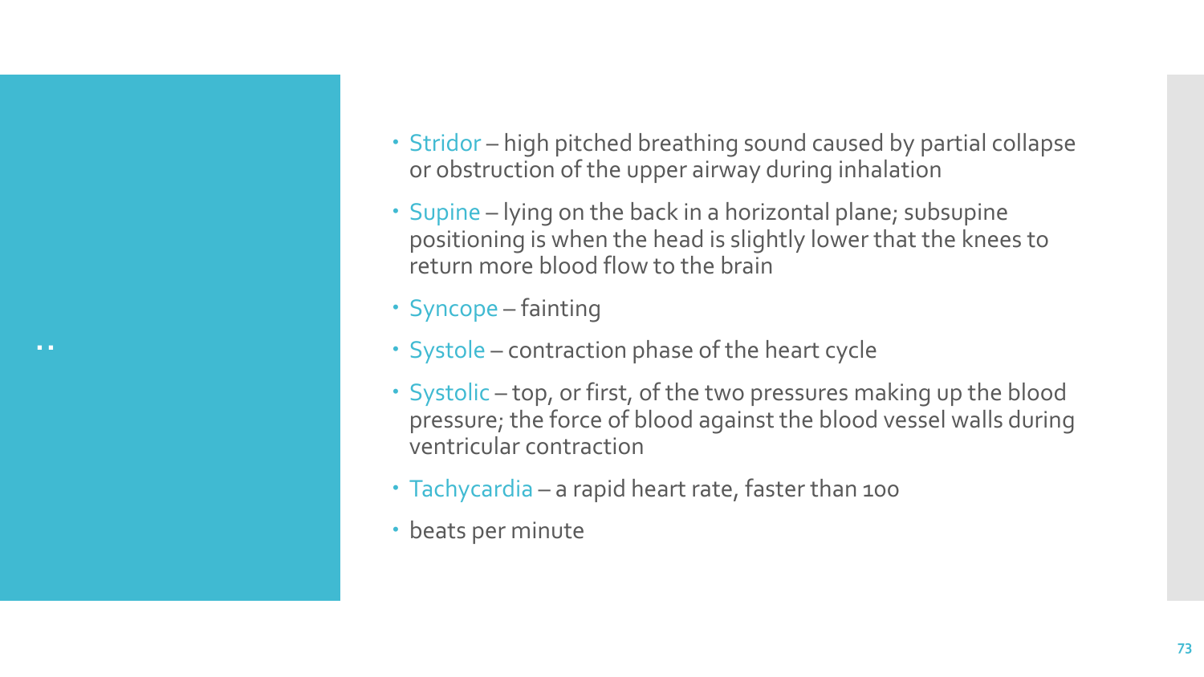- Stridor – high pitched breathing sound caused by partial collapse or obstruction of the upper airway during inhalation
- Supine – lying on the back in a horizontal plane; subsupine positioning is when the head is slightly lower that the knees to return more blood flow to the brain
- Syncope – fainting
- Systole – contraction phase of the heart cycle
- Systolic – top, or first, of the two pressures making up the blood pressure; the force of blood against the blood vessel walls during ventricular contraction
- Tachycardia – a rapid heart rate, faster than 100
- beats per minute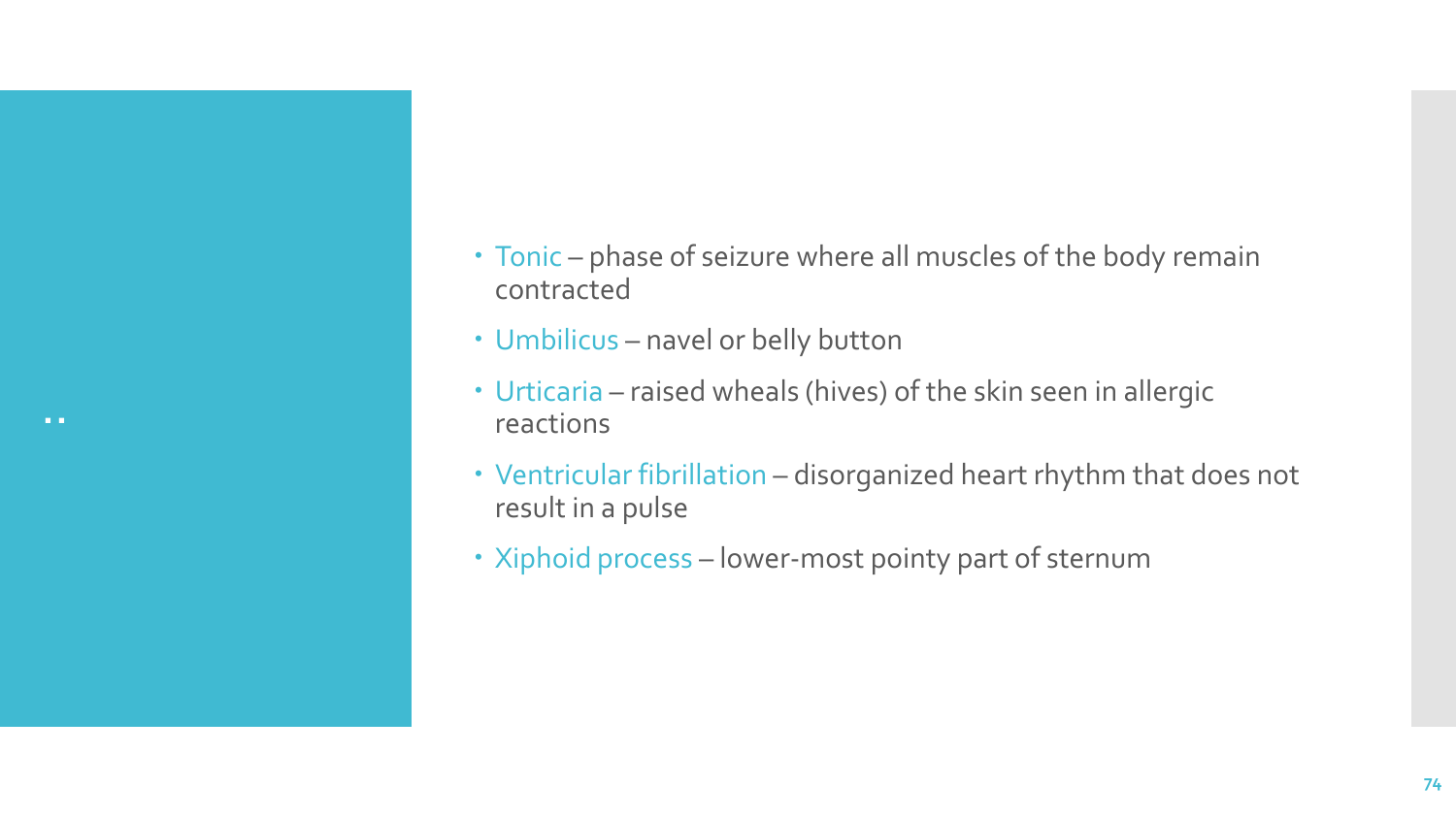..

- Tonic – phase of seizure where all muscles of the body remain contracted
- Umbilicus – navel or belly button
- Urticaria – raised wheals (hives) of the skin seen in allergic reactions
- Ventricular fibrillation – disorganized heart rhythm that does not result in a pulse
- Xiphoid process – lower-most pointy part of sternum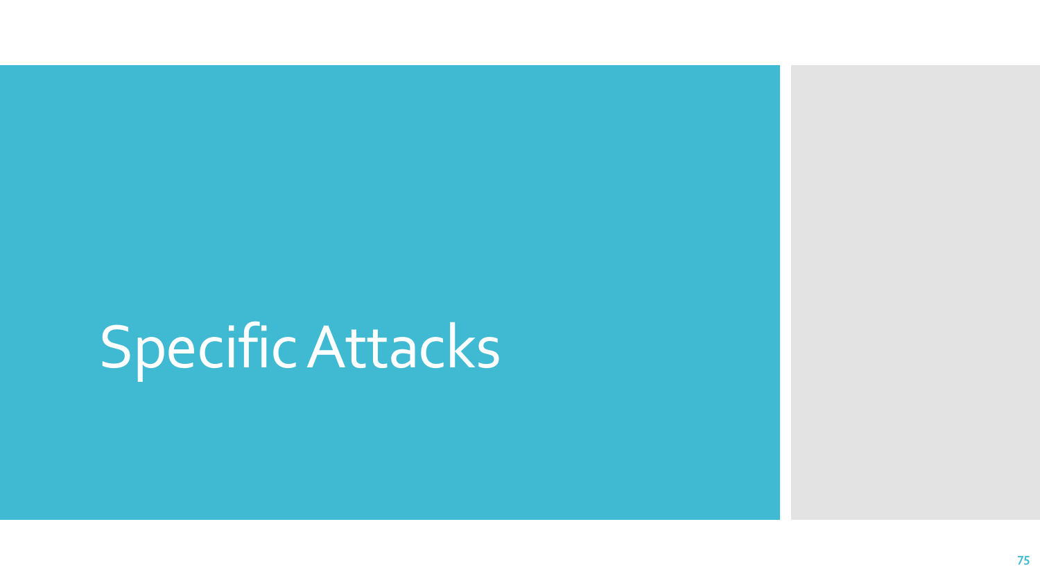# Specific Attacks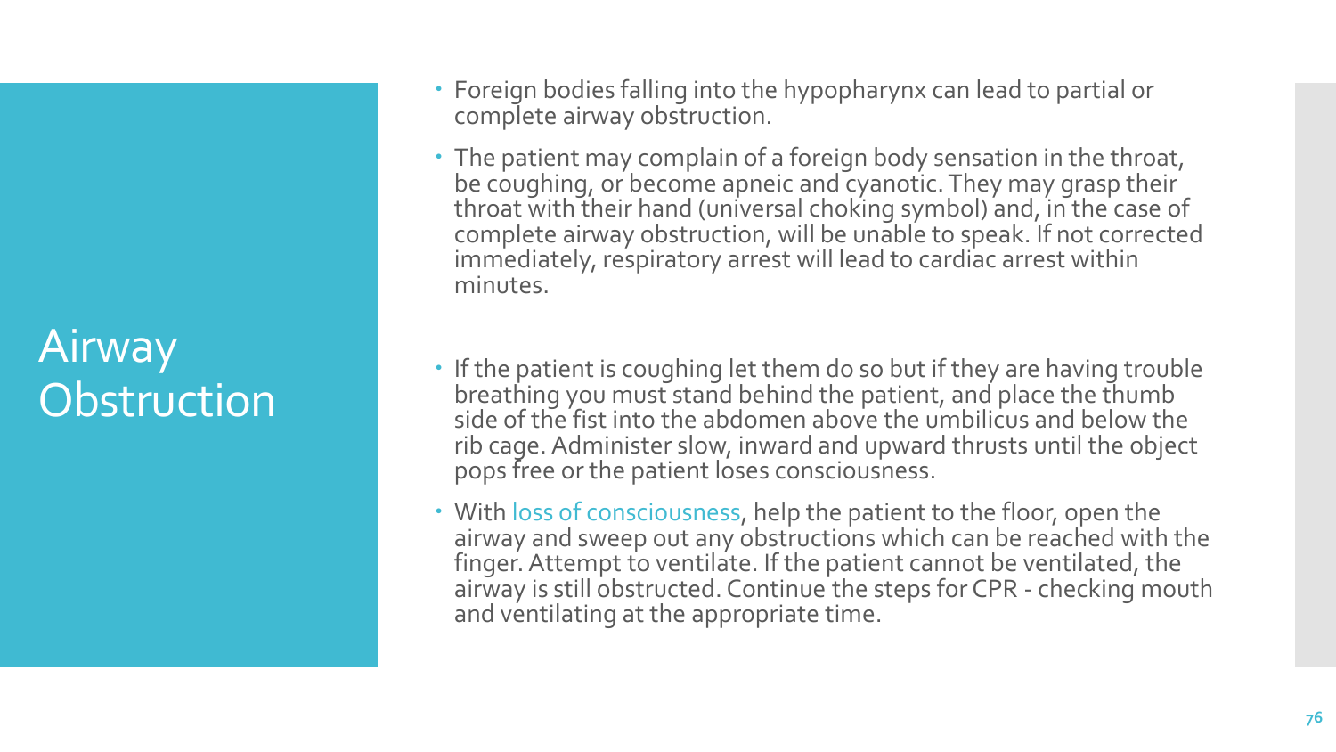# Airway Obstruction

- Foreign bodies falling into the hypopharynx can lead to partial or complete airway obstruction.
- The patient may complain of a foreign body sensation in the throat, be coughing, or become apneic and cyanotic. They may grasp their throat with their hand (universal choking symbol) and, in the case of complete airway obstruction, will be unable to speak. If not corrected immediately, respiratory arrest will lead to cardiac arrest within minutes.
- If the patient is coughing let them do so but if they are having trouble breathing you must stand behind the patient, and place the thumb side of the fist into the abdomen above the umbilicus and below the rib cage. Administer slow, inward and upward thrusts until the object pops free or the patient loses consciousness.
- With loss of consciousness, help the patient to the floor, open the airway and sweep out any obstructions which can be reached with the finger. Attempt to ventilate. If the patient cannot be ventilated, the airway is still obstructed. Continue the steps for CPR - checking mouth and ventilating at the appropriate time.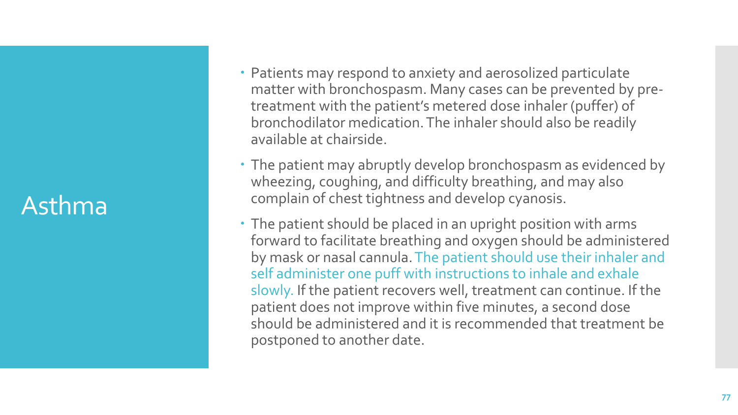# Asthma

- Patients may respond to anxiety and aerosolized particulate matter with bronchospasm. Many cases can be prevented by pre-treatment with the patient's metered dose inhaler (puffer) of bronchodilator medication. The inhaler should also be readily available at chairside.
- The patient may abruptly develop bronchospasm as evidenced by wheezing, coughing, and difficulty breathing, and may also complain of chest tightness and develop cyanosis.
- The patient should be placed in an upright position with arms forward to facilitate breathing and oxygen should be administered by mask or nasal cannula. The patient should use their inhaler and self administer one puff with instructions to inhale and exhale slowly. If the patient recovers well, treatment can continue. If the patient does not improve within five minutes, a second dose should be administered and it is recommended that treatment be postponed to another date.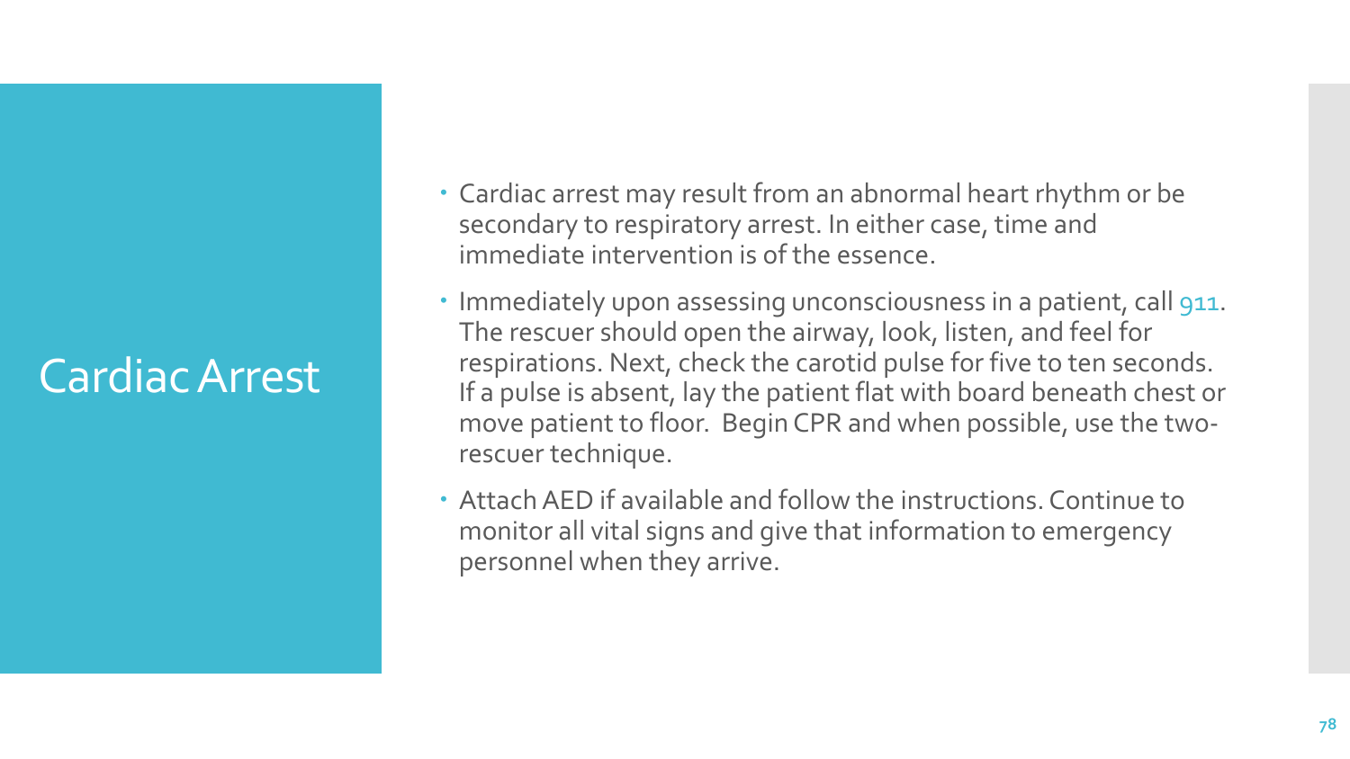# Cardiac Arrest

- Cardiac arrest may result from an abnormal heart rhythm or be secondary to respiratory arrest. In either case, time and immediate intervention is of the essence.
- Immediately upon assessing unconsciousness in a patient, call 911. The rescuer should open the airway, look, listen, and feel for respirations. Next, check the carotid pulse for five to ten seconds. If a pulse is absent, lay the patient flat with board beneath chest or move patient to floor. Begin CPR and when possible, use the two-rescuer technique.
- Attach AED if available and follow the instructions. Continue to monitor all vital signs and give that information to emergency personnel when they arrive.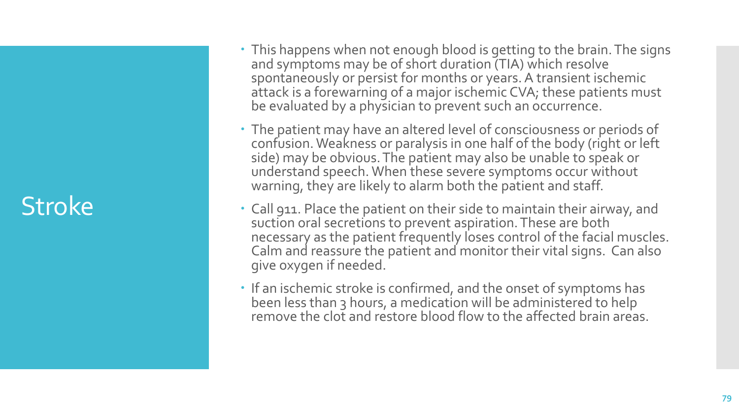# Stroke

- This happens when not enough blood is getting to the brain. The signs and symptoms may be of short duration (TIA) which resolve spontaneously or persist for months or years. A transient ischemic attack is a forewarning of a major ischemic CVA; these patients must be evaluated by a physician to prevent such an occurrence.
- The patient may have an altered level of consciousness or periods of confusion. Weakness or paralysis in one half of the body (right or left side) may be obvious. The patient may also be unable to speak or understand speech. When these severe symptoms occur without warning, they are likely to alarm both the patient and staff.
- Call 911. Place the patient on their side to maintain their airway, and suction oral secretions to prevent aspiration. These are both necessary as the patient frequently loses control of the facial muscles. Calm and reassure the patient and monitor their vital signs. Can also give oxygen if needed.
- If an ischemic stroke is confirmed, and the onset of symptoms has been less than 3 hours, a medication will be administered to help remove the clot and restore blood flow to the affected brain areas.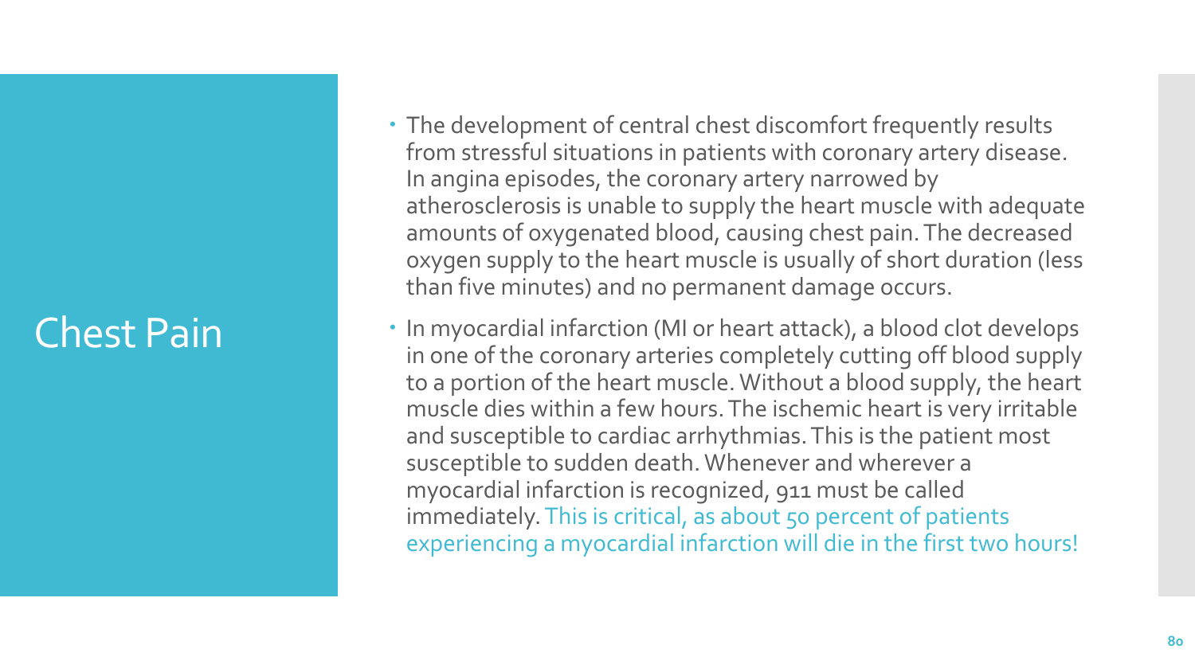# Chest Pain

- The development of central chest discomfort frequently results from stressful situations in patients with coronary artery disease. In angina episodes, the coronary artery narrowed by atherosclerosis is unable to supply the heart muscle with adequate amounts of oxygenated blood, causing chest pain. The decreased oxygen supply to the heart muscle is usually of short duration (less than five minutes) and no permanent damage occurs.
- In myocardial infarction (MI or heart attack), a blood clot develops in one of the coronary arteries completely cutting off blood supply to a portion of the heart muscle. Without a blood supply, the heart muscle dies within a few hours. The ischemic heart is very irritable and susceptible to cardiac arrhythmias. This is the patient most susceptible to sudden death. Whenever and wherever a myocardial infarction is recognized, 911 must be called immediately. This is critical, as about 50 percent of patients experiencing a myocardial infarction will die in the first two hours!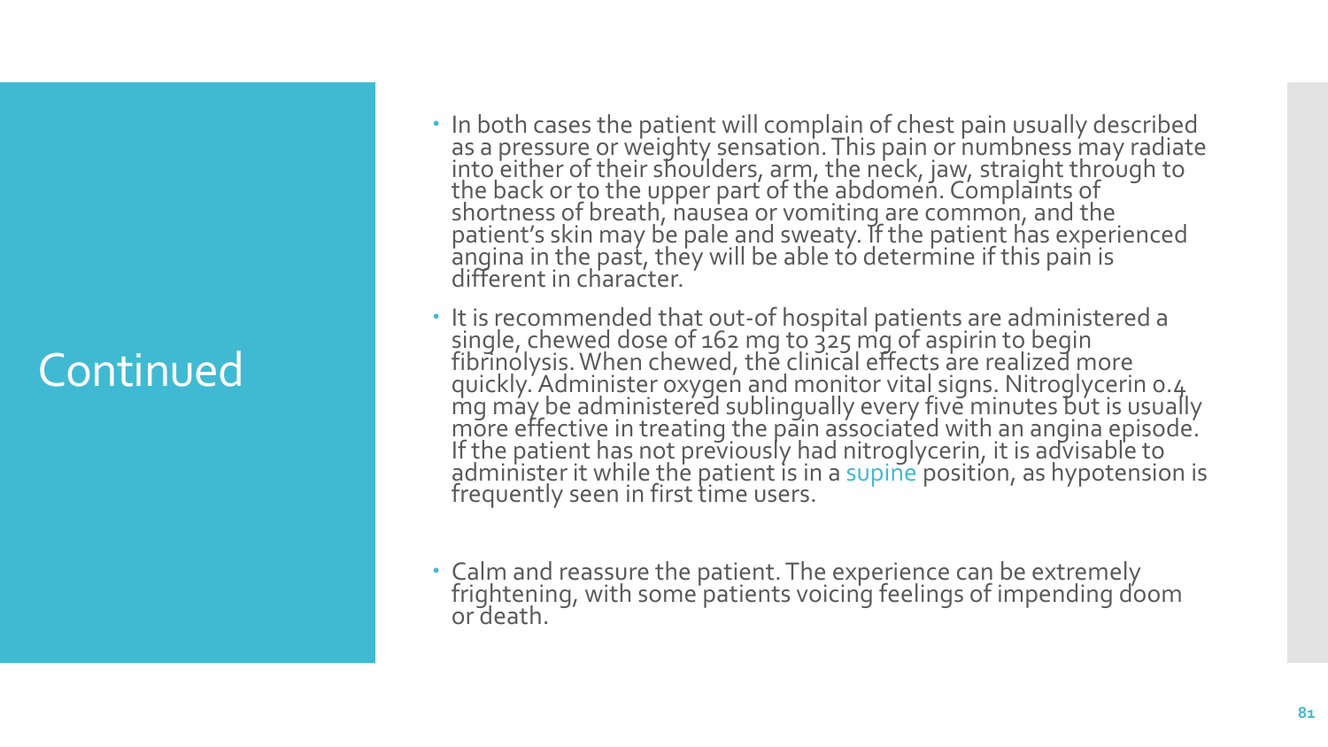# Continued

- In both cases the patient will complain of chest pain usually described as a pressure or weighty sensation. This pain or numbness may radiate into either of their shoulders, arm, the neck, jaw, straight through to the back or to the upper part of the abdomen. Complaints of shortness of breath, nausea or vomiting are common, and the patient's skin may be pale and sweaty. If the patient has experienced angina in the past, they will be able to determine if this pain is different in character.
- It is recommended that out-of hospital patients are administered a single, chewed dose of 162 mg to 325 mg of aspirin to begin fibrinolysis. When chewed, the clinical effects are realized more quickly. Administer oxygen and monitor vital signs. Nitroglycerin 0.4 mg may be administered sublingually every five minutes but is usually more effective in treating the pain associated with an angina episode. If the patient has not previously had nitroglycerin, it is advisable to administer it while the patient is in a supine position, as hypotension is frequently seen in first time users.
- Calm and reassure the patient. The experience can be extremely frightening, with some patients voicing feelings of impending doom or death.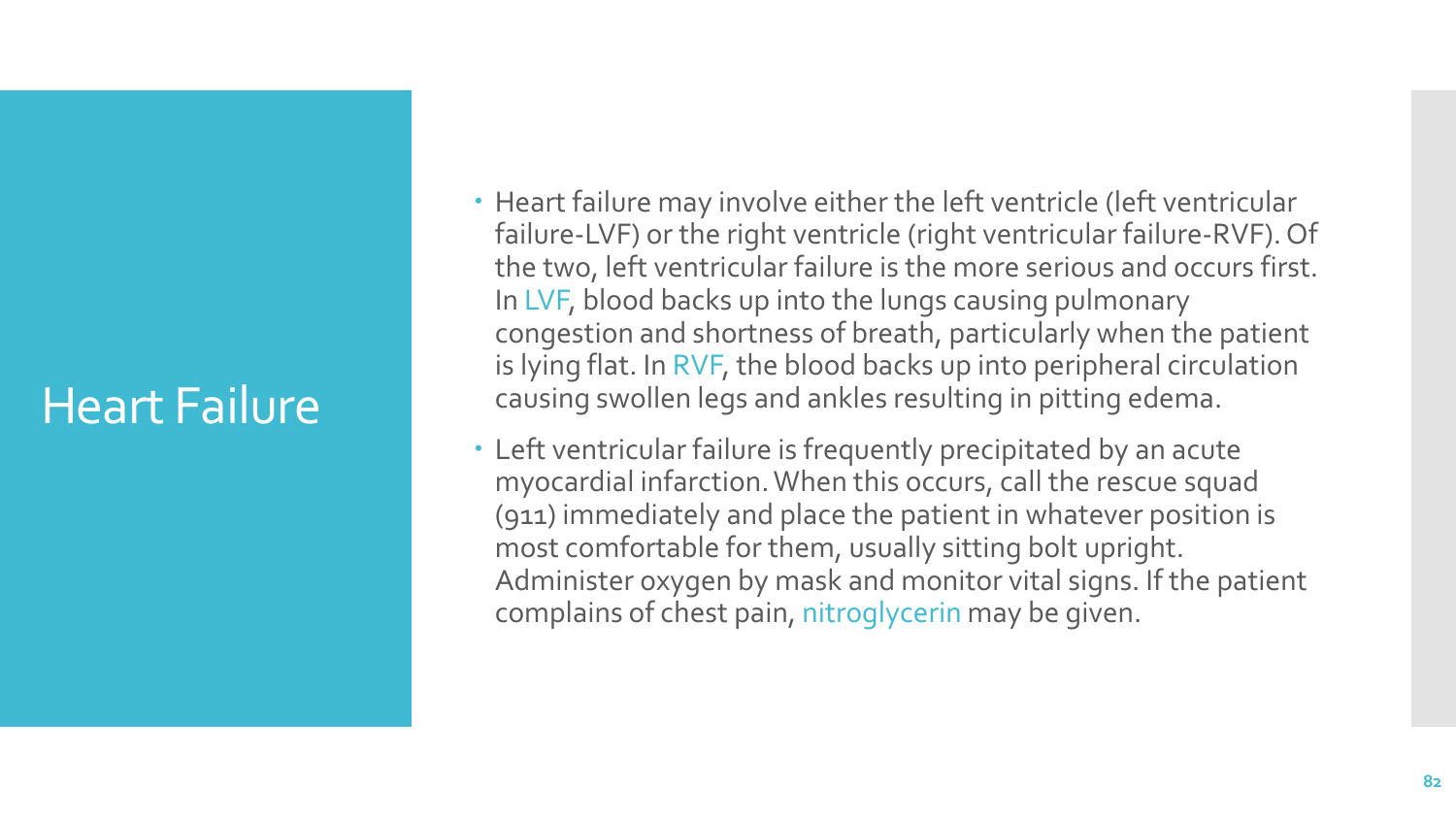# Heart Failure

- Heart failure may involve either the left ventricle (left ventricular failure-LVF) or the right ventricle (right ventricular failure-RVF). Of the two, left ventricular failure is the more serious and occurs first. In LVF, blood backs up into the lungs causing pulmonary congestion and shortness of breath, particularly when the patient is lying flat. In RVF, the blood backs up into peripheral circulation causing swollen legs and ankles resulting in pitting edema.
- Left ventricular failure is frequently precipitated by an acute myocardial infarction. When this occurs, call the rescue squad (911) immediately and place the patient in whatever position is most comfortable for them, usually sitting bolt upright. Administer oxygen by mask and monitor vital signs. If the patient complains of chest pain, nitroglycerin may be given.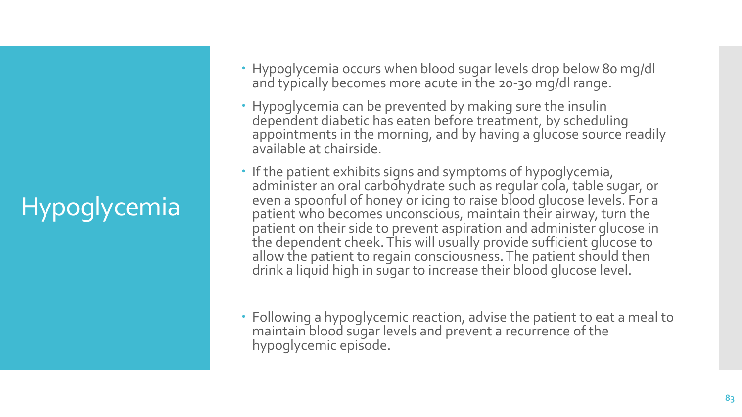# Hypoglycemia

- Hypoglycemia occurs when blood sugar levels drop below 80 mg/dl and typically becomes more acute in the 20-30 mg/dl range.
- Hypoglycemia can be prevented by making sure the insulin dependent diabetic has eaten before treatment, by scheduling appointments in the morning, and by having a glucose source readily available at chairside.
- If the patient exhibits signs and symptoms of hypoglycemia, administer an oral carbohydrate such as regular cola, table sugar, or even a spoonful of honey or icing to raise blood glucose levels. For a patient who becomes unconscious, maintain their airway, turn the patient on their side to prevent aspiration and administer glucose in the dependent cheek. This will usually provide sufficient glucose to allow the patient to regain consciousness. The patient should then drink a liquid high in sugar to increase their blood glucose level.
- Following a hypoglycemic reaction, advise the patient to eat a meal to maintain blood sugar levels and prevent a recurrence of the hypoglycemic episode.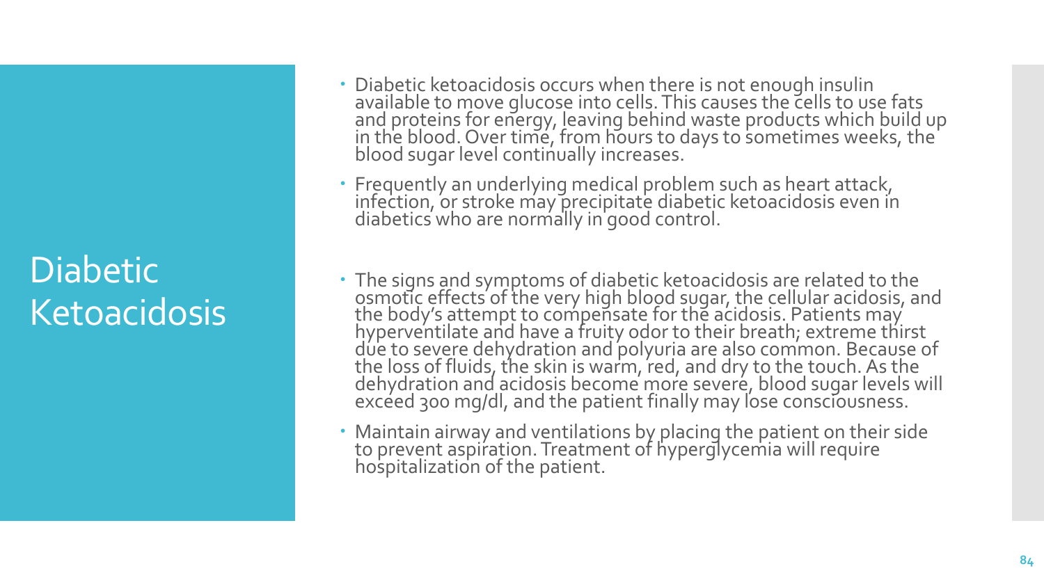# Diabetic Ketoacidosis

- Diabetic ketoacidosis occurs when there is not enough insulin available to move glucose into cells. This causes the cells to use fats and proteins for energy, leaving behind waste products which build up in the blood. Over time, from hours to days to sometimes weeks, the blood sugar level continually increases.
- Frequently an underlying medical problem such as heart attack, infection, or stroke may precipitate diabetic ketoacidosis even in diabetics who are normally in good control.
- The signs and symptoms of diabetic ketoacidosis are related to the osmotic effects of the very high blood sugar, the cellular acidosis, and the body's attempt to compensate for the acidosis. Patients may hyperventilate and have a fruity odor to their breath; extreme thirst due to severe dehydration and polyuria are also common. Because of the loss of fluids, the skin is warm, red, and dry to the touch. As the dehydration and acidosis become more severe, blood sugar levels will exceed 300 mg/dl, and the patient finally may lose consciousness.
- Maintain airway and ventilations by placing the patient on their side to prevent aspiration. Treatment of hyperglycemia will require hospitalization of the patient.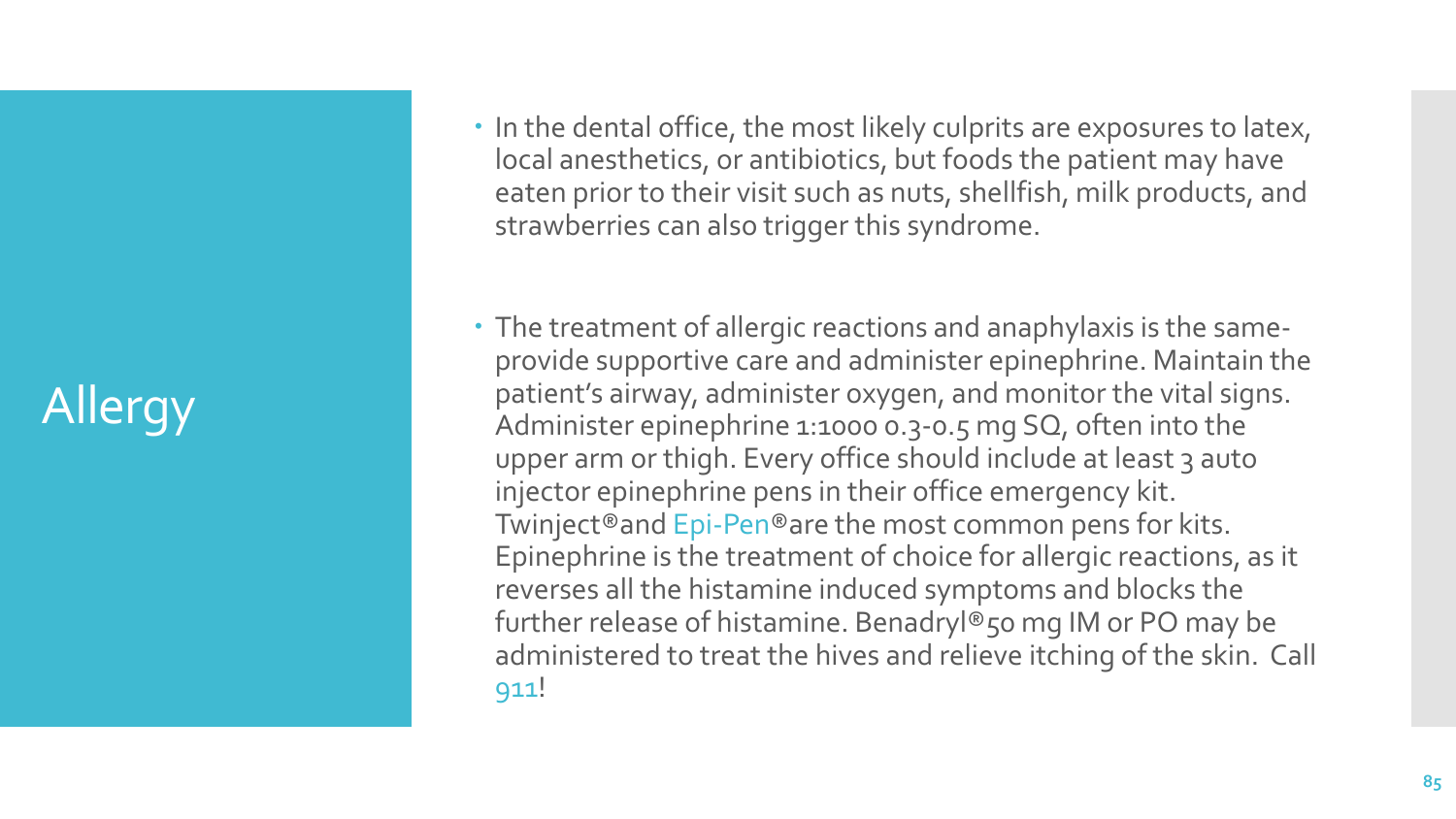# Allergy

- In the dental office, the most likely culprits are exposures to latex, local anesthetics, or antibiotics, but foods the patient may have eaten prior to their visit such as nuts, shellfish, milk products, and strawberries can also trigger this syndrome.

- The treatment of allergic reactions and anaphylaxis is the same- provide supportive care and administer epinephrine. Maintain the patient's airway, administer oxygen, and monitor the vital signs. Administer epinephrine 1:1000 0.3-0.5 mg SQ, often into the upper arm or thigh. Every office should include at least 3 auto injector epinephrine pens in their office emergency kit. Twinject®and Epi-Pen®are the most common pens for kits. Epinephrine is the treatment of choice for allergic reactions, as it reverses all the histamine induced symptoms and blocks the further release of histamine. Benadryl®50 mg IM or PO may be administered to treat the hives and relieve itching of the skin. Call 911!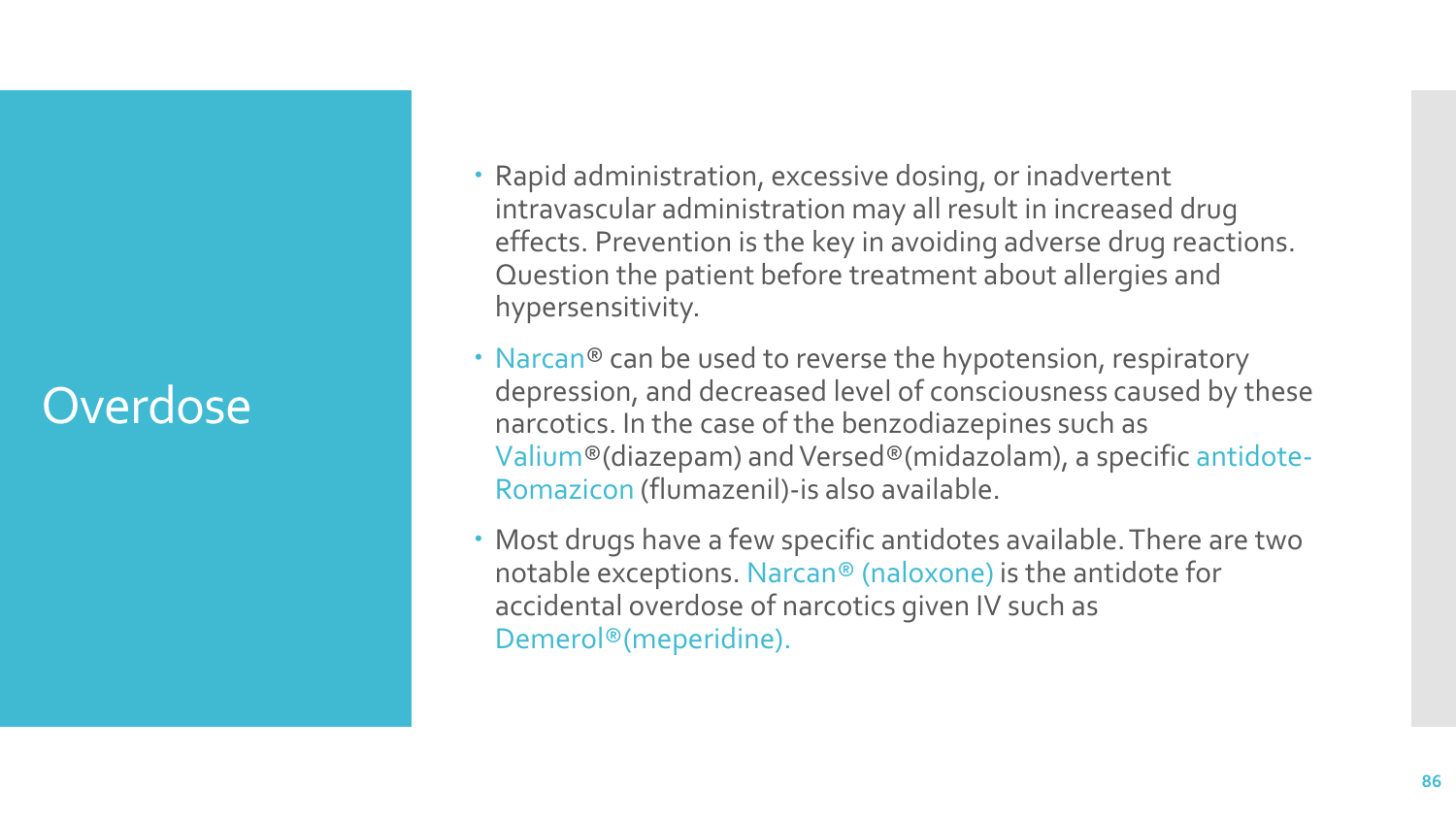# Overdose

- Rapid administration, excessive dosing, or inadvertent intravascular administration may all result in increased drug effects. Prevention is the key in avoiding adverse drug reactions. Question the patient before treatment about allergies and hypersensitivity.
- Narcan® can be used to reverse the hypotension, respiratory depression, and decreased level of consciousness caused by these narcotics. In the case of the benzodiazepines such as Valium®(diazepam) and Versed®(midazolam), a specific antidote-Romazicon (flumazenil)-is also available.
- Most drugs have a few specific antidotes available. There are two notable exceptions. Narcan® (naloxone) is the antidote for accidental overdose of narcotics given IV such as Demerol®(meperidine).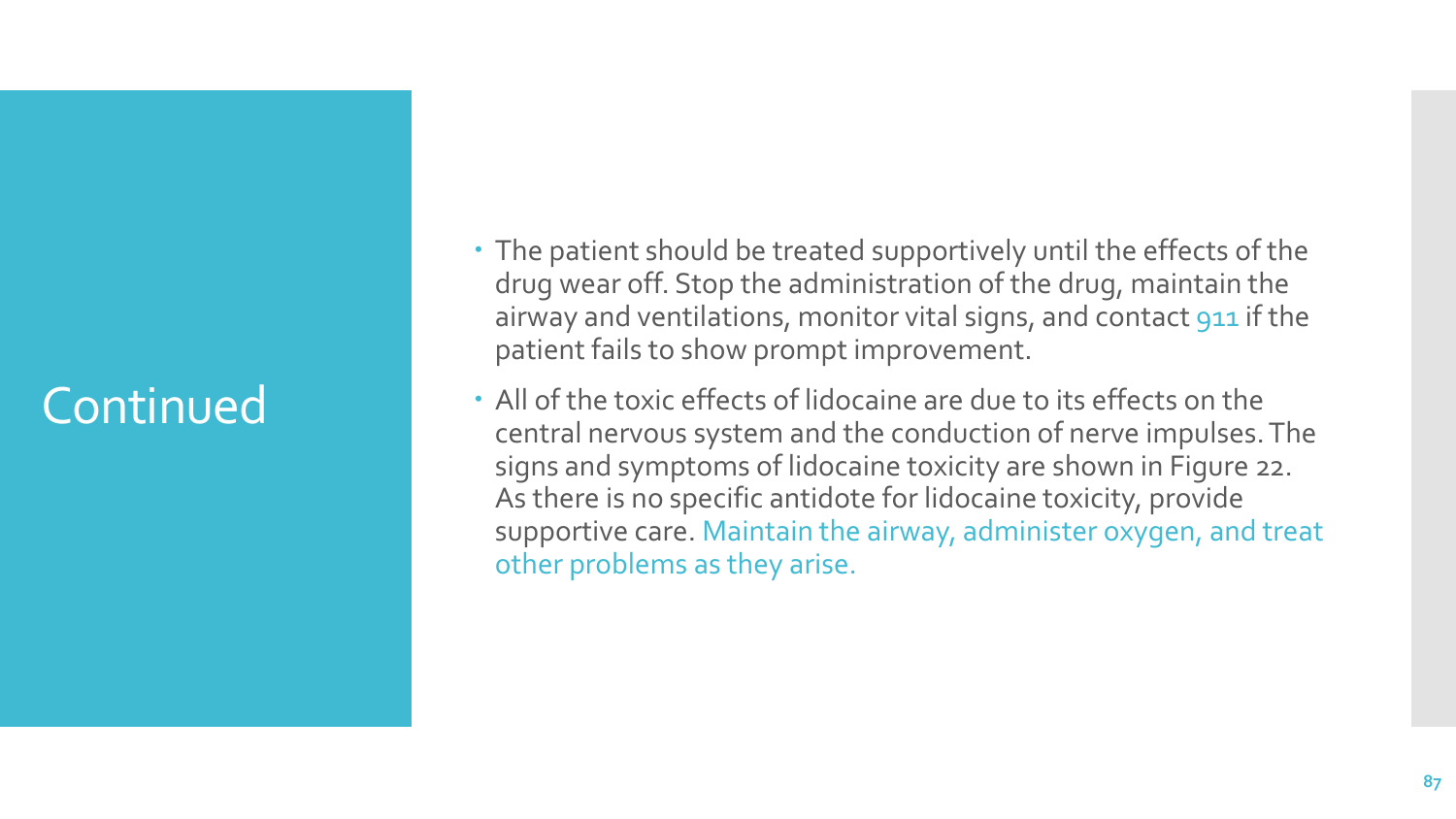# Continued

- The patient should be treated supportively until the effects of the drug wear off. Stop the administration of the drug, maintain the airway and ventilations, monitor vital signs, and contact 911 if the patient fails to show prompt improvement.
- All of the toxic effects of lidocaine are due to its effects on the central nervous system and the conduction of nerve impulses. The signs and symptoms of lidocaine toxicity are shown in Figure 22. As there is no specific antidote for lidocaine toxicity, provide supportive care. Maintain the airway, administer oxygen, and treat other problems as they arise.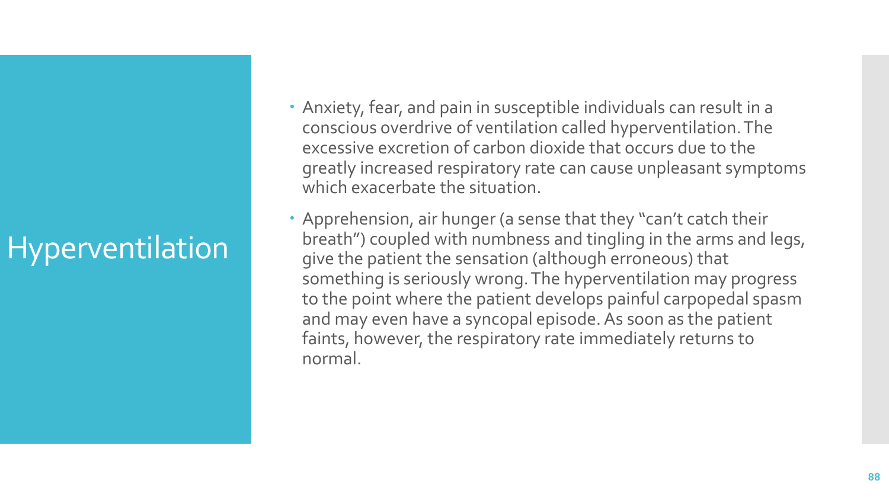# Hyperventilation

- Anxiety, fear, and pain in susceptible individuals can result in a conscious overdrive of ventilation called hyperventilation. The excessive excretion of carbon dioxide that occurs due to the greatly increased respiratory rate can cause unpleasant symptoms which exacerbate the situation.
- Apprehension, air hunger (a sense that they "can't catch their breath") coupled with numbness and tingling in the arms and legs, give the patient the sensation (although erroneous) that something is seriously wrong. The hyperventilation may progress to the point where the patient develops painful carpopedal spasm and may even have a syncopal episode. As soon as the patient faints, however, the respiratory rate immediately returns to normal.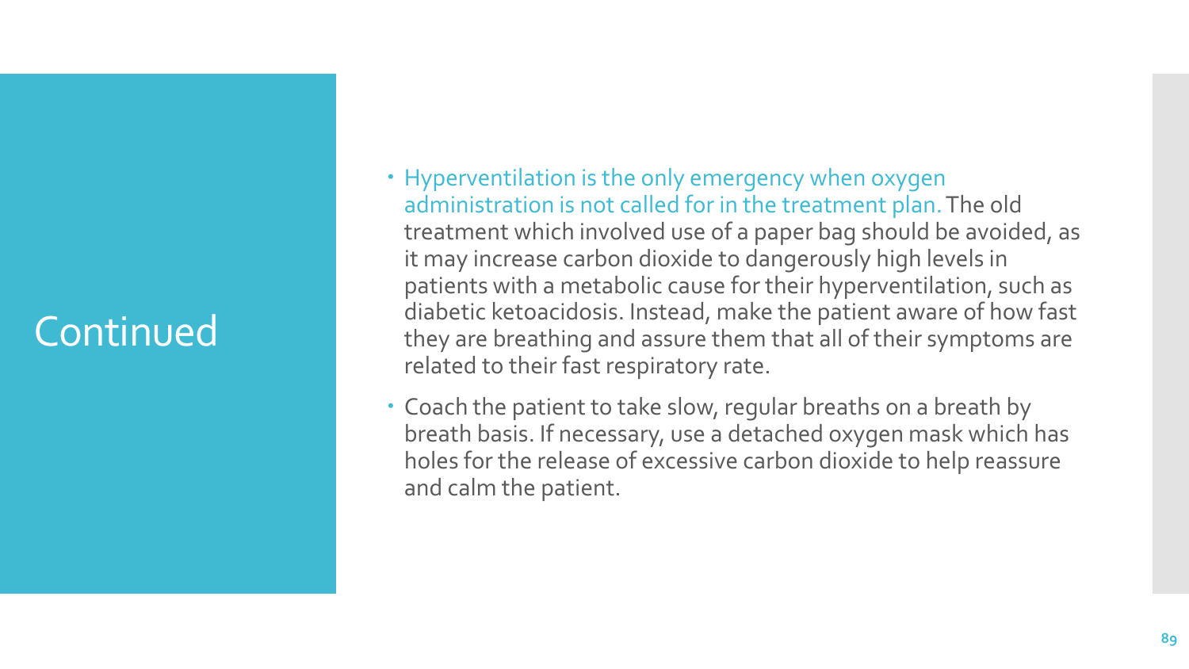# Continued

- Hyperventilation is the only emergency when oxygen administration is not called for in the treatment plan. The old treatment which involved use of a paper bag should be avoided, as it may increase carbon dioxide to dangerously high levels in patients with a metabolic cause for their hyperventilation, such as diabetic ketoacidosis. Instead, make the patient aware of how fast they are breathing and assure them that all of their symptoms are related to their fast respiratory rate.
- Coach the patient to take slow, regular breaths on a breath by breath basis. If necessary, use a detached oxygen mask which has holes for the release of excessive carbon dioxide to help reassure and calm the patient.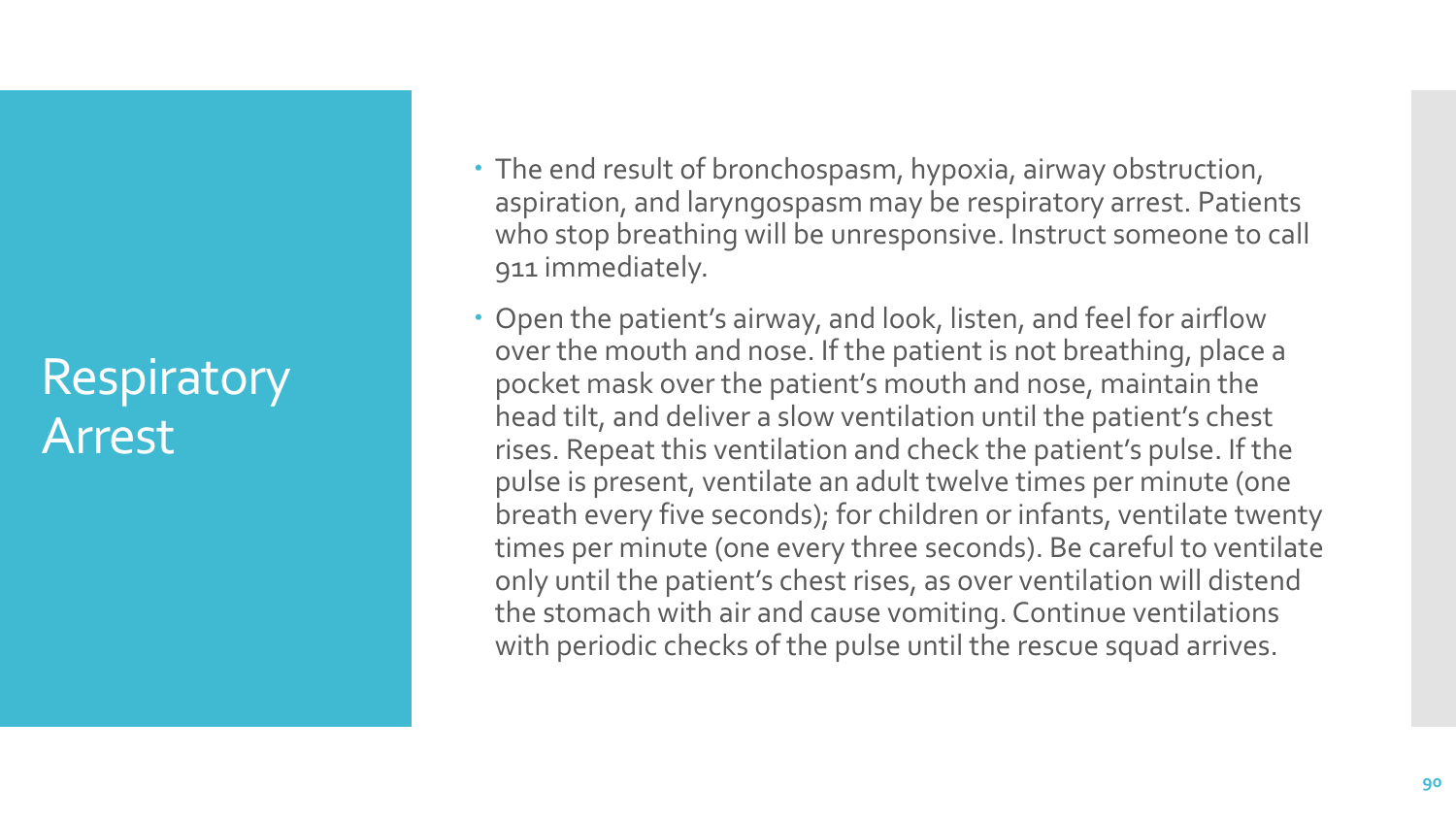# Respiratory Arrest

- The end result of bronchospasm, hypoxia, airway obstruction, aspiration, and laryngospasm may be respiratory arrest. Patients who stop breathing will be unresponsive. Instruct someone to call 911 immediately.
- Open the patient's airway, and look, listen, and feel for airflow over the mouth and nose. If the patient is not breathing, place a pocket mask over the patient's mouth and nose, maintain the head tilt, and deliver a slow ventilation until the patient's chest rises. Repeat this ventilation and check the patient's pulse. If the pulse is present, ventilate an adult twelve times per minute (one breath every five seconds); for children or infants, ventilate twenty times per minute (one every three seconds). Be careful to ventilate only until the patient's chest rises, as over ventilation will distend the stomach with air and cause vomiting. Continue ventilations with periodic checks of the pulse until the rescue squad arrives.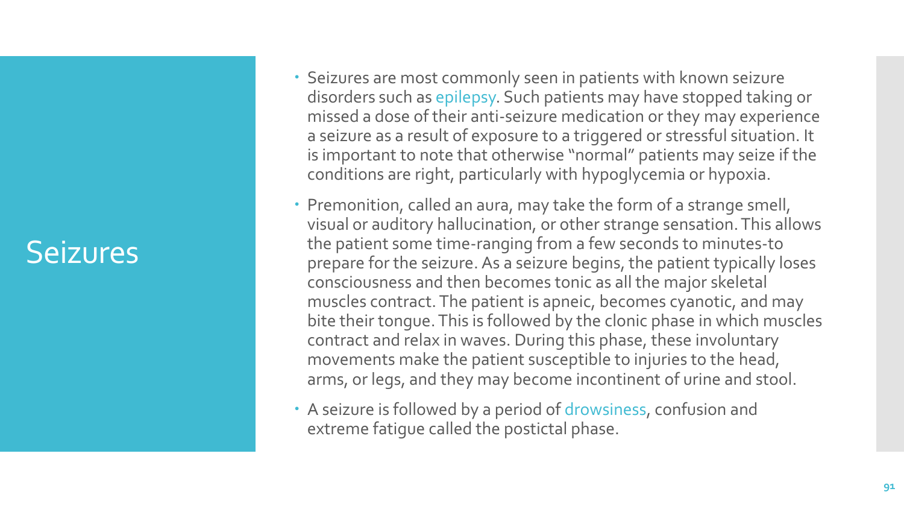# Seizures

- Seizures are most commonly seen in patients with known seizure disorders such as epilepsy. Such patients may have stopped taking or missed a dose of their anti-seizure medication or they may experience a seizure as a result of exposure to a triggered or stressful situation. It is important to note that otherwise "normal" patients may seize if the conditions are right, particularly with hypoglycemia or hypoxia.
- Premonition, called an aura, may take the form of a strange smell, visual or auditory hallucination, or other strange sensation. This allows the patient some time-ranging from a few seconds to minutes-to prepare for the seizure. As a seizure begins, the patient typically loses consciousness and then becomes tonic as all the major skeletal muscles contract. The patient is apneic, becomes cyanotic, and may bite their tongue. This is followed by the clonic phase in which muscles contract and relax in waves. During this phase, these involuntary movements make the patient susceptible to injuries to the head, arms, or legs, and they may become incontinent of urine and stool.
- A seizure is followed by a period of drowsiness, confusion and extreme fatigue called the postictal phase.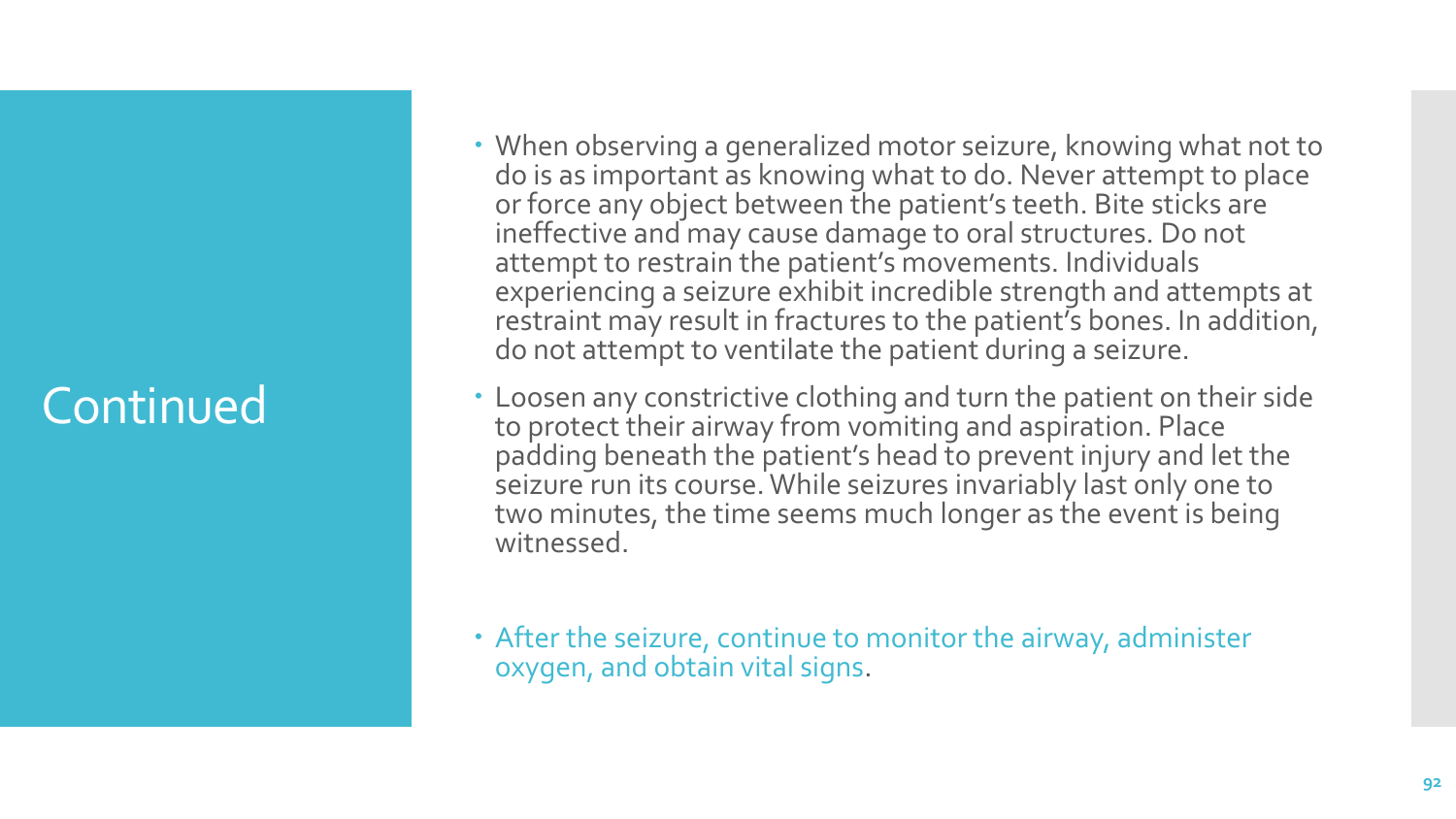# Continued

- When observing a generalized motor seizure, knowing what not to do is as important as knowing what to do. Never attempt to place or force any object between the patient's teeth. Bite sticks are ineffective and may cause damage to oral structures. Do not attempt to restrain the patient's movements. Individuals experiencing a seizure exhibit incredible strength and attempts at restraint may result in fractures to the patient's bones. In addition, do not attempt to ventilate the patient during a seizure.
- Loosen any constrictive clothing and turn the patient on their side to protect their airway from vomiting and aspiration. Place padding beneath the patient's head to prevent injury and let the seizure run its course. While seizures invariably last only one to two minutes, the time seems much longer as the event is being witnessed.
- After the seizure, continue to monitor the airway, administer oxygen, and obtain vital signs.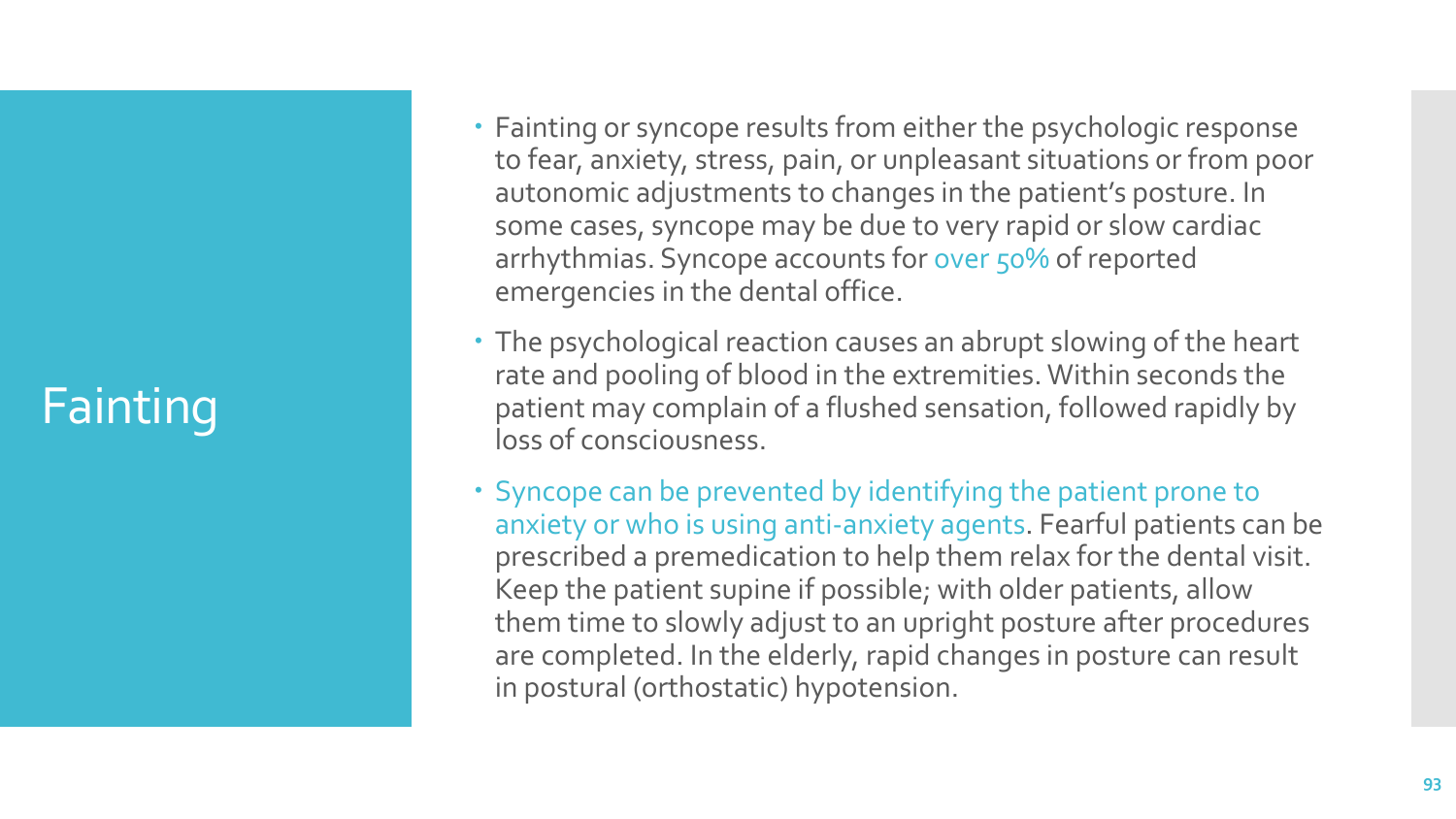# Fainting

- Fainting or syncope results from either the psychologic response to fear, anxiety, stress, pain, or unpleasant situations or from poor autonomic adjustments to changes in the patient's posture. In some cases, syncope may be due to very rapid or slow cardiac arrhythmias. Syncope accounts for over 50% of reported emergencies in the dental office.
- The psychological reaction causes an abrupt slowing of the heart rate and pooling of blood in the extremities. Within seconds the patient may complain of a flushed sensation, followed rapidly by loss of consciousness.
- Syncope can be prevented by identifying the patient prone to anxiety or who is using anti-anxiety agents. Fearful patients can be prescribed a premedication to help them relax for the dental visit. Keep the patient supine if possible; with older patients, allow them time to slowly adjust to an upright posture after procedures are completed. In the elderly, rapid changes in posture can result in postural (orthostatic) hypotension.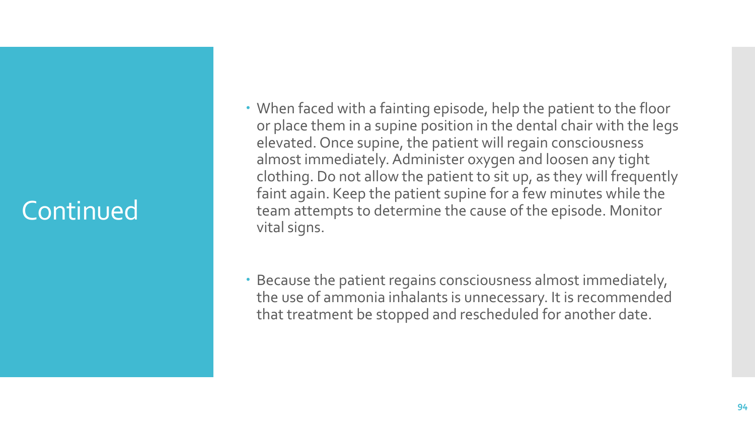# Continued

- When faced with a fainting episode, help the patient to the floor or place them in a supine position in the dental chair with the legs elevated. Once supine, the patient will regain consciousness almost immediately. Administer oxygen and loosen any tight clothing. Do not allow the patient to sit up, as they will frequently faint again. Keep the patient supine for a few minutes while the team attempts to determine the cause of the episode. Monitor vital signs.

- Because the patient regains consciousness almost immediately, the use of ammonia inhalants is unnecessary. It is recommended that treatment be stopped and rescheduled for another date.